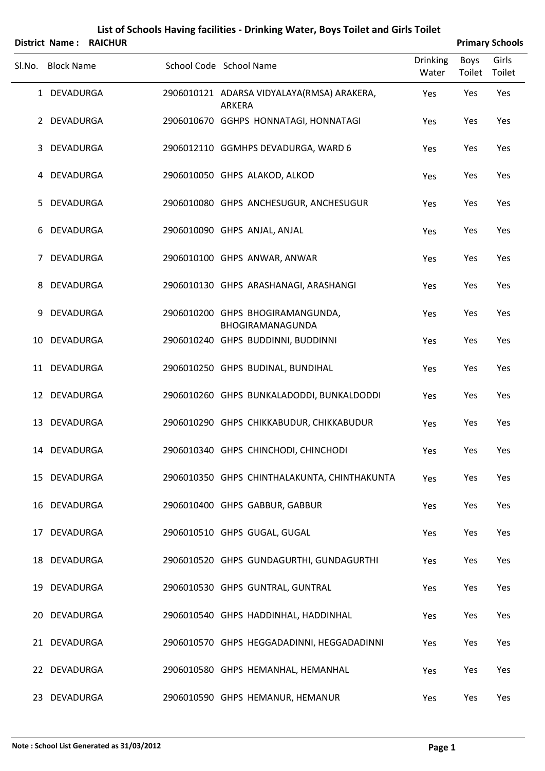# List of Schools Having facilities - Drinking Water, Boys Toilet and Girls Toilet

**District Name : RAICHUR** **Primary Schools**

| Sl.No. | Block Name | School Code | School Name | Drinking Water | Boys Toilet | Girls Toilet |
|---|---|---|---|---|---|---|
| 1 | DEVADURGA | 2906010121 | ADARSA VIDYALAYA(RMSA) ARAKERA, ARKERA | Yes | Yes | Yes |
| 2 | DEVADURGA | 2906010670 | GGHPS HONNATAGI, HONNATAGI | Yes | Yes | Yes |
| 3 | DEVADURGA | 2906012110 | GGMHPS DEVADURGA, WARD 6 | Yes | Yes | Yes |
| 4 | DEVADURGA | 2906010050 | GHPS ALAKOD, ALKOD | Yes | Yes | Yes |
| 5 | DEVADURGA | 2906010080 | GHPS ANCHESUGUR, ANCHESUGUR | Yes | Yes | Yes |
| 6 | DEVADURGA | 2906010090 | GHPS ANJAL, ANJAL | Yes | Yes | Yes |
| 7 | DEVADURGA | 2906010100 | GHPS ANWAR, ANWAR | Yes | Yes | Yes |
| 8 | DEVADURGA | 2906010130 | GHPS ARASHANAGI, ARASHANGI | Yes | Yes | Yes |
| 9 | DEVADURGA | 2906010200 | GHPS BHOGIRAMANGUNDA, BHOGIRAMANAGUNDA | Yes | Yes | Yes |
| 10 | DEVADURGA | 2906010240 | GHPS BUDDINNI, BUDDINNI | Yes | Yes | Yes |
| 11 | DEVADURGA | 2906010250 | GHPS BUDINAL, BUNDIHAL | Yes | Yes | Yes |
| 12 | DEVADURGA | 2906010260 | GHPS BUNKALADODDI, BUNKALDODDI | Yes | Yes | Yes |
| 13 | DEVADURGA | 2906010290 | GHPS CHIKKABUDUR, CHIKKABUDUR | Yes | Yes | Yes |
| 14 | DEVADURGA | 2906010340 | GHPS CHINCHODI, CHINCHODI | Yes | Yes | Yes |
| 15 | DEVADURGA | 2906010350 | GHPS CHINTHALAKUNTA, CHINTHAKUNTA | Yes | Yes | Yes |
| 16 | DEVADURGA | 2906010400 | GHPS GABBUR, GABBUR | Yes | Yes | Yes |
| 17 | DEVADURGA | 2906010510 | GHPS GUGAL, GUGAL | Yes | Yes | Yes |
| 18 | DEVADURGA | 2906010520 | GHPS GUNDAGURTHI, GUNDAGURTHI | Yes | Yes | Yes |
| 19 | DEVADURGA | 2906010530 | GHPS GUNTRAL, GUNTRAL | Yes | Yes | Yes |
| 20 | DEVADURGA | 2906010540 | GHPS HADDINHAL, HADDINHAL | Yes | Yes | Yes |
| 21 | DEVADURGA | 2906010570 | GHPS HEGGADADINNI, HEGGADADINNI | Yes | Yes | Yes |
| 22 | DEVADURGA | 2906010580 | GHPS HEMANHAL, HEMANHAL | Yes | Yes | Yes |
| 23 | DEVADURGA | 2906010590 | GHPS HEMANUR, HEMANUR | Yes | Yes | Yes |

**Note : School List Generated as 31/03/2012**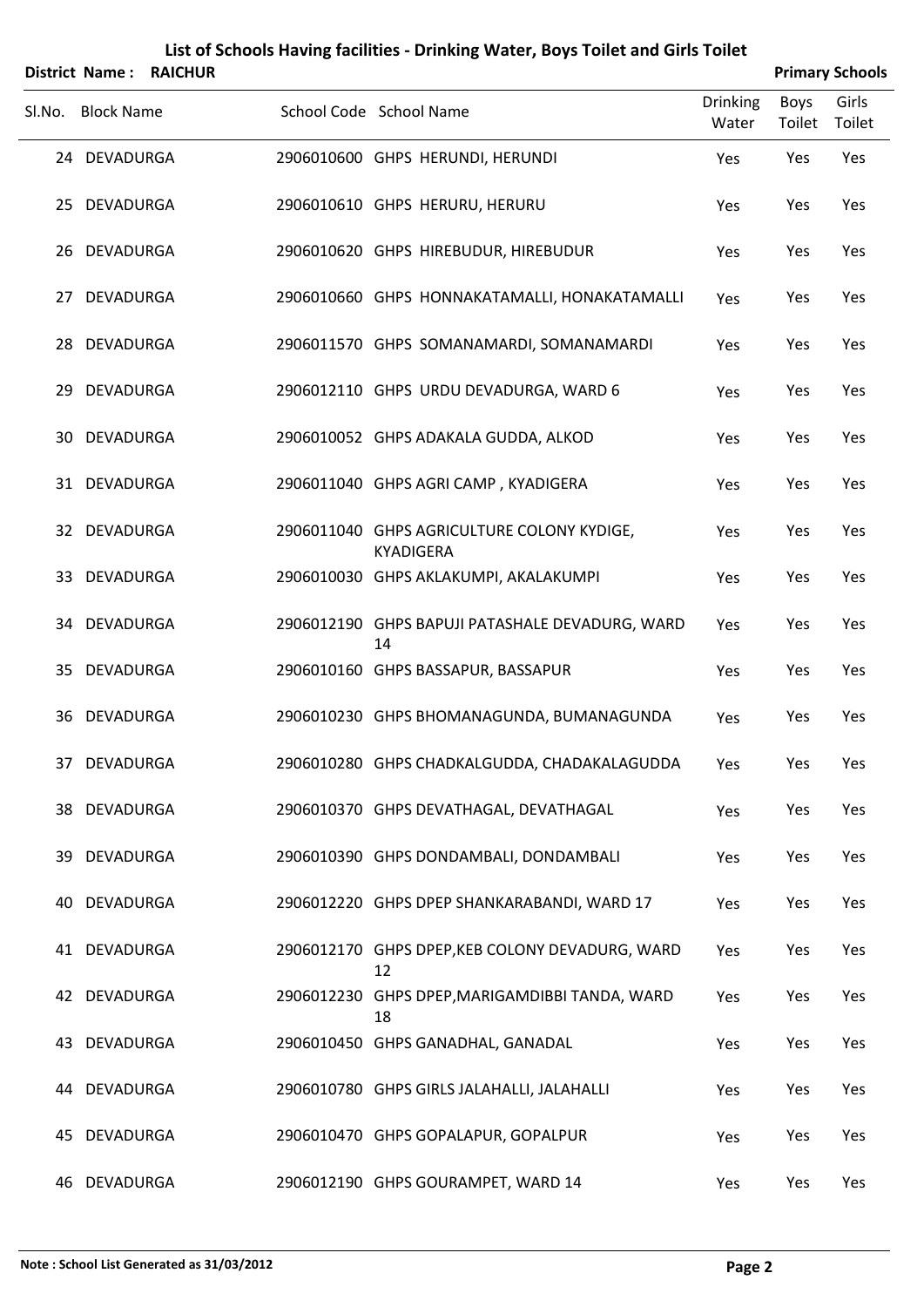# List of Schools Having facilities - Drinking Water, Boys Toilet and Girls Toilet

**District Name : RAICHUR** **Primary Schools**

| Sl.No. | Block Name | School Code | School Name | Drinking Water | Boys Toilet | Girls Toilet |
|---|---|---|---|---|---|---|
| 24 | DEVADURGA | 2906010600 | GHPS HERUNDI, HERUNDI | Yes | Yes | Yes |
| 25 | DEVADURGA | 2906010610 | GHPS HERURU, HERURU | Yes | Yes | Yes |
| 26 | DEVADURGA | 2906010620 | GHPS HIREBUDUR, HIREBUDUR | Yes | Yes | Yes |
| 27 | DEVADURGA | 2906010660 | GHPS HONNAKATAMALLI, HONAKATAMALLI | Yes | Yes | Yes |
| 28 | DEVADURGA | 2906011570 | GHPS SOMANAMARDI, SOMANAMARDI | Yes | Yes | Yes |
| 29 | DEVADURGA | 2906012110 | GHPS URDU DEVADURGA, WARD 6 | Yes | Yes | Yes |
| 30 | DEVADURGA | 2906010052 | GHPS ADAKALA GUDDA, ALKOD | Yes | Yes | Yes |
| 31 | DEVADURGA | 2906011040 | GHPS AGRI CAMP , KYADIGERA | Yes | Yes | Yes |
| 32 | DEVADURGA | 2906011040 | GHPS AGRICULTURE COLONY KYDIGE, KYADIGERA | Yes | Yes | Yes |
| 33 | DEVADURGA | 2906010030 | GHPS AKLAKUMPI, AKALAKUMPI | Yes | Yes | Yes |
| 34 | DEVADURGA | 2906012190 | GHPS BAPUJI PATASHALE DEVADURG, WARD 14 | Yes | Yes | Yes |
| 35 | DEVADURGA | 2906010160 | GHPS BASSAPUR, BASSAPUR | Yes | Yes | Yes |
| 36 | DEVADURGA | 2906010230 | GHPS BHOMANAGUNDA, BUMANAGUNDA | Yes | Yes | Yes |
| 37 | DEVADURGA | 2906010280 | GHPS CHADKALGUDDA, CHADAKALAGUDDA | Yes | Yes | Yes |
| 38 | DEVADURGA | 2906010370 | GHPS DEVATHAGAL, DEVATHAGAL | Yes | Yes | Yes |
| 39 | DEVADURGA | 2906010390 | GHPS DONDAMBALI, DONDAMBALI | Yes | Yes | Yes |
| 40 | DEVADURGA | 2906012220 | GHPS DPEP SHANKARABANDI, WARD 17 | Yes | Yes | Yes |
| 41 | DEVADURGA | 2906012170 | GHPS DPEP,KEB COLONY DEVADURG, WARD 12 | Yes | Yes | Yes |
| 42 | DEVADURGA | 2906012230 | GHPS DPEP,MARIGAMDIBBI TANDA, WARD 18 | Yes | Yes | Yes |
| 43 | DEVADURGA | 2906010450 | GHPS GANADHAL, GANADAL | Yes | Yes | Yes |
| 44 | DEVADURGA | 2906010780 | GHPS GIRLS JALAHALLI, JALAHALLI | Yes | Yes | Yes |
| 45 | DEVADURGA | 2906010470 | GHPS GOPALAPUR, GOPALPUR | Yes | Yes | Yes |
| 46 | DEVADURGA | 2906012190 | GHPS GOURAMPET, WARD 14 | Yes | Yes | Yes |

**Note : School List Generated as 31/03/2012**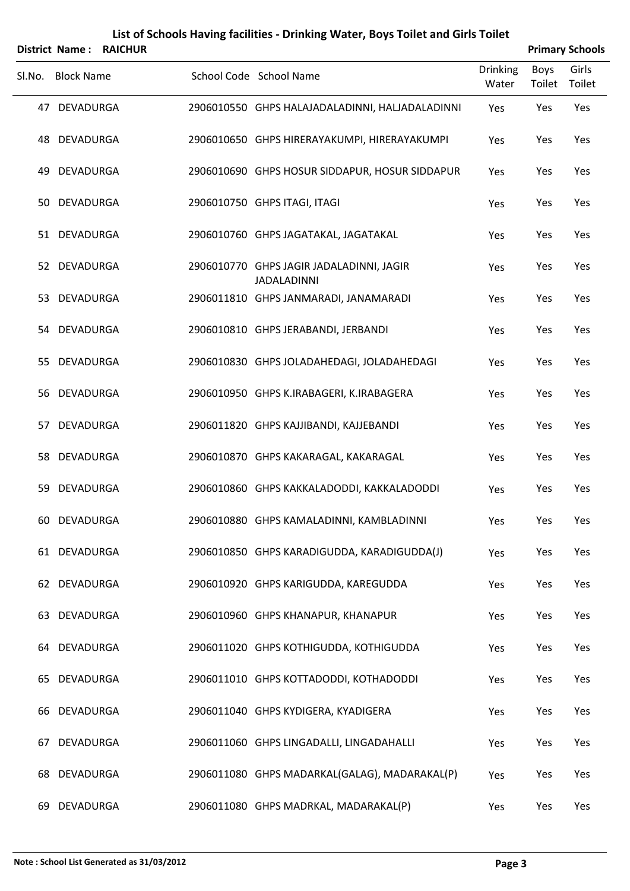# List of Schools Having facilities - Drinking Water, Boys Toilet and Girls Toilet

**District Name : RAICHUR** **Primary Schools**

| Sl.No. | Block Name | School Code | School Name | Drinking Water | Boys Toilet | Girls Toilet |
|---|---|---|---|---|---|---|
| 47 | DEVADURGA | 2906010550 | GHPS HALAJADALADINNI, HALJADALADINNI | Yes | Yes | Yes |
| 48 | DEVADURGA | 2906010650 | GHPS HIRERAYAKUMPI, HIRERAYAKUMPI | Yes | Yes | Yes |
| 49 | DEVADURGA | 2906010690 | GHPS HOSUR SIDDAPUR, HOSUR SIDDAPUR | Yes | Yes | Yes |
| 50 | DEVADURGA | 2906010750 | GHPS ITAGI, ITAGI | Yes | Yes | Yes |
| 51 | DEVADURGA | 2906010760 | GHPS JAGATAKAL, JAGATAKAL | Yes | Yes | Yes |
| 52 | DEVADURGA | 2906010770 | GHPS JAGIR JADALADINNI, JAGIR JADALADINNI | Yes | Yes | Yes |
| 53 | DEVADURGA | 2906011810 | GHPS JANMARADI, JANAMARADI | Yes | Yes | Yes |
| 54 | DEVADURGA | 2906010810 | GHPS JERABANDI, JERBANDI | Yes | Yes | Yes |
| 55 | DEVADURGA | 2906010830 | GHPS JOLADAHEDAGI, JOLADAHEDAGI | Yes | Yes | Yes |
| 56 | DEVADURGA | 2906010950 | GHPS K.IRABAGERI, K.IRABAGERA | Yes | Yes | Yes |
| 57 | DEVADURGA | 2906011820 | GHPS KAJJIBANDI, KAJJEBANDI | Yes | Yes | Yes |
| 58 | DEVADURGA | 2906010870 | GHPS KAKARAGAL, KAKARAGAL | Yes | Yes | Yes |
| 59 | DEVADURGA | 2906010860 | GHPS KAKKALADODDI, KAKKALADODDI | Yes | Yes | Yes |
| 60 | DEVADURGA | 2906010880 | GHPS KAMALADINNI, KAMBLADINNI | Yes | Yes | Yes |
| 61 | DEVADURGA | 2906010850 | GHPS KARADIGUDDA, KARADIGUDDA(J) | Yes | Yes | Yes |
| 62 | DEVADURGA | 2906010920 | GHPS KARIGUDDA, KAREGUDDA | Yes | Yes | Yes |
| 63 | DEVADURGA | 2906010960 | GHPS KHANAPUR, KHANAPUR | Yes | Yes | Yes |
| 64 | DEVADURGA | 2906011020 | GHPS KOTHIGUDDA, KOTHIGUDDA | Yes | Yes | Yes |
| 65 | DEVADURGA | 2906011010 | GHPS KOTTADODDI, KOTHADODDI | Yes | Yes | Yes |
| 66 | DEVADURGA | 2906011040 | GHPS KYDIGERA, KYADIGERA | Yes | Yes | Yes |
| 67 | DEVADURGA | 2906011060 | GHPS LINGADALLI, LINGADAHALLI | Yes | Yes | Yes |
| 68 | DEVADURGA | 2906011080 | GHPS MADARKAL(GALAG), MADARAKAL(P) | Yes | Yes | Yes |
| 69 | DEVADURGA | 2906011080 | GHPS MADRKAL, MADARAKAL(P) | Yes | Yes | Yes |

**Note : School List Generated as 31/03/2012**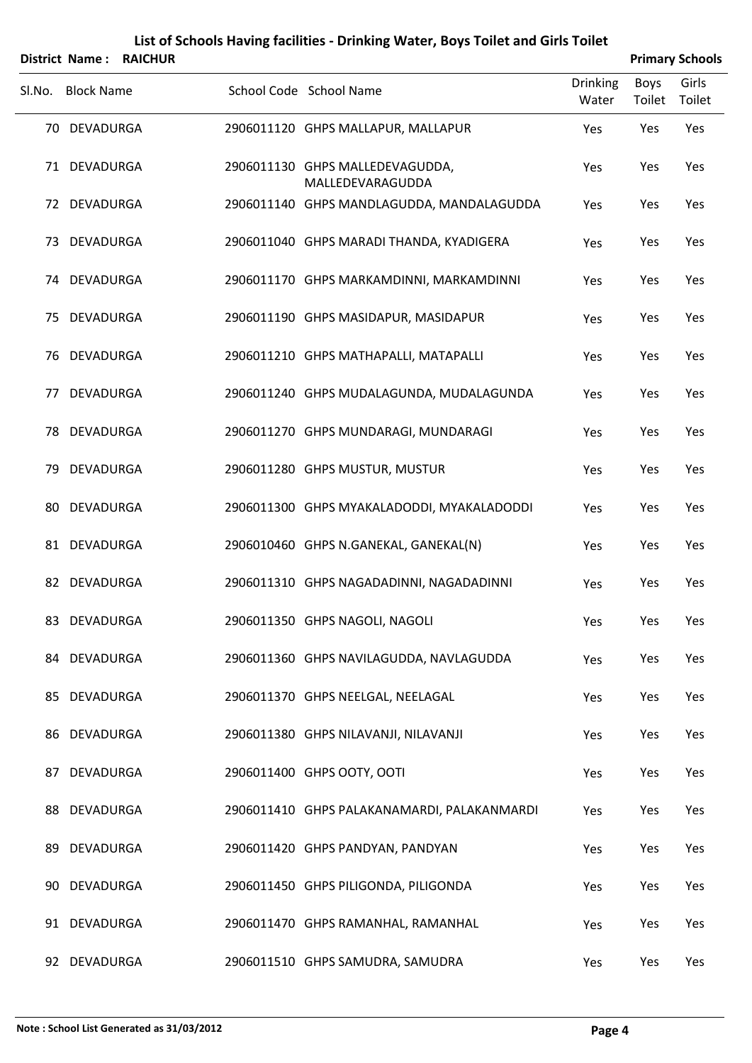# List of Schools Having facilities - Drinking Water, Boys Toilet and Girls Toilet

**District Name : RAICHUR** **Primary Schools**

| Sl.No. | Block Name | School Code | School Name | Drinking Water | Boys Toilet | Girls Toilet |
|---|---|---|---|---|---|---|
| 70 | DEVADURGA | 2906011120 | GHPS MALLAPUR, MALLAPUR | Yes | Yes | Yes |
| 71 | DEVADURGA | 2906011130 | GHPS MALLEDEVAGUDDA, MALLEDEVARAGUDDA | Yes | Yes | Yes |
| 72 | DEVADURGA | 2906011140 | GHPS MANDLAGUDDA, MANDALAGUDDA | Yes | Yes | Yes |
| 73 | DEVADURGA | 2906011040 | GHPS MARADI THANDA, KYADIGERA | Yes | Yes | Yes |
| 74 | DEVADURGA | 2906011170 | GHPS MARKAMDINNI, MARKAMDINNI | Yes | Yes | Yes |
| 75 | DEVADURGA | 2906011190 | GHPS MASIDAPUR, MASIDAPUR | Yes | Yes | Yes |
| 76 | DEVADURGA | 2906011210 | GHPS MATHAPALLI, MATAPALLI | Yes | Yes | Yes |
| 77 | DEVADURGA | 2906011240 | GHPS MUDALAGUNDA, MUDALAGUNDA | Yes | Yes | Yes |
| 78 | DEVADURGA | 2906011270 | GHPS MUNDARAGI, MUNDARAGI | Yes | Yes | Yes |
| 79 | DEVADURGA | 2906011280 | GHPS MUSTUR, MUSTUR | Yes | Yes | Yes |
| 80 | DEVADURGA | 2906011300 | GHPS MYAKALADODDI, MYAKALADODDI | Yes | Yes | Yes |
| 81 | DEVADURGA | 2906010460 | GHPS N.GANEKAL, GANEKAL(N) | Yes | Yes | Yes |
| 82 | DEVADURGA | 2906011310 | GHPS NAGADADINNI, NAGADADINNI | Yes | Yes | Yes |
| 83 | DEVADURGA | 2906011350 | GHPS NAGOLI, NAGOLI | Yes | Yes | Yes |
| 84 | DEVADURGA | 2906011360 | GHPS NAVILAGUDDA, NAVLAGUDDA | Yes | Yes | Yes |
| 85 | DEVADURGA | 2906011370 | GHPS NEELGAL, NEELAGAL | Yes | Yes | Yes |
| 86 | DEVADURGA | 2906011380 | GHPS NILAVANJI, NILAVANJI | Yes | Yes | Yes |
| 87 | DEVADURGA | 2906011400 | GHPS OOTY, OOTI | Yes | Yes | Yes |
| 88 | DEVADURGA | 2906011410 | GHPS PALAKANAMARDI, PALAKANMARDI | Yes | Yes | Yes |
| 89 | DEVADURGA | 2906011420 | GHPS PANDYAN, PANDYAN | Yes | Yes | Yes |
| 90 | DEVADURGA | 2906011450 | GHPS PILIGONDA, PILIGONDA | Yes | Yes | Yes |
| 91 | DEVADURGA | 2906011470 | GHPS RAMANHAL, RAMANHAL | Yes | Yes | Yes |
| 92 | DEVADURGA | 2906011510 | GHPS SAMUDRA, SAMUDRA | Yes | Yes | Yes |

**Note : School List Generated as 31/03/2012**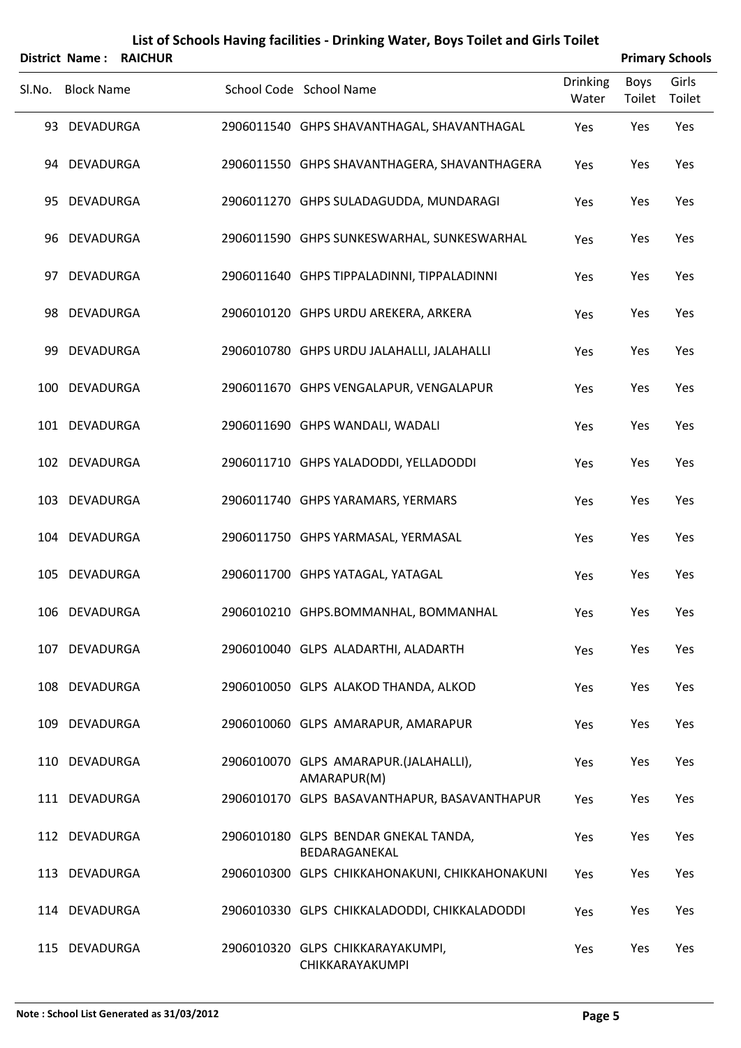# List of Schools Having facilities - Drinking Water, Boys Toilet and Girls Toilet

**District Name : RAICHUR** **Primary Schools**

| Sl.No. | Block Name | School Code | School Name | Drinking Water | Boys Toilet | Girls Toilet |
|---|---|---|---|---|---|---|
| 93 | DEVADURGA | 2906011540 | GHPS SHAVANTHAGAL, SHAVANTHAGAL | Yes | Yes | Yes |
| 94 | DEVADURGA | 2906011550 | GHPS SHAVANTHAGERA, SHAVANTHAGERA | Yes | Yes | Yes |
| 95 | DEVADURGA | 2906011270 | GHPS SULADAGUDDA, MUNDARAGI | Yes | Yes | Yes |
| 96 | DEVADURGA | 2906011590 | GHPS SUNKESWARHAL, SUNKESWARHAL | Yes | Yes | Yes |
| 97 | DEVADURGA | 2906011640 | GHPS TIPPALADINNI, TIPPALADINNI | Yes | Yes | Yes |
| 98 | DEVADURGA | 2906010120 | GHPS URDU AREKERA, ARKERA | Yes | Yes | Yes |
| 99 | DEVADURGA | 2906010780 | GHPS URDU JALAHALLI, JALAHALLI | Yes | Yes | Yes |
| 100 | DEVADURGA | 2906011670 | GHPS VENGALAPUR, VENGALAPUR | Yes | Yes | Yes |
| 101 | DEVADURGA | 2906011690 | GHPS WANDALI, WADALI | Yes | Yes | Yes |
| 102 | DEVADURGA | 2906011710 | GHPS YALADODDI, YELLADODDI | Yes | Yes | Yes |
| 103 | DEVADURGA | 2906011740 | GHPS YARAMARS, YERMARS | Yes | Yes | Yes |
| 104 | DEVADURGA | 2906011750 | GHPS YARMASAL, YERMASAL | Yes | Yes | Yes |
| 105 | DEVADURGA | 2906011700 | GHPS YATAGAL, YATAGAL | Yes | Yes | Yes |
| 106 | DEVADURGA | 2906010210 | GHPS.BOMMANHAL, BOMMANHAL | Yes | Yes | Yes |
| 107 | DEVADURGA | 2906010040 | GLPS ALADARTHI, ALADARTH | Yes | Yes | Yes |
| 108 | DEVADURGA | 2906010050 | GLPS ALAKOD THANDA, ALKOD | Yes | Yes | Yes |
| 109 | DEVADURGA | 2906010060 | GLPS AMARAPUR, AMARAPUR | Yes | Yes | Yes |
| 110 | DEVADURGA | 2906010070 | GLPS AMARAPUR.(JALAHALLI), AMARAPUR(M) | Yes | Yes | Yes |
| 111 | DEVADURGA | 2906010170 | GLPS BASAVANTHAPUR, BASAVANTHAPUR | Yes | Yes | Yes |
| 112 | DEVADURGA | 2906010180 | GLPS BENDAR GNEKAL TANDA, BEDARAGANEKAL | Yes | Yes | Yes |
| 113 | DEVADURGA | 2906010300 | GLPS CHIKKAHONAKUNI, CHIKKAHONAKUNI | Yes | Yes | Yes |
| 114 | DEVADURGA | 2906010330 | GLPS CHIKKALADODDI, CHIKKALADODDI | Yes | Yes | Yes |
| 115 | DEVADURGA | 2906010320 | GLPS CHIKKARAYAKUMPI, CHIKKARAYAKUMPI | Yes | Yes | Yes |

**Note : School List Generated as 31/03/2012**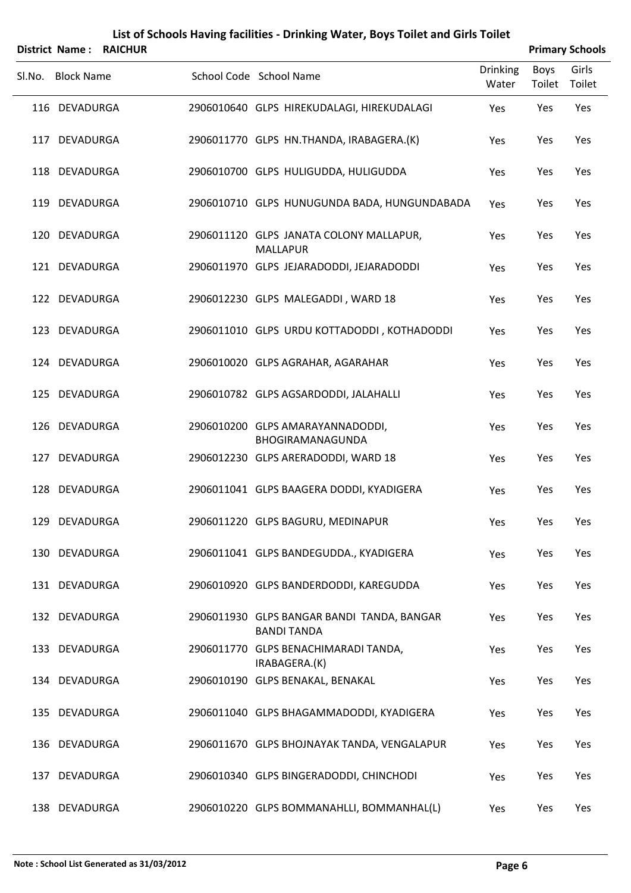# List of Schools Having facilities - Drinking Water, Boys Toilet and Girls Toilet

**District Name : RAICHUR** | **Primary Schools**

| Sl.No. | Block Name | School Code | School Name | Drinking Water | Boys Toilet | Girls Toilet |
|---|---|---|---|---|---|---|
| 116 | DEVADURGA | 2906010640 | GLPS HIREKUDALAGI, HIREKUDALAGI | Yes | Yes | Yes |
| 117 | DEVADURGA | 2906011770 | GLPS HN.THANDA, IRABAGERA.(K) | Yes | Yes | Yes |
| 118 | DEVADURGA | 2906010700 | GLPS HULIGUDDA, HULIGUDDA | Yes | Yes | Yes |
| 119 | DEVADURGA | 2906010710 | GLPS HUNUGUNDA BADA, HUNGUNDABADA | Yes | Yes | Yes |
| 120 | DEVADURGA | 2906011120 | GLPS JANATA COLONY MALLAPUR, MALLAPUR | Yes | Yes | Yes |
| 121 | DEVADURGA | 2906011970 | GLPS JEJARADODDI, JEJARADODDI | Yes | Yes | Yes |
| 122 | DEVADURGA | 2906012230 | GLPS MALEGADDI , WARD 18 | Yes | Yes | Yes |
| 123 | DEVADURGA | 2906011010 | GLPS URDU KOTTADODDI , KOTHADODDI | Yes | Yes | Yes |
| 124 | DEVADURGA | 2906010020 | GLPS AGRAHAR, AGARAHAR | Yes | Yes | Yes |
| 125 | DEVADURGA | 2906010782 | GLPS AGSARDODDI, JALAHALLI | Yes | Yes | Yes |
| 126 | DEVADURGA | 2906010200 | GLPS AMARAYANNADODDI, BHOGIRAMANAGUNDA | Yes | Yes | Yes |
| 127 | DEVADURGA | 2906012230 | GLPS ARERADODDI, WARD 18 | Yes | Yes | Yes |
| 128 | DEVADURGA | 2906011041 | GLPS BAAGERA DODDI, KYADIGERA | Yes | Yes | Yes |
| 129 | DEVADURGA | 2906011220 | GLPS BAGURU, MEDINAPUR | Yes | Yes | Yes |
| 130 | DEVADURGA | 2906011041 | GLPS BANDEGUDDA., KYADIGERA | Yes | Yes | Yes |
| 131 | DEVADURGA | 2906010920 | GLPS BANDERDODDI, KAREGUDDA | Yes | Yes | Yes |
| 132 | DEVADURGA | 2906011930 | GLPS BANGAR BANDI TANDA, BANGAR BANDI TANDA | Yes | Yes | Yes |
| 133 | DEVADURGA | 2906011770 | GLPS BENACHIMARADI TANDA, IRABAGERA.(K) | Yes | Yes | Yes |
| 134 | DEVADURGA | 2906010190 | GLPS BENAKAL, BENAKAL | Yes | Yes | Yes |
| 135 | DEVADURGA | 2906011040 | GLPS BHAGAMMADODDI, KYADIGERA | Yes | Yes | Yes |
| 136 | DEVADURGA | 2906011670 | GLPS BHOJNAYAK TANDA, VENGALAPUR | Yes | Yes | Yes |
| 137 | DEVADURGA | 2906010340 | GLPS BINGERADODDI, CHINCHODI | Yes | Yes | Yes |
| 138 | DEVADURGA | 2906010220 | GLPS BOMMANAHLLI, BOMMANHAL(L) | Yes | Yes | Yes |

**Note : School List Generated as 31/03/2012**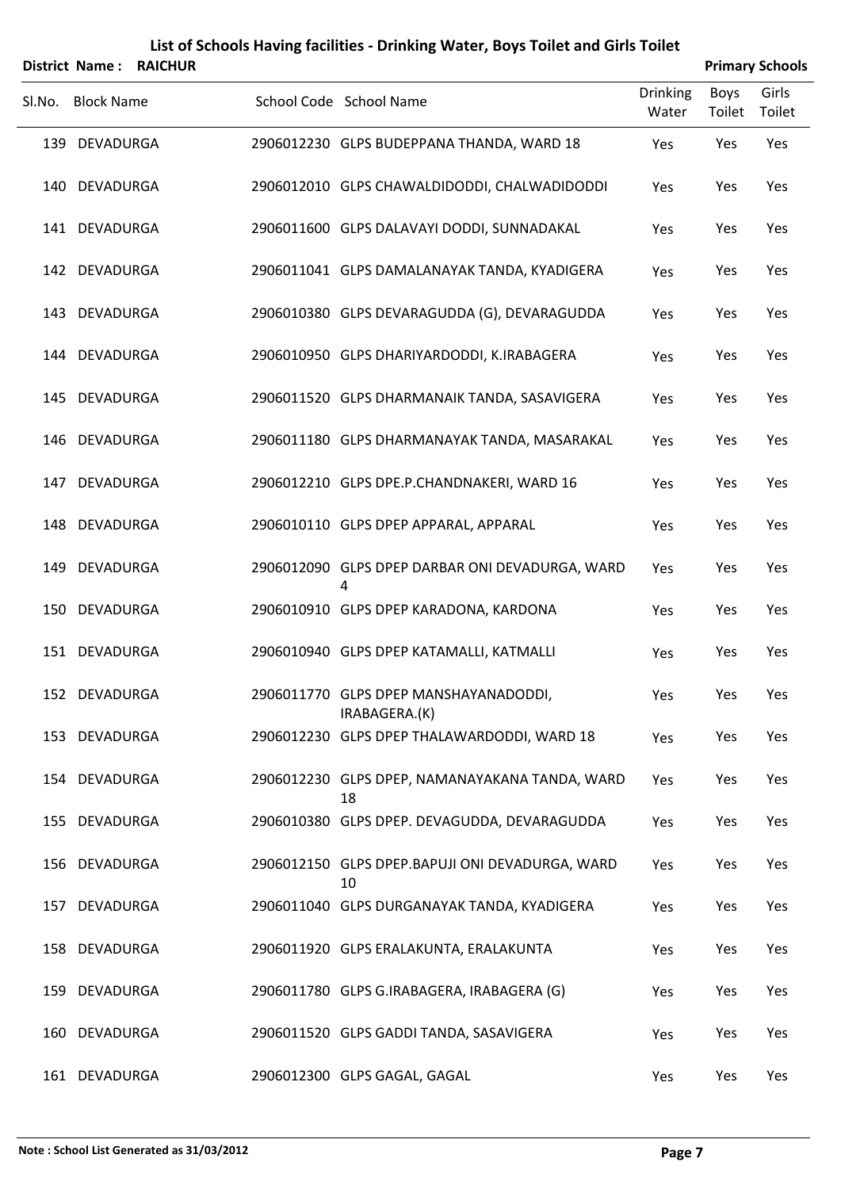# List of Schools Having facilities - Drinking Water, Boys Toilet and Girls Toilet

**District Name : RAICHUR** | **Primary Schools**

| Sl.No. | Block Name | School Code | School Name | Drinking Water | Boys Toilet | Girls Toilet |
|---|---|---|---|---|---|---|
| 139 | DEVADURGA | 2906012230 | GLPS BUDEPPANA THANDA, WARD 18 | Yes | Yes | Yes |
| 140 | DEVADURGA | 2906012010 | GLPS CHAWALDIDODDI, CHALWADIDODDI | Yes | Yes | Yes |
| 141 | DEVADURGA | 2906011600 | GLPS DALAVAYI DODDI, SUNNADAKAL | Yes | Yes | Yes |
| 142 | DEVADURGA | 2906011041 | GLPS DAMALANAYAK TANDA, KYADIGERA | Yes | Yes | Yes |
| 143 | DEVADURGA | 2906010380 | GLPS DEVARAGUDDA (G), DEVARAGUDDA | Yes | Yes | Yes |
| 144 | DEVADURGA | 2906010950 | GLPS DHARIYARDODDI, K.IRABAGERA | Yes | Yes | Yes |
| 145 | DEVADURGA | 2906011520 | GLPS DHARMANAIK TANDA, SASAVIGERA | Yes | Yes | Yes |
| 146 | DEVADURGA | 2906011180 | GLPS DHARMANAYAK TANDA, MASARAKAL | Yes | Yes | Yes |
| 147 | DEVADURGA | 2906012210 | GLPS DPE.P.CHANDNAKERI, WARD 16 | Yes | Yes | Yes |
| 148 | DEVADURGA | 2906010110 | GLPS DPEP APPARAL, APPARAL | Yes | Yes | Yes |
| 149 | DEVADURGA | 2906012090 | GLPS DPEP DARBAR ONI DEVADURGA, WARD 4 | Yes | Yes | Yes |
| 150 | DEVADURGA | 2906010910 | GLPS DPEP KARADONA, KARDONA | Yes | Yes | Yes |
| 151 | DEVADURGA | 2906010940 | GLPS DPEP KATAMALLI, KATMALLI | Yes | Yes | Yes |
| 152 | DEVADURGA | 2906011770 | GLPS DPEP MANSHAYANADODDI, IRABAGERA.(K) | Yes | Yes | Yes |
| 153 | DEVADURGA | 2906012230 | GLPS DPEP THALAWARDODDI, WARD 18 | Yes | Yes | Yes |
| 154 | DEVADURGA | 2906012230 | GLPS DPEP, NAMANAYAKANA TANDA, WARD 18 | Yes | Yes | Yes |
| 155 | DEVADURGA | 2906010380 | GLPS DPEP. DEVAGUDDA, DEVARAGUDDA | Yes | Yes | Yes |
| 156 | DEVADURGA | 2906012150 | GLPS DPEP.BAPUJI ONI DEVADURGA, WARD 10 | Yes | Yes | Yes |
| 157 | DEVADURGA | 2906011040 | GLPS DURGANAYAK TANDA, KYADIGERA | Yes | Yes | Yes |
| 158 | DEVADURGA | 2906011920 | GLPS ERALAKUNTA, ERALAKUNTA | Yes | Yes | Yes |
| 159 | DEVADURGA | 2906011780 | GLPS G.IRABAGERA, IRABAGERA (G) | Yes | Yes | Yes |
| 160 | DEVADURGA | 2906011520 | GLPS GADDI TANDA, SASAVIGERA | Yes | Yes | Yes |
| 161 | DEVADURGA | 2906012300 | GLPS GAGAL, GAGAL | Yes | Yes | Yes |

**Note : School List Generated as 31/03/2012**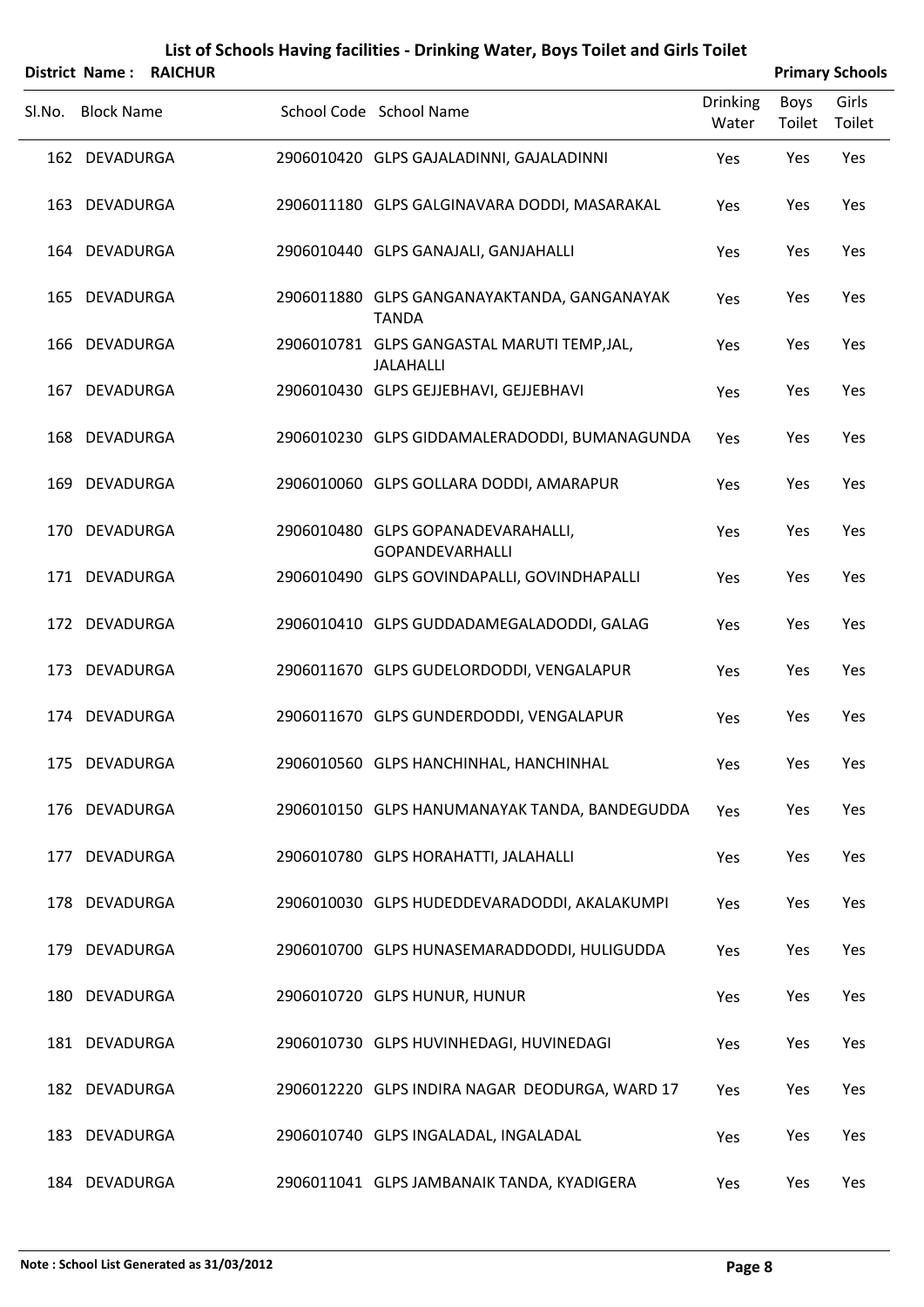# List of Schools Having facilities - Drinking Water, Boys Toilet and Girls Toilet

**District Name : RAICHUR** **Primary Schools**

| Sl.No. | Block Name | School Code | School Name | Drinking Water | Boys Toilet | Girls Toilet |
|---|---|---|---|---|---|---|
| 162 | DEVADURGA | 2906010420 | GLPS GAJALADINNI, GAJALADINNI | Yes | Yes | Yes |
| 163 | DEVADURGA | 2906011180 | GLPS GALGINAVARA DODDI, MASARAKAL | Yes | Yes | Yes |
| 164 | DEVADURGA | 2906010440 | GLPS GANAJALI, GANJAHALLI | Yes | Yes | Yes |
| 165 | DEVADURGA | 2906011880 | GLPS GANGANAYAKTANDA, GANGANAYAK TANDA | Yes | Yes | Yes |
| 166 | DEVADURGA | 2906010781 | GLPS GANGASTAL MARUTI TEMP,JAL, JALAHALLI | Yes | Yes | Yes |
| 167 | DEVADURGA | 2906010430 | GLPS GEJJEBHAVI, GEJJEBHAVI | Yes | Yes | Yes |
| 168 | DEVADURGA | 2906010230 | GLPS GIDDAMALERADODDI, BUMANAGUNDA | Yes | Yes | Yes |
| 169 | DEVADURGA | 2906010060 | GLPS GOLLARA DODDI, AMARAPUR | Yes | Yes | Yes |
| 170 | DEVADURGA | 2906010480 | GLPS GOPANADEVARAHALLI, GOPANDEVARHALLI | Yes | Yes | Yes |
| 171 | DEVADURGA | 2906010490 | GLPS GOVINDAPALLI, GOVINDHAPALLI | Yes | Yes | Yes |
| 172 | DEVADURGA | 2906010410 | GLPS GUDDADAMEGALADODDI, GALAG | Yes | Yes | Yes |
| 173 | DEVADURGA | 2906011670 | GLPS GUDELORDODDI, VENGALAPUR | Yes | Yes | Yes |
| 174 | DEVADURGA | 2906011670 | GLPS GUNDERDODDI, VENGALAPUR | Yes | Yes | Yes |
| 175 | DEVADURGA | 2906010560 | GLPS HANCHINHAL, HANCHINHAL | Yes | Yes | Yes |
| 176 | DEVADURGA | 2906010150 | GLPS HANUMANAYAK TANDA, BANDEGUDDA | Yes | Yes | Yes |
| 177 | DEVADURGA | 2906010780 | GLPS HORAHATTI, JALAHALLI | Yes | Yes | Yes |
| 178 | DEVADURGA | 2906010030 | GLPS HUDEDDEVARADODDI, AKALAKUMPI | Yes | Yes | Yes |
| 179 | DEVADURGA | 2906010700 | GLPS HUNASEMARADDODDI, HULIGUDDA | Yes | Yes | Yes |
| 180 | DEVADURGA | 2906010720 | GLPS HUNUR, HUNUR | Yes | Yes | Yes |
| 181 | DEVADURGA | 2906010730 | GLPS HUVINHEDAGI, HUVINEDAGI | Yes | Yes | Yes |
| 182 | DEVADURGA | 2906012220 | GLPS INDIRA NAGAR DEODURGA, WARD 17 | Yes | Yes | Yes |
| 183 | DEVADURGA | 2906010740 | GLPS INGALADAL, INGALADAL | Yes | Yes | Yes |
| 184 | DEVADURGA | 2906011041 | GLPS JAMBANAIK TANDA, KYADIGERA | Yes | Yes | Yes |

**Note : School List Generated as 31/03/2012**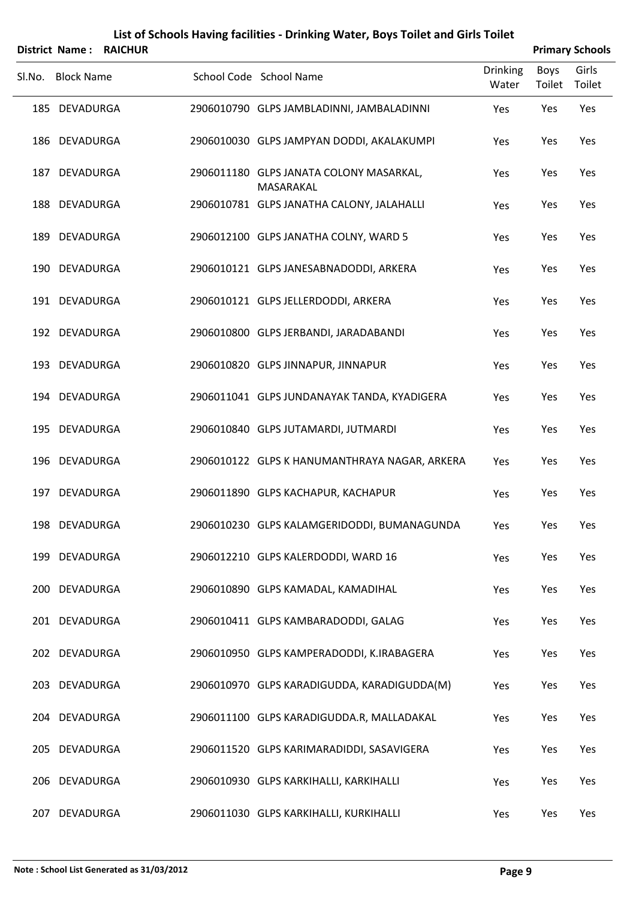# List of Schools Having facilities - Drinking Water, Boys Toilet and Girls Toilet

**District Name : RAICHUR** **Primary Schools**

| Sl.No. | Block Name | School Code | School Name | Drinking Water | Boys Toilet | Girls Toilet |
|---|---|---|---|---|---|---|
| 185 | DEVADURGA | 2906010790 | GLPS JAMBLADINNI, JAMBALADINNI | Yes | Yes | Yes |
| 186 | DEVADURGA | 2906010030 | GLPS JAMPYAN DODDI, AKALAKUMPI | Yes | Yes | Yes |
| 187 | DEVADURGA | 2906011180 | GLPS JANATA COLONY MASARKAL, MASARAKAL | Yes | Yes | Yes |
| 188 | DEVADURGA | 2906010781 | GLPS JANATHA CALONY, JALAHALLI | Yes | Yes | Yes |
| 189 | DEVADURGA | 2906012100 | GLPS JANATHA COLNY, WARD 5 | Yes | Yes | Yes |
| 190 | DEVADURGA | 2906010121 | GLPS JANESABNADODDI, ARKERA | Yes | Yes | Yes |
| 191 | DEVADURGA | 2906010121 | GLPS JELLERDODDI, ARKERA | Yes | Yes | Yes |
| 192 | DEVADURGA | 2906010800 | GLPS JERBANDI, JARADABANDI | Yes | Yes | Yes |
| 193 | DEVADURGA | 2906010820 | GLPS JINNAPUR, JINNAPUR | Yes | Yes | Yes |
| 194 | DEVADURGA | 2906011041 | GLPS JUNDANAYAK TANDA, KYADIGERA | Yes | Yes | Yes |
| 195 | DEVADURGA | 2906010840 | GLPS JUTAMARDI, JUTMARDI | Yes | Yes | Yes |
| 196 | DEVADURGA | 2906010122 | GLPS K HANUMANTHRAYA NAGAR, ARKERA | Yes | Yes | Yes |
| 197 | DEVADURGA | 2906011890 | GLPS KACHAPUR, KACHAPUR | Yes | Yes | Yes |
| 198 | DEVADURGA | 2906010230 | GLPS KALAMGERIDODDI, BUMANAGUNDA | Yes | Yes | Yes |
| 199 | DEVADURGA | 2906012210 | GLPS KALERDODDI, WARD 16 | Yes | Yes | Yes |
| 200 | DEVADURGA | 2906010890 | GLPS KAMADAL, KAMADIHAL | Yes | Yes | Yes |
| 201 | DEVADURGA | 2906010411 | GLPS KAMBARADODDI, GALAG | Yes | Yes | Yes |
| 202 | DEVADURGA | 2906010950 | GLPS KAMPERADODDI, K.IRABAGERA | Yes | Yes | Yes |
| 203 | DEVADURGA | 2906010970 | GLPS KARADIGUDDA, KARADIGUDDA(M) | Yes | Yes | Yes |
| 204 | DEVADURGA | 2906011100 | GLPS KARADIGUDDA.R, MALLADAKAL | Yes | Yes | Yes |
| 205 | DEVADURGA | 2906011520 | GLPS KARIMARADIDDI, SASAVIGERA | Yes | Yes | Yes |
| 206 | DEVADURGA | 2906010930 | GLPS KARKIHALLI, KARKIHALLI | Yes | Yes | Yes |
| 207 | DEVADURGA | 2906011030 | GLPS KARKIHALLI, KURKIHALLI | Yes | Yes | Yes |

**Note : School List Generated as 31/03/2012**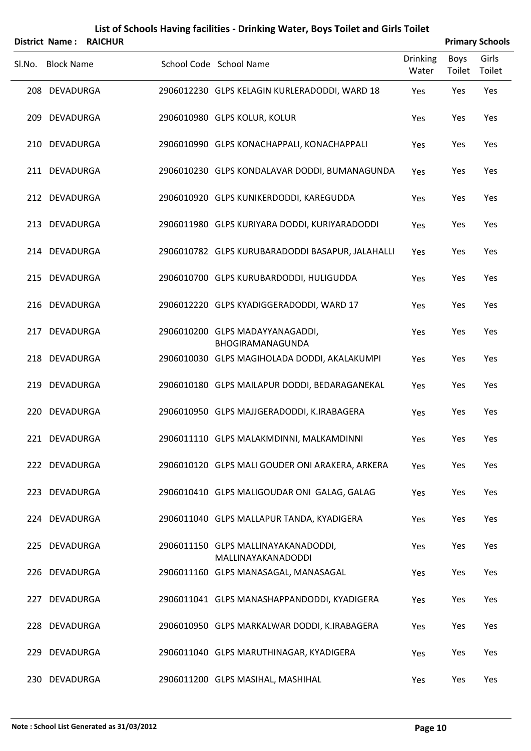# List of Schools Having facilities - Drinking Water, Boys Toilet and Girls Toilet

**District Name : RAICHUR** **Primary Schools**

| Sl.No. | Block Name | School Code | School Name | Drinking Water | Boys Toilet | Girls Toilet |
|---|---|---|---|---|---|---|
| 208 | DEVADURGA | 2906012230 | GLPS KELAGIN KURLERADODDI, WARD 18 | Yes | Yes | Yes |
| 209 | DEVADURGA | 2906010980 | GLPS KOLUR, KOLUR | Yes | Yes | Yes |
| 210 | DEVADURGA | 2906010990 | GLPS KONACHAPPALI, KONACHAPPALI | Yes | Yes | Yes |
| 211 | DEVADURGA | 2906010230 | GLPS KONDALAVAR DODDI, BUMANAGUNDA | Yes | Yes | Yes |
| 212 | DEVADURGA | 2906010920 | GLPS KUNIKERDODDI, KAREGUDDA | Yes | Yes | Yes |
| 213 | DEVADURGA | 2906011980 | GLPS KURIYARA DODDI, KURIYARADODDI | Yes | Yes | Yes |
| 214 | DEVADURGA | 2906010782 | GLPS KURUBARADODDI BASAPUR, JALAHALLI | Yes | Yes | Yes |
| 215 | DEVADURGA | 2906010700 | GLPS KURUBARDODDI, HULIGUDDA | Yes | Yes | Yes |
| 216 | DEVADURGA | 2906012220 | GLPS KYADIGGERADODDI, WARD 17 | Yes | Yes | Yes |
| 217 | DEVADURGA | 2906010200 | GLPS MADAYYANAGADDI, BHOGIRAMANAGUNDA | Yes | Yes | Yes |
| 218 | DEVADURGA | 2906010030 | GLPS MAGIHOLADA DODDI, AKALAKUMPI | Yes | Yes | Yes |
| 219 | DEVADURGA | 2906010180 | GLPS MAILAPUR DODDI, BEDARAGANEKAL | Yes | Yes | Yes |
| 220 | DEVADURGA | 2906010950 | GLPS MAJJGERADODDI, K.IRABAGERA | Yes | Yes | Yes |
| 221 | DEVADURGA | 2906011110 | GLPS MALAKMDINNI, MALKAMDINNI | Yes | Yes | Yes |
| 222 | DEVADURGA | 2906010120 | GLPS MALI GOUDER ONI ARAKERA, ARKERA | Yes | Yes | Yes |
| 223 | DEVADURGA | 2906010410 | GLPS MALIGOUDAR ONI GALAG, GALAG | Yes | Yes | Yes |
| 224 | DEVADURGA | 2906011040 | GLPS MALLAPUR TANDA, KYADIGERA | Yes | Yes | Yes |
| 225 | DEVADURGA | 2906011150 | GLPS MALLINAYAKANADODDI, MALLINAYAKANADODDI | Yes | Yes | Yes |
| 226 | DEVADURGA | 2906011160 | GLPS MANASAGAL, MANASAGAL | Yes | Yes | Yes |
| 227 | DEVADURGA | 2906011041 | GLPS MANASHAPPANDODDI, KYADIGERA | Yes | Yes | Yes |
| 228 | DEVADURGA | 2906010950 | GLPS MARKALWAR DODDI, K.IRABAGERA | Yes | Yes | Yes |
| 229 | DEVADURGA | 2906011040 | GLPS MARUTHINAGAR, KYADIGERA | Yes | Yes | Yes |
| 230 | DEVADURGA | 2906011200 | GLPS MASIHAL, MASHIHAL | Yes | Yes | Yes |

**Note : School List Generated as 31/03/2012**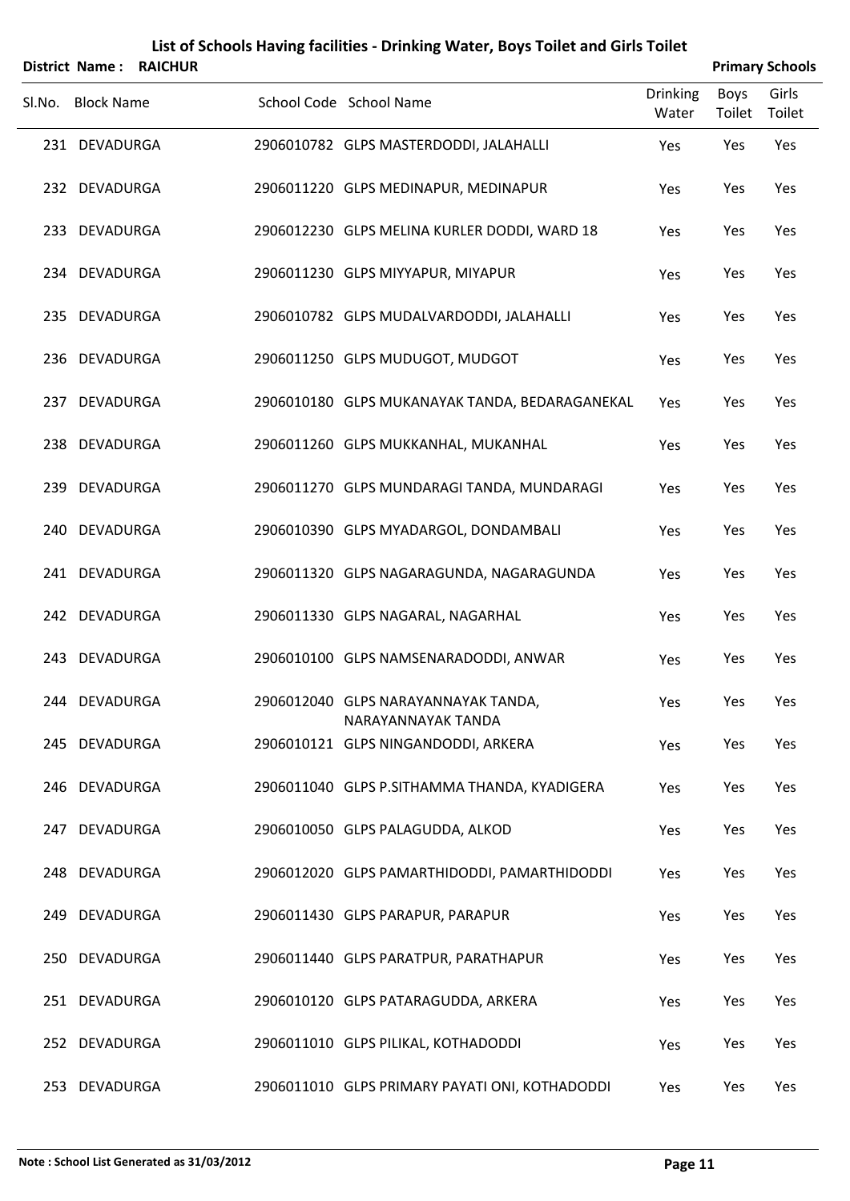# List of Schools Having facilities - Drinking Water, Boys Toilet and Girls Toilet

**District Name : RAICHUR** **Primary Schools**

| Sl.No. | Block Name | School Code | School Name | Drinking Water | Boys Toilet | Girls Toilet |
|---|---|---|---|---|---|---|
| 231 | DEVADURGA | 2906010782 | GLPS MASTERDODDI, JALAHALLI | Yes | Yes | Yes |
| 232 | DEVADURGA | 2906011220 | GLPS MEDINAPUR, MEDINAPUR | Yes | Yes | Yes |
| 233 | DEVADURGA | 2906012230 | GLPS MELINA KURLER DODDI, WARD 18 | Yes | Yes | Yes |
| 234 | DEVADURGA | 2906011230 | GLPS MIYYAPUR, MIYAPUR | Yes | Yes | Yes |
| 235 | DEVADURGA | 2906010782 | GLPS MUDALVARDODDI, JALAHALLI | Yes | Yes | Yes |
| 236 | DEVADURGA | 2906011250 | GLPS MUDUGOT, MUDGOT | Yes | Yes | Yes |
| 237 | DEVADURGA | 2906010180 | GLPS MUKANAYAK TANDA, BEDARAGANEKAL | Yes | Yes | Yes |
| 238 | DEVADURGA | 2906011260 | GLPS MUKKANHAL, MUKANHAL | Yes | Yes | Yes |
| 239 | DEVADURGA | 2906011270 | GLPS MUNDARAGI TANDA, MUNDARAGI | Yes | Yes | Yes |
| 240 | DEVADURGA | 2906010390 | GLPS MYADARGOL, DONDAMBALI | Yes | Yes | Yes |
| 241 | DEVADURGA | 2906011320 | GLPS NAGARAGUNDA, NAGARAGUNDA | Yes | Yes | Yes |
| 242 | DEVADURGA | 2906011330 | GLPS NAGARAL, NAGARHAL | Yes | Yes | Yes |
| 243 | DEVADURGA | 2906010100 | GLPS NAMSENARADODDI, ANWAR | Yes | Yes | Yes |
| 244 | DEVADURGA | 2906012040 | GLPS NARAYANNAYAK TANDA, NARAYANNAYAK TANDA | Yes | Yes | Yes |
| 245 | DEVADURGA | 2906010121 | GLPS NINGANDODDI, ARKERA | Yes | Yes | Yes |
| 246 | DEVADURGA | 2906011040 | GLPS P.SITHAMMA THANDA, KYADIGERA | Yes | Yes | Yes |
| 247 | DEVADURGA | 2906010050 | GLPS PALAGUDDA, ALKOD | Yes | Yes | Yes |
| 248 | DEVADURGA | 2906012020 | GLPS PAMARTHIDODDI, PAMARTHIDODDI | Yes | Yes | Yes |
| 249 | DEVADURGA | 2906011430 | GLPS PARAPUR, PARAPUR | Yes | Yes | Yes |
| 250 | DEVADURGA | 2906011440 | GLPS PARATPUR, PARATHAPUR | Yes | Yes | Yes |
| 251 | DEVADURGA | 2906010120 | GLPS PATARAGUDDA, ARKERA | Yes | Yes | Yes |
| 252 | DEVADURGA | 2906011010 | GLPS PILIKAL, KOTHADODDI | Yes | Yes | Yes |
| 253 | DEVADURGA | 2906011010 | GLPS PRIMARY PAYATI ONI, KOTHADODDI | Yes | Yes | Yes |

**Note : School List Generated as 31/03/2012**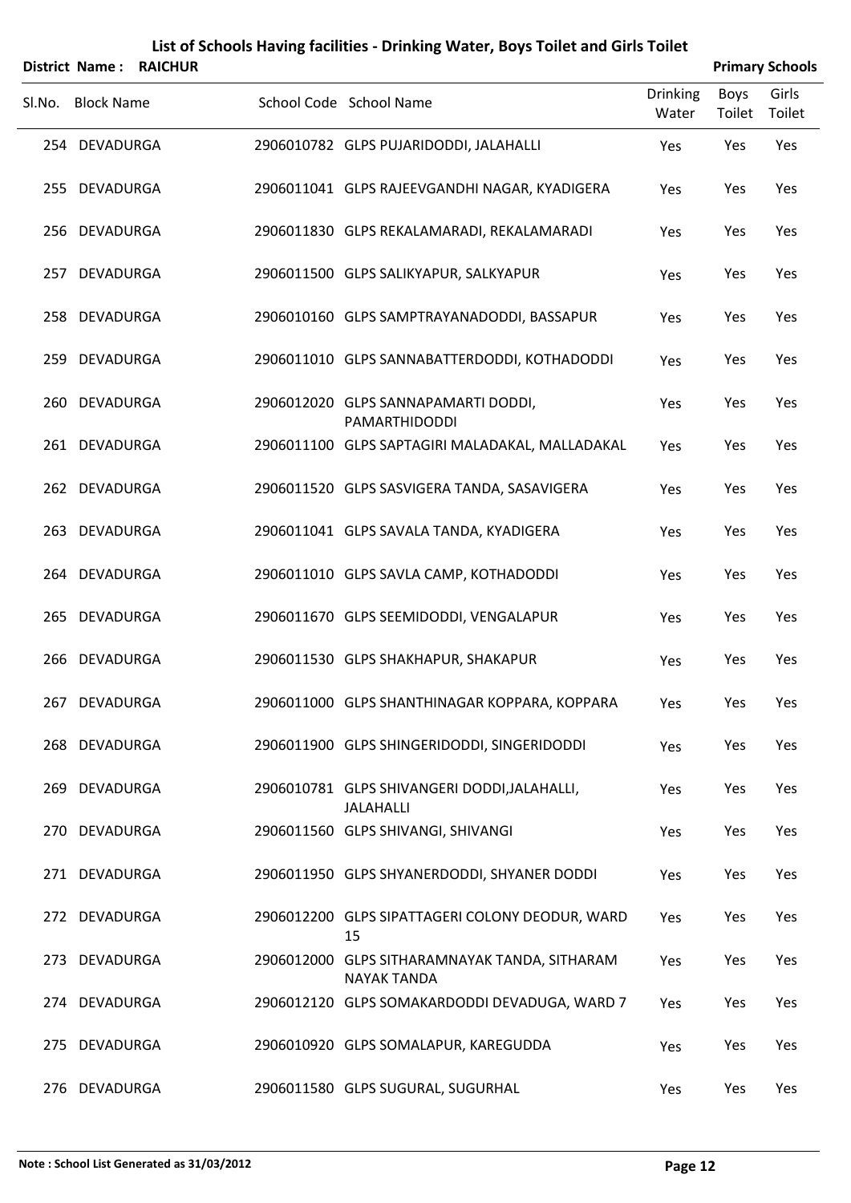# List of Schools Having facilities - Drinking Water, Boys Toilet and Girls Toilet

**District Name : RAICHUR** **Primary Schools**

| Sl.No. | Block Name | School Code | School Name | Drinking Water | Boys Toilet | Girls Toilet |
|---|---|---|---|---|---|---|
| 254 | DEVADURGA | 2906010782 | GLPS PUJARIDODDI, JALAHALLI | Yes | Yes | Yes |
| 255 | DEVADURGA | 2906011041 | GLPS RAJEEVGANDHI NAGAR, KYADIGERA | Yes | Yes | Yes |
| 256 | DEVADURGA | 2906011830 | GLPS REKALAMARADI, REKALAMARADI | Yes | Yes | Yes |
| 257 | DEVADURGA | 2906011500 | GLPS SALIKYAPUR, SALKYAPUR | Yes | Yes | Yes |
| 258 | DEVADURGA | 2906010160 | GLPS SAMPTRAYANADODDI, BASSAPUR | Yes | Yes | Yes |
| 259 | DEVADURGA | 2906011010 | GLPS SANNABATTERDODDI, KOTHADODDI | Yes | Yes | Yes |
| 260 | DEVADURGA | 2906012020 | GLPS SANNAPAMARTI DODDI, PAMARTHIDODDI | Yes | Yes | Yes |
| 261 | DEVADURGA | 2906011100 | GLPS SAPTAGIRI MALADAKAL, MALLADAKAL | Yes | Yes | Yes |
| 262 | DEVADURGA | 2906011520 | GLPS SASVIGERA TANDA, SASAVIGERA | Yes | Yes | Yes |
| 263 | DEVADURGA | 2906011041 | GLPS SAVALA TANDA, KYADIGERA | Yes | Yes | Yes |
| 264 | DEVADURGA | 2906011010 | GLPS SAVLA CAMP, KOTHADODDI | Yes | Yes | Yes |
| 265 | DEVADURGA | 2906011670 | GLPS SEEMIDODDI, VENGALAPUR | Yes | Yes | Yes |
| 266 | DEVADURGA | 2906011530 | GLPS SHAKHAPUR, SHAKAPUR | Yes | Yes | Yes |
| 267 | DEVADURGA | 2906011000 | GLPS SHANTHINAGAR KOPPARA, KOPPARA | Yes | Yes | Yes |
| 268 | DEVADURGA | 2906011900 | GLPS SHINGERIDODDI, SINGERIDODDI | Yes | Yes | Yes |
| 269 | DEVADURGA | 2906010781 | GLPS SHIVANGERI DODDI,JALAHALLI, JALAHALLI | Yes | Yes | Yes |
| 270 | DEVADURGA | 2906011560 | GLPS SHIVANGI, SHIVANGI | Yes | Yes | Yes |
| 271 | DEVADURGA | 2906011950 | GLPS SHYANERDODDI, SHYANER DODDI | Yes | Yes | Yes |
| 272 | DEVADURGA | 2906012200 | GLPS SIPATTAGERI COLONY DEODUR, WARD 15 | Yes | Yes | Yes |
| 273 | DEVADURGA | 2906012000 | GLPS SITHARAMNAYAK TANDA, SITHARAM NAYAK TANDA | Yes | Yes | Yes |
| 274 | DEVADURGA | 2906012120 | GLPS SOMAKARDODDI DEVADUGA, WARD 7 | Yes | Yes | Yes |
| 275 | DEVADURGA | 2906010920 | GLPS SOMALAPUR, KAREGUDDA | Yes | Yes | Yes |
| 276 | DEVADURGA | 2906011580 | GLPS SUGURAL, SUGURHAL | Yes | Yes | Yes |

**Note : School List Generated as 31/03/2012**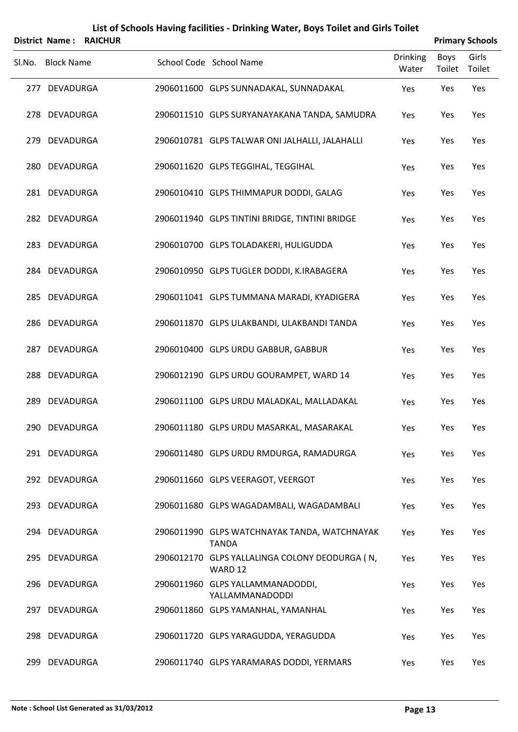# List of Schools Having facilities - Drinking Water, Boys Toilet and Girls Toilet

**District Name : RAICHUR** **Primary Schools**

| Sl.No. | Block Name | School Code | School Name | Drinking Water | Boys Toilet | Girls Toilet |
|---|---|---|---|---|---|---|
| 277 | DEVADURGA | 2906011600 | GLPS SUNNADAKAL, SUNNADAKAL | Yes | Yes | Yes |
| 278 | DEVADURGA | 2906011510 | GLPS SURYANAYAKANA TANDA, SAMUDRA | Yes | Yes | Yes |
| 279 | DEVADURGA | 2906010781 | GLPS TALWAR ONI JALHALLI, JALAHALLI | Yes | Yes | Yes |
| 280 | DEVADURGA | 2906011620 | GLPS TEGGIHAL, TEGGIHAL | Yes | Yes | Yes |
| 281 | DEVADURGA | 2906010410 | GLPS THIMMAPUR DODDI, GALAG | Yes | Yes | Yes |
| 282 | DEVADURGA | 2906011940 | GLPS TINTINI BRIDGE, TINTINI BRIDGE | Yes | Yes | Yes |
| 283 | DEVADURGA | 2906010700 | GLPS TOLADAKERI, HULIGUDDA | Yes | Yes | Yes |
| 284 | DEVADURGA | 2906010950 | GLPS TUGLER DODDI, K.IRABAGERA | Yes | Yes | Yes |
| 285 | DEVADURGA | 2906011041 | GLPS TUMMANA MARADI, KYADIGERA | Yes | Yes | Yes |
| 286 | DEVADURGA | 2906011870 | GLPS ULAKBANDI, ULAKBANDI TANDA | Yes | Yes | Yes |
| 287 | DEVADURGA | 2906010400 | GLPS URDU GABBUR, GABBUR | Yes | Yes | Yes |
| 288 | DEVADURGA | 2906012190 | GLPS URDU GOURAMPET, WARD 14 | Yes | Yes | Yes |
| 289 | DEVADURGA | 2906011100 | GLPS URDU MALADKAL, MALLADAKAL | Yes | Yes | Yes |
| 290 | DEVADURGA | 2906011180 | GLPS URDU MASARKAL, MASARAKAL | Yes | Yes | Yes |
| 291 | DEVADURGA | 2906011480 | GLPS URDU RMDURGA, RAMADURGA | Yes | Yes | Yes |
| 292 | DEVADURGA | 2906011660 | GLPS VEERAGOT, VEERGOT | Yes | Yes | Yes |
| 293 | DEVADURGA | 2906011680 | GLPS WAGADAMBALI, WAGADAMBALI | Yes | Yes | Yes |
| 294 | DEVADURGA | 2906011990 | GLPS WATCHNAYAK TANDA, WATCHNAYAK TANDA | Yes | Yes | Yes |
| 295 | DEVADURGA | 2906012170 | GLPS YALLALINGA COLONY DEODURGA ( N, WARD 12 | Yes | Yes | Yes |
| 296 | DEVADURGA | 2906011960 | GLPS YALLAMMANADODDI, YALLAMMANADODDI | Yes | Yes | Yes |
| 297 | DEVADURGA | 2906011860 | GLPS YAMANHAL, YAMANHAL | Yes | Yes | Yes |
| 298 | DEVADURGA | 2906011720 | GLPS YARAGUDDA, YERAGUDDA | Yes | Yes | Yes |
| 299 | DEVADURGA | 2906011740 | GLPS YARAMARAS DODDI, YERMARS | Yes | Yes | Yes |

**Note : School List Generated as 31/03/2012**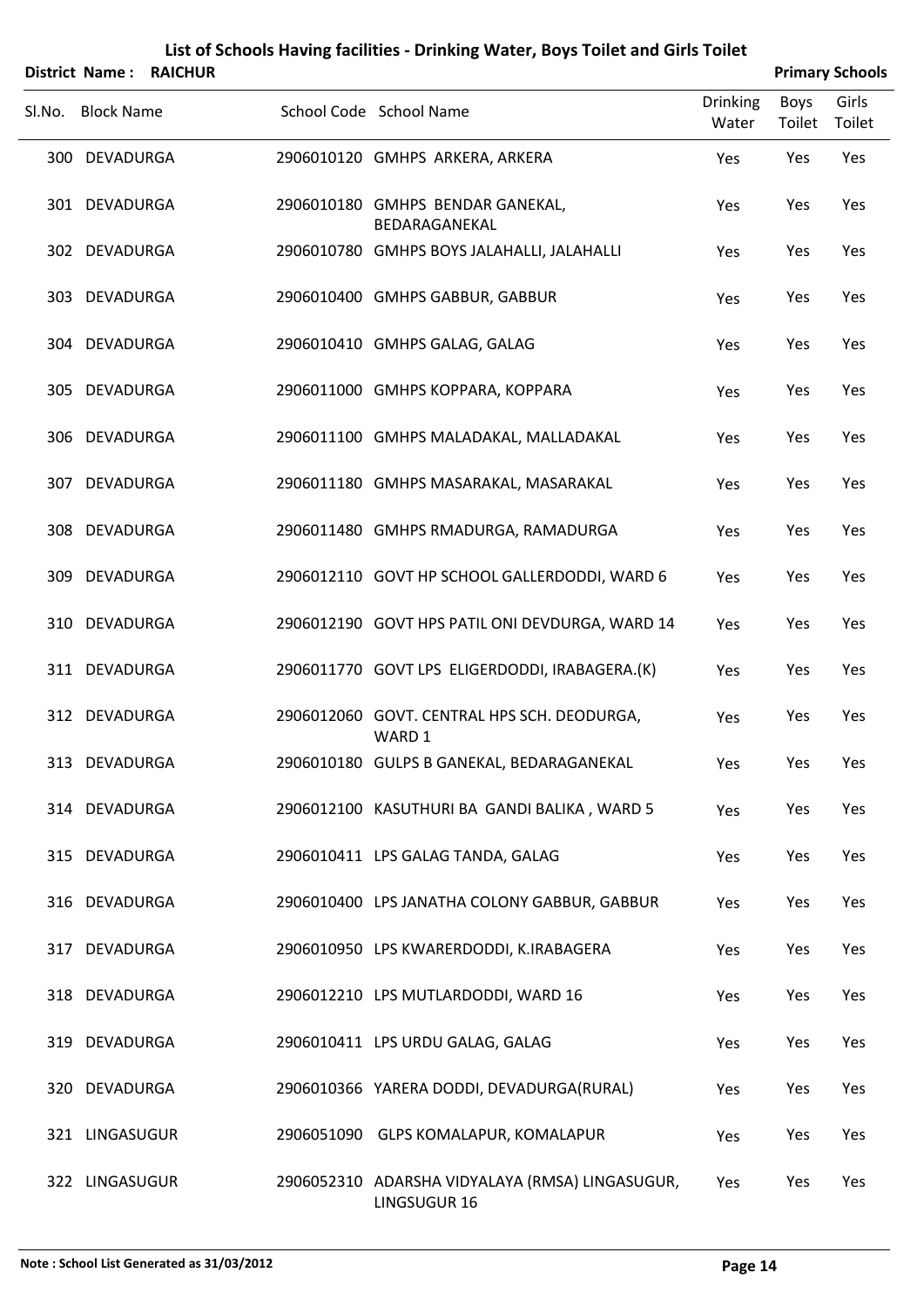# List of Schools Having facilities - Drinking Water, Boys Toilet and Girls Toilet

**District Name : RAICHUR** **Primary Schools**

| Sl.No. | Block Name | School Code | School Name | Drinking Water | Boys Toilet | Girls Toilet |
|---|---|---|---|---|---|---|
| 300 | DEVADURGA | 2906010120 | GMHPS ARKERA, ARKERA | Yes | Yes | Yes |
| 301 | DEVADURGA | 2906010180 | GMHPS BENDAR GANEKAL, BEDARAGANEKAL | Yes | Yes | Yes |
| 302 | DEVADURGA | 2906010780 | GMHPS BOYS JALAHALLI, JALAHALLI | Yes | Yes | Yes |
| 303 | DEVADURGA | 2906010400 | GMHPS GABBUR, GABBUR | Yes | Yes | Yes |
| 304 | DEVADURGA | 2906010410 | GMHPS GALAG, GALAG | Yes | Yes | Yes |
| 305 | DEVADURGA | 2906011000 | GMHPS KOPPARA, KOPPARA | Yes | Yes | Yes |
| 306 | DEVADURGA | 2906011100 | GMHPS MALADAKAL, MALLADAKAL | Yes | Yes | Yes |
| 307 | DEVADURGA | 2906011180 | GMHPS MASARAKAL, MASARAKAL | Yes | Yes | Yes |
| 308 | DEVADURGA | 2906011480 | GMHPS RMADURGA, RAMADURGA | Yes | Yes | Yes |
| 309 | DEVADURGA | 2906012110 | GOVT HP SCHOOL GALLERDODDI, WARD 6 | Yes | Yes | Yes |
| 310 | DEVADURGA | 2906012190 | GOVT HPS PATIL ONI DEVDURGA, WARD 14 | Yes | Yes | Yes |
| 311 | DEVADURGA | 2906011770 | GOVT LPS ELIGERDODDI, IRABAGERA.(K) | Yes | Yes | Yes |
| 312 | DEVADURGA | 2906012060 | GOVT. CENTRAL HPS SCH. DEODURGA, WARD 1 | Yes | Yes | Yes |
| 313 | DEVADURGA | 2906010180 | GULPS B GANEKAL, BEDARAGANEKAL | Yes | Yes | Yes |
| 314 | DEVADURGA | 2906012100 | KASUTHURI BA GANDI BALIKA , WARD 5 | Yes | Yes | Yes |
| 315 | DEVADURGA | 2906010411 | LPS GALAG TANDA, GALAG | Yes | Yes | Yes |
| 316 | DEVADURGA | 2906010400 | LPS JANATHA COLONY GABBUR, GABBUR | Yes | Yes | Yes |
| 317 | DEVADURGA | 2906010950 | LPS KWARERDODDI, K.IRABAGERA | Yes | Yes | Yes |
| 318 | DEVADURGA | 2906012210 | LPS MUTLARDODDI, WARD 16 | Yes | Yes | Yes |
| 319 | DEVADURGA | 2906010411 | LPS URDU GALAG, GALAG | Yes | Yes | Yes |
| 320 | DEVADURGA | 2906010366 | YARERA DODDI, DEVADURGA(RURAL) | Yes | Yes | Yes |
| 321 | LINGASUGUR | 2906051090 | GLPS KOMALAPUR, KOMALAPUR | Yes | Yes | Yes |
| 322 | LINGASUGUR | 2906052310 | ADARSHA VIDYALAYA (RMSA) LINGASUGUR, LINGSUGUR 16 | Yes | Yes | Yes |

**Note : School List Generated as 31/03/2012**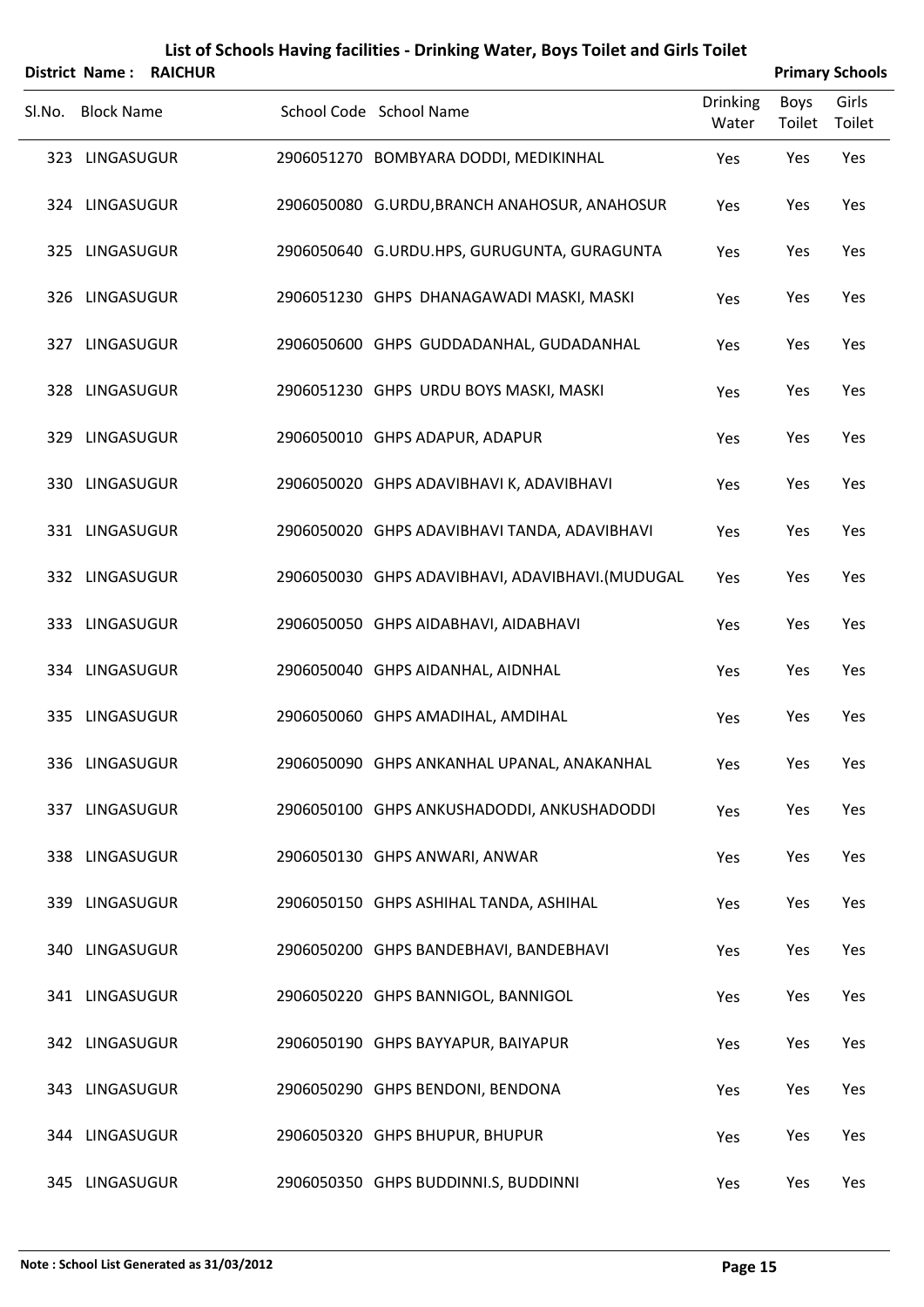# List of Schools Having facilities - Drinking Water, Boys Toilet and Girls Toilet

**District Name : RAICHUR** **Primary Schools**

| Sl.No. | Block Name | School Code | School Name | Drinking Water | Boys Toilet | Girls Toilet |
|---|---|---|---|---|---|---|
| 323 | LINGASUGUR | 2906051270 | BOMBYARA DODDI, MEDIKINHAL | Yes | Yes | Yes |
| 324 | LINGASUGUR | 2906050080 | G.URDU,BRANCH ANAHOSUR, ANAHOSUR | Yes | Yes | Yes |
| 325 | LINGASUGUR | 2906050640 | G.URDU.HPS, GURUGUNTA, GURAGUNTA | Yes | Yes | Yes |
| 326 | LINGASUGUR | 2906051230 | GHPS DHANAGAWADI MASKI, MASKI | Yes | Yes | Yes |
| 327 | LINGASUGUR | 2906050600 | GHPS GUDDADANHAL, GUDADANHAL | Yes | Yes | Yes |
| 328 | LINGASUGUR | 2906051230 | GHPS URDU BOYS MASKI, MASKI | Yes | Yes | Yes |
| 329 | LINGASUGUR | 2906050010 | GHPS ADAPUR, ADAPUR | Yes | Yes | Yes |
| 330 | LINGASUGUR | 2906050020 | GHPS ADAVIBHAVI K, ADAVIBHAVI | Yes | Yes | Yes |
| 331 | LINGASUGUR | 2906050020 | GHPS ADAVIBHAVI TANDA, ADAVIBHAVI | Yes | Yes | Yes |
| 332 | LINGASUGUR | 2906050030 | GHPS ADAVIBHAVI, ADAVIBHAVI.(MUDUGAL | Yes | Yes | Yes |
| 333 | LINGASUGUR | 2906050050 | GHPS AIDABHAVI, AIDABHAVI | Yes | Yes | Yes |
| 334 | LINGASUGUR | 2906050040 | GHPS AIDANHAL, AIDNHAL | Yes | Yes | Yes |
| 335 | LINGASUGUR | 2906050060 | GHPS AMADIHAL, AMDIHAL | Yes | Yes | Yes |
| 336 | LINGASUGUR | 2906050090 | GHPS ANKANHAL UPANAL, ANAKANHAL | Yes | Yes | Yes |
| 337 | LINGASUGUR | 2906050100 | GHPS ANKUSHADODDI, ANKUSHADODDI | Yes | Yes | Yes |
| 338 | LINGASUGUR | 2906050130 | GHPS ANWARI, ANWAR | Yes | Yes | Yes |
| 339 | LINGASUGUR | 2906050150 | GHPS ASHIHAL TANDA, ASHIHAL | Yes | Yes | Yes |
| 340 | LINGASUGUR | 2906050200 | GHPS BANDEBHAVI, BANDEBHAVI | Yes | Yes | Yes |
| 341 | LINGASUGUR | 2906050220 | GHPS BANNIGOL, BANNIGOL | Yes | Yes | Yes |
| 342 | LINGASUGUR | 2906050190 | GHPS BAYYAPUR, BAIYAPUR | Yes | Yes | Yes |
| 343 | LINGASUGUR | 2906050290 | GHPS BENDONI, BENDONA | Yes | Yes | Yes |
| 344 | LINGASUGUR | 2906050320 | GHPS BHUPUR, BHUPUR | Yes | Yes | Yes |
| 345 | LINGASUGUR | 2906050350 | GHPS BUDDINNI.S, BUDDINNI | Yes | Yes | Yes |

**Note : School List Generated as 31/03/2012**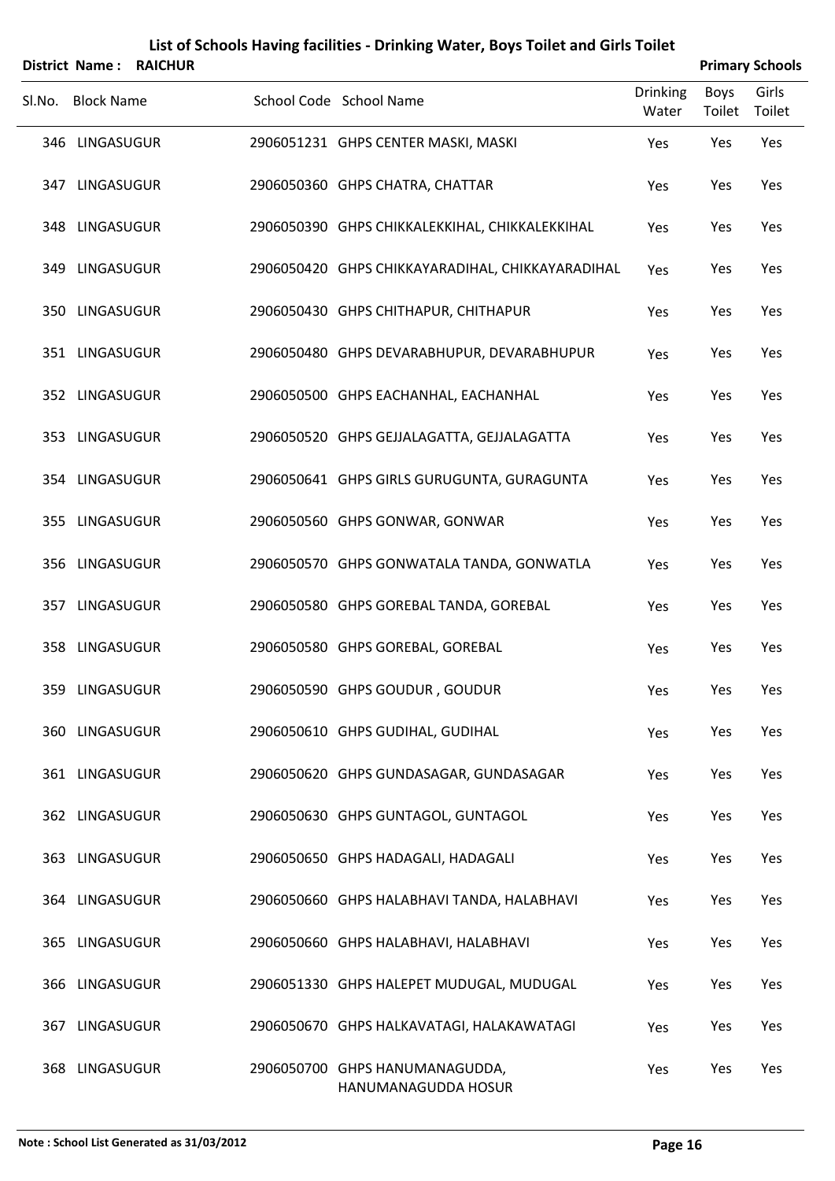# List of Schools Having facilities - Drinking Water, Boys Toilet and Girls Toilet

**District Name : RAICHUR** **Primary Schools**

| Sl.No. | Block Name | School Code | School Name | Drinking Water | Boys Toilet | Girls Toilet |
|---|---|---|---|---|---|---|
| 346 | LINGASUGUR | 2906051231 | GHPS CENTER MASKI, MASKI | Yes | Yes | Yes |
| 347 | LINGASUGUR | 2906050360 | GHPS CHATRA, CHATTAR | Yes | Yes | Yes |
| 348 | LINGASUGUR | 2906050390 | GHPS CHIKKALEKKIHAL, CHIKKALEKKIHAL | Yes | Yes | Yes |
| 349 | LINGASUGUR | 2906050420 | GHPS CHIKKAYARADIHAL, CHIKKAYARADIHAL | Yes | Yes | Yes |
| 350 | LINGASUGUR | 2906050430 | GHPS CHITHAPUR, CHITHAPUR | Yes | Yes | Yes |
| 351 | LINGASUGUR | 2906050480 | GHPS DEVARABHUPUR, DEVARABHUPUR | Yes | Yes | Yes |
| 352 | LINGASUGUR | 2906050500 | GHPS EACHANHAL, EACHANHAL | Yes | Yes | Yes |
| 353 | LINGASUGUR | 2906050520 | GHPS GEJJALAGATTA, GEJJALAGATTA | Yes | Yes | Yes |
| 354 | LINGASUGUR | 2906050641 | GHPS GIRLS GURUGUNTA, GURAGUNTA | Yes | Yes | Yes |
| 355 | LINGASUGUR | 2906050560 | GHPS GONWAR, GONWAR | Yes | Yes | Yes |
| 356 | LINGASUGUR | 2906050570 | GHPS GONWATALA TANDA, GONWATLA | Yes | Yes | Yes |
| 357 | LINGASUGUR | 2906050580 | GHPS GOREBAL TANDA, GOREBAL | Yes | Yes | Yes |
| 358 | LINGASUGUR | 2906050580 | GHPS GOREBAL, GOREBAL | Yes | Yes | Yes |
| 359 | LINGASUGUR | 2906050590 | GHPS GOUDUR , GOUDUR | Yes | Yes | Yes |
| 360 | LINGASUGUR | 2906050610 | GHPS GUDIHAL, GUDIHAL | Yes | Yes | Yes |
| 361 | LINGASUGUR | 2906050620 | GHPS GUNDASAGAR, GUNDASAGAR | Yes | Yes | Yes |
| 362 | LINGASUGUR | 2906050630 | GHPS GUNTAGOL, GUNTAGOL | Yes | Yes | Yes |
| 363 | LINGASUGUR | 2906050650 | GHPS HADAGALI, HADAGALI | Yes | Yes | Yes |
| 364 | LINGASUGUR | 2906050660 | GHPS HALABHAVI TANDA, HALABHAVI | Yes | Yes | Yes |
| 365 | LINGASUGUR | 2906050660 | GHPS HALABHAVI, HALABHAVI | Yes | Yes | Yes |
| 366 | LINGASUGUR | 2906051330 | GHPS HALEPET MUDUGAL, MUDUGAL | Yes | Yes | Yes |
| 367 | LINGASUGUR | 2906050670 | GHPS HALKAVATAGI, HALAKAWATAGI | Yes | Yes | Yes |
| 368 | LINGASUGUR | 2906050700 | GHPS HANUMANAGUDDA, HANUMANAGUDDA HOSUR | Yes | Yes | Yes |

**Note : School List Generated as 31/03/2012**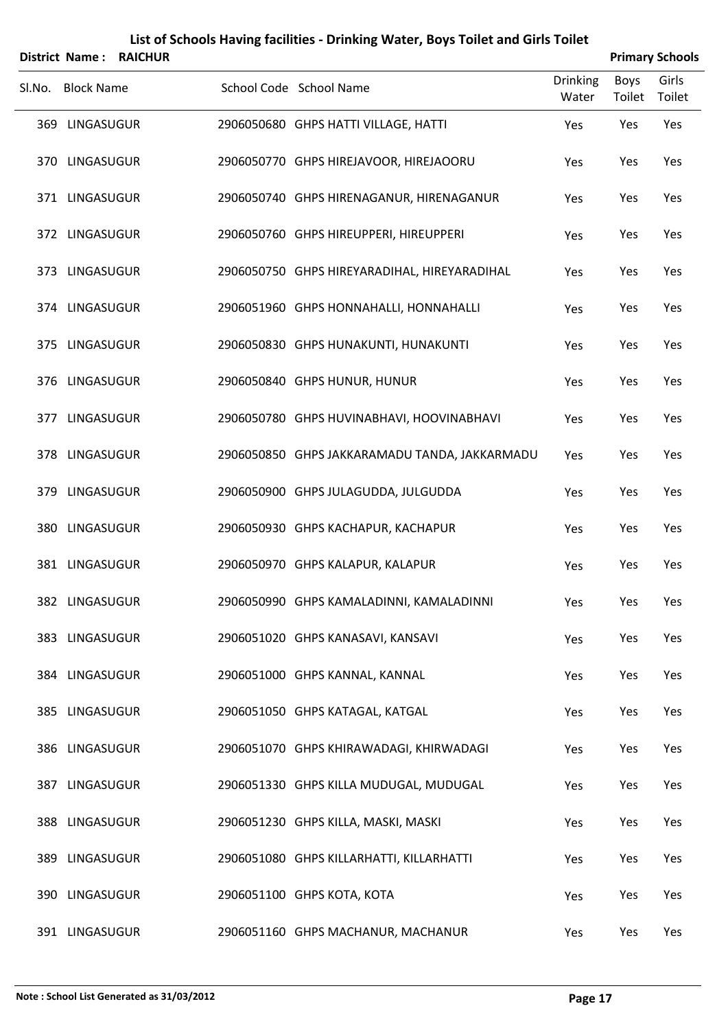# List of Schools Having facilities - Drinking Water, Boys Toilet and Girls Toilet

**District Name : RAICHUR** | **Primary Schools**

| Sl.No. | Block Name | School Code | School Name | Drinking Water | Boys Toilet | Girls Toilet |
|---|---|---|---|---|---|---|
| 369 | LINGASUGUR | 2906050680 | GHPS HATTI VILLAGE, HATTI | Yes | Yes | Yes |
| 370 | LINGASUGUR | 2906050770 | GHPS HIREJAVOOR, HIREJAOORU | Yes | Yes | Yes |
| 371 | LINGASUGUR | 2906050740 | GHPS HIRENAGANUR, HIRENAGANUR | Yes | Yes | Yes |
| 372 | LINGASUGUR | 2906050760 | GHPS HIREUPPERI, HIREUPPERI | Yes | Yes | Yes |
| 373 | LINGASUGUR | 2906050750 | GHPS HIREYARADIHAL, HIREYARADIHAL | Yes | Yes | Yes |
| 374 | LINGASUGUR | 2906051960 | GHPS HONNAHALLI, HONNAHALLI | Yes | Yes | Yes |
| 375 | LINGASUGUR | 2906050830 | GHPS HUNAKUNTI, HUNAKUNTI | Yes | Yes | Yes |
| 376 | LINGASUGUR | 2906050840 | GHPS HUNUR, HUNUR | Yes | Yes | Yes |
| 377 | LINGASUGUR | 2906050780 | GHPS HUVINABHAVI, HOOVINABHAVI | Yes | Yes | Yes |
| 378 | LINGASUGUR | 2906050850 | GHPS JAKKARAMADU TANDA, JAKKARMADU | Yes | Yes | Yes |
| 379 | LINGASUGUR | 2906050900 | GHPS JULAGUDDA, JULGUDDA | Yes | Yes | Yes |
| 380 | LINGASUGUR | 2906050930 | GHPS KACHAPUR, KACHAPUR | Yes | Yes | Yes |
| 381 | LINGASUGUR | 2906050970 | GHPS KALAPUR, KALAPUR | Yes | Yes | Yes |
| 382 | LINGASUGUR | 2906050990 | GHPS KAMALADINNI, KAMALADINNI | Yes | Yes | Yes |
| 383 | LINGASUGUR | 2906051020 | GHPS KANASAVI, KANSAVI | Yes | Yes | Yes |
| 384 | LINGASUGUR | 2906051000 | GHPS KANNAL, KANNAL | Yes | Yes | Yes |
| 385 | LINGASUGUR | 2906051050 | GHPS KATAGAL, KATGAL | Yes | Yes | Yes |
| 386 | LINGASUGUR | 2906051070 | GHPS KHIRAWADAGI, KHIRWADAGI | Yes | Yes | Yes |
| 387 | LINGASUGUR | 2906051330 | GHPS KILLA MUDUGAL, MUDUGAL | Yes | Yes | Yes |
| 388 | LINGASUGUR | 2906051230 | GHPS KILLA, MASKI, MASKI | Yes | Yes | Yes |
| 389 | LINGASUGUR | 2906051080 | GHPS KILLARHATTI, KILLARHATTI | Yes | Yes | Yes |
| 390 | LINGASUGUR | 2906051100 | GHPS KOTA, KOTA | Yes | Yes | Yes |
| 391 | LINGASUGUR | 2906051160 | GHPS MACHANUR, MACHANUR | Yes | Yes | Yes |

**Note : School List Generated as 31/03/2012**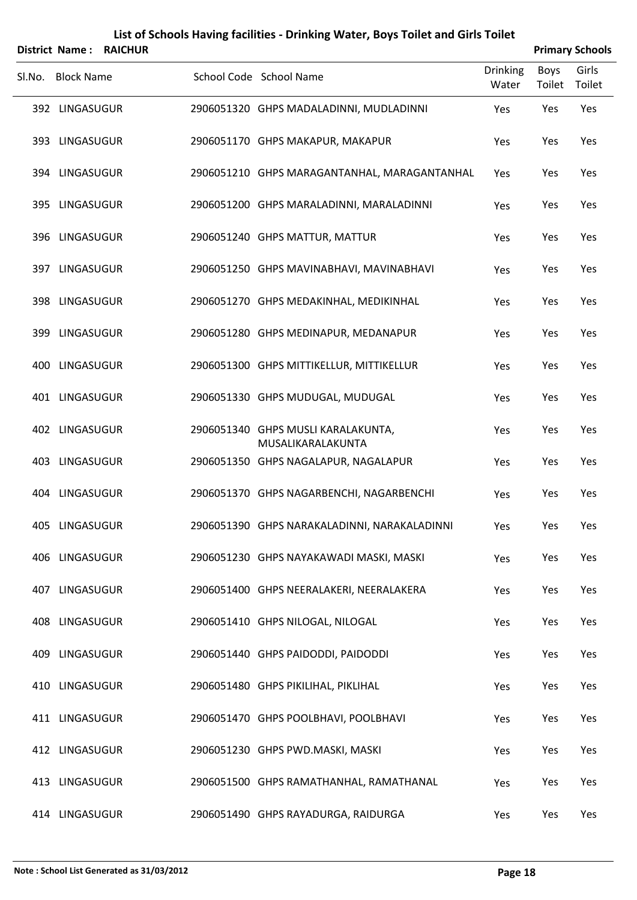# List of Schools Having facilities - Drinking Water, Boys Toilet and Girls Toilet

**District Name : RAICHUR** | **Primary Schools**

| Sl.No. | Block Name | School Code | School Name | Drinking Water | Boys Toilet | Girls Toilet |
|---|---|---|---|---|---|---|
| 392 | LINGASUGUR | 2906051320 | GHPS MADALADINNI, MUDLADINNI | Yes | Yes | Yes |
| 393 | LINGASUGUR | 2906051170 | GHPS MAKAPUR, MAKAPUR | Yes | Yes | Yes |
| 394 | LINGASUGUR | 2906051210 | GHPS MARAGANTANHAL, MARAGANTANHAL | Yes | Yes | Yes |
| 395 | LINGASUGUR | 2906051200 | GHPS MARALADINNI, MARALADINNI | Yes | Yes | Yes |
| 396 | LINGASUGUR | 2906051240 | GHPS MATTUR, MATTUR | Yes | Yes | Yes |
| 397 | LINGASUGUR | 2906051250 | GHPS MAVINABHAVI, MAVINABHAVI | Yes | Yes | Yes |
| 398 | LINGASUGUR | 2906051270 | GHPS MEDAKINHAL, MEDIKINHAL | Yes | Yes | Yes |
| 399 | LINGASUGUR | 2906051280 | GHPS MEDINAPUR, MEDANAPUR | Yes | Yes | Yes |
| 400 | LINGASUGUR | 2906051300 | GHPS MITTIKELLUR, MITTIKELLUR | Yes | Yes | Yes |
| 401 | LINGASUGUR | 2906051330 | GHPS MUDUGAL, MUDUGAL | Yes | Yes | Yes |
| 402 | LINGASUGUR | 2906051340 | GHPS MUSLI KARALAKUNTA, MUSALIKARALAKUNTA | Yes | Yes | Yes |
| 403 | LINGASUGUR | 2906051350 | GHPS NAGALAPUR, NAGALAPUR | Yes | Yes | Yes |
| 404 | LINGASUGUR | 2906051370 | GHPS NAGARBENCHI, NAGARBENCHI | Yes | Yes | Yes |
| 405 | LINGASUGUR | 2906051390 | GHPS NARAKALADINNI, NARAKALADINNI | Yes | Yes | Yes |
| 406 | LINGASUGUR | 2906051230 | GHPS NAYAKAWADI MASKI, MASKI | Yes | Yes | Yes |
| 407 | LINGASUGUR | 2906051400 | GHPS NEERALAKERI, NEERALAKERA | Yes | Yes | Yes |
| 408 | LINGASUGUR | 2906051410 | GHPS NILOGAL, NILOGAL | Yes | Yes | Yes |
| 409 | LINGASUGUR | 2906051440 | GHPS PAIDODDI, PAIDODDI | Yes | Yes | Yes |
| 410 | LINGASUGUR | 2906051480 | GHPS PIKILIHAL, PIKLIHAL | Yes | Yes | Yes |
| 411 | LINGASUGUR | 2906051470 | GHPS POOLBHAVI, POOLBHAVI | Yes | Yes | Yes |
| 412 | LINGASUGUR | 2906051230 | GHPS PWD.MASKI, MASKI | Yes | Yes | Yes |
| 413 | LINGASUGUR | 2906051500 | GHPS RAMATHANHAL, RAMATHANAL | Yes | Yes | Yes |
| 414 | LINGASUGUR | 2906051490 | GHPS RAYADURGA, RAIDURGA | Yes | Yes | Yes |

**Note : School List Generated as 31/03/2012**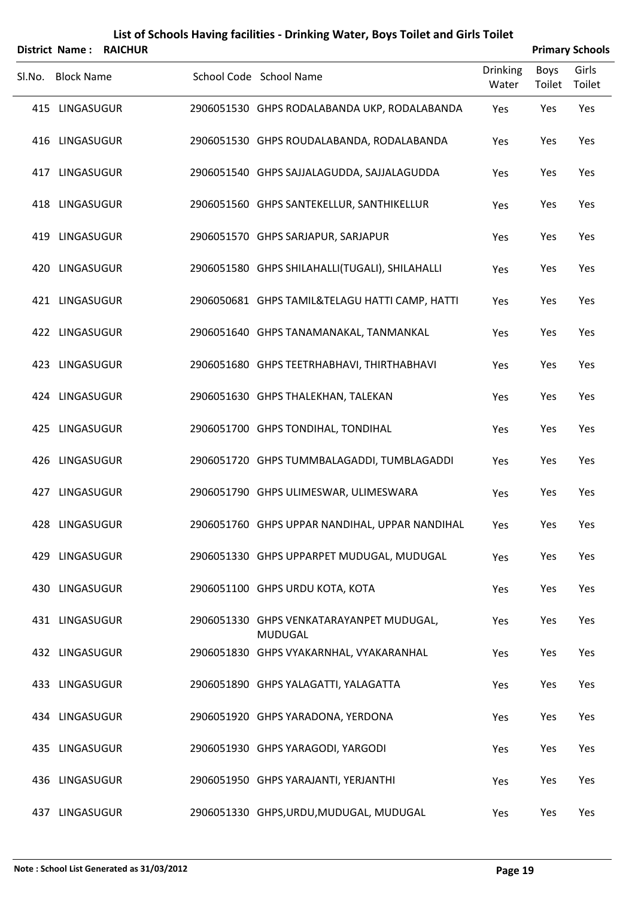# List of Schools Having facilities - Drinking Water, Boys Toilet and Girls Toilet

**District Name : RAICHUR** **Primary Schools**

| Sl.No. | Block Name | School Code | School Name | Drinking Water | Boys Toilet | Girls Toilet |
|---|---|---|---|---|---|---|
| 415 | LINGASUGUR | 2906051530 | GHPS RODALABANDA UKP, RODALABANDA | Yes | Yes | Yes |
| 416 | LINGASUGUR | 2906051530 | GHPS ROUDALABANDA, RODALABANDA | Yes | Yes | Yes |
| 417 | LINGASUGUR | 2906051540 | GHPS SAJJALAGUDDA, SAJJALAGUDDA | Yes | Yes | Yes |
| 418 | LINGASUGUR | 2906051560 | GHPS SANTEKELLUR, SANTHIKELLUR | Yes | Yes | Yes |
| 419 | LINGASUGUR | 2906051570 | GHPS SARJAPUR, SARJAPUR | Yes | Yes | Yes |
| 420 | LINGASUGUR | 2906051580 | GHPS SHILAHALLI(TUGALI), SHILAHALLI | Yes | Yes | Yes |
| 421 | LINGASUGUR | 2906050681 | GHPS TAMIL&TELAGU HATTI CAMP, HATTI | Yes | Yes | Yes |
| 422 | LINGASUGUR | 2906051640 | GHPS TANAMANAKAL, TANMANKAL | Yes | Yes | Yes |
| 423 | LINGASUGUR | 2906051680 | GHPS TEETRHABHAVI, THIRTHABHAVI | Yes | Yes | Yes |
| 424 | LINGASUGUR | 2906051630 | GHPS THALEKHAN, TALEKAN | Yes | Yes | Yes |
| 425 | LINGASUGUR | 2906051700 | GHPS TONDIHAL, TONDIHAL | Yes | Yes | Yes |
| 426 | LINGASUGUR | 2906051720 | GHPS TUMMBALAGADDI, TUMBLAGADDI | Yes | Yes | Yes |
| 427 | LINGASUGUR | 2906051790 | GHPS ULIMESWAR, ULIMESWARA | Yes | Yes | Yes |
| 428 | LINGASUGUR | 2906051760 | GHPS UPPAR NANDIHAL, UPPAR NANDIHAL | Yes | Yes | Yes |
| 429 | LINGASUGUR | 2906051330 | GHPS UPPARPET MUDUGAL, MUDUGAL | Yes | Yes | Yes |
| 430 | LINGASUGUR | 2906051100 | GHPS URDU KOTA, KOTA | Yes | Yes | Yes |
| 431 | LINGASUGUR | 2906051330 | GHPS VENKATARAYANPET MUDUGAL, MUDUGAL | Yes | Yes | Yes |
| 432 | LINGASUGUR | 2906051830 | GHPS VYAKARNHAL, VYAKARANHAL | Yes | Yes | Yes |
| 433 | LINGASUGUR | 2906051890 | GHPS YALAGATTI, YALAGATTA | Yes | Yes | Yes |
| 434 | LINGASUGUR | 2906051920 | GHPS YARADONA, YERDONA | Yes | Yes | Yes |
| 435 | LINGASUGUR | 2906051930 | GHPS YARAGODI, YARGODI | Yes | Yes | Yes |
| 436 | LINGASUGUR | 2906051950 | GHPS YARAJANTI, YERJANTHI | Yes | Yes | Yes |
| 437 | LINGASUGUR | 2906051330 | GHPS,URDU,MUDUGAL, MUDUGAL | Yes | Yes | Yes |

**Note : School List Generated as 31/03/2012**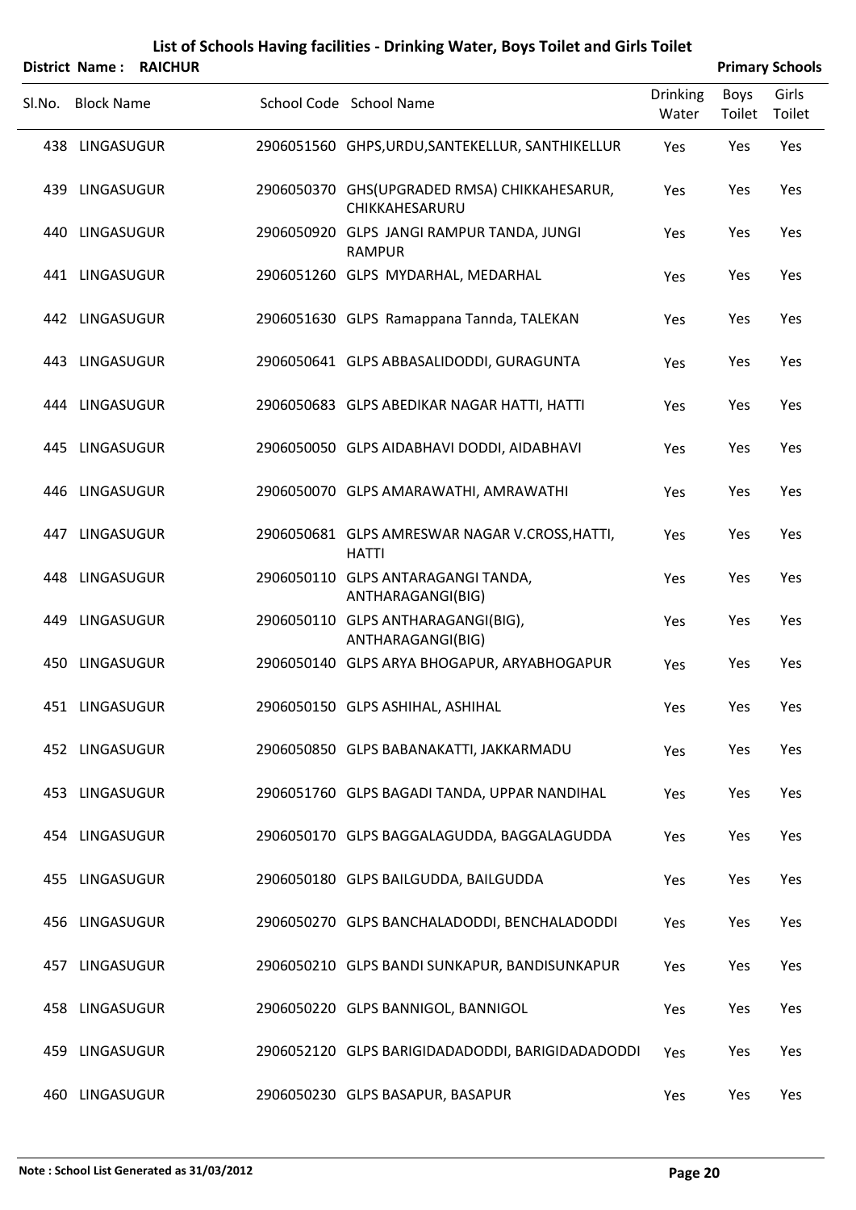# List of Schools Having facilities - Drinking Water, Boys Toilet and Girls Toilet

**District Name : RAICHUR** — **Primary Schools**

| Sl.No. | Block Name | School Code | School Name | Drinking Water | Boys Toilet | Girls Toilet |
|---|---|---|---|---|---|---|
| 438 | LINGASUGUR | 2906051560 | GHPS,URDU,SANTEKELLUR, SANTHIKELLUR | Yes | Yes | Yes |
| 439 | LINGASUGUR | 2906050370 | GHS(UPGRADED RMSA) CHIKKAHESARUR, CHIKKAHESARURU | Yes | Yes | Yes |
| 440 | LINGASUGUR | 2906050920 | GLPS JANGI RAMPUR TANDA, JUNGI RAMPUR | Yes | Yes | Yes |
| 441 | LINGASUGUR | 2906051260 | GLPS MYDARHAL, MEDARHAL | Yes | Yes | Yes |
| 442 | LINGASUGUR | 2906051630 | GLPS Ramappana Tannda, TALEKAN | Yes | Yes | Yes |
| 443 | LINGASUGUR | 2906050641 | GLPS ABBASALIDODDI, GURAGUNTA | Yes | Yes | Yes |
| 444 | LINGASUGUR | 2906050683 | GLPS ABEDIKAR NAGAR HATTI, HATTI | Yes | Yes | Yes |
| 445 | LINGASUGUR | 2906050050 | GLPS AIDABHAVI DODDI, AIDABHAVI | Yes | Yes | Yes |
| 446 | LINGASUGUR | 2906050070 | GLPS AMARAWATHI, AMRAWATHI | Yes | Yes | Yes |
| 447 | LINGASUGUR | 2906050681 | GLPS AMRESWAR NAGAR V.CROSS,HATTI, HATTI | Yes | Yes | Yes |
| 448 | LINGASUGUR | 2906050110 | GLPS ANTARAGANGI TANDA, ANTHARAGANGI(BIG) | Yes | Yes | Yes |
| 449 | LINGASUGUR | 2906050110 | GLPS ANTHARAGANGI(BIG), ANTHARAGANGI(BIG) | Yes | Yes | Yes |
| 450 | LINGASUGUR | 2906050140 | GLPS ARYA BHOGAPUR, ARYABHOGAPUR | Yes | Yes | Yes |
| 451 | LINGASUGUR | 2906050150 | GLPS ASHIHAL, ASHIHAL | Yes | Yes | Yes |
| 452 | LINGASUGUR | 2906050850 | GLPS BABANAKATTI, JAKKARMADU | Yes | Yes | Yes |
| 453 | LINGASUGUR | 2906051760 | GLPS BAGADI TANDA, UPPAR NANDIHAL | Yes | Yes | Yes |
| 454 | LINGASUGUR | 2906050170 | GLPS BAGGALAGUDDA, BAGGALAGUDDA | Yes | Yes | Yes |
| 455 | LINGASUGUR | 2906050180 | GLPS BAILGUDDA, BAILGUDDA | Yes | Yes | Yes |
| 456 | LINGASUGUR | 2906050270 | GLPS BANCHALADODDI, BENCHALADODDI | Yes | Yes | Yes |
| 457 | LINGASUGUR | 2906050210 | GLPS BANDI SUNKAPUR, BANDISUNKAPUR | Yes | Yes | Yes |
| 458 | LINGASUGUR | 2906050220 | GLPS BANNIGOL, BANNIGOL | Yes | Yes | Yes |
| 459 | LINGASUGUR | 2906052120 | GLPS BARIGIDADADODDI, BARIGIDADADODDI | Yes | Yes | Yes |
| 460 | LINGASUGUR | 2906050230 | GLPS BASAPUR, BASAPUR | Yes | Yes | Yes |

Note : School List Generated as 31/03/2012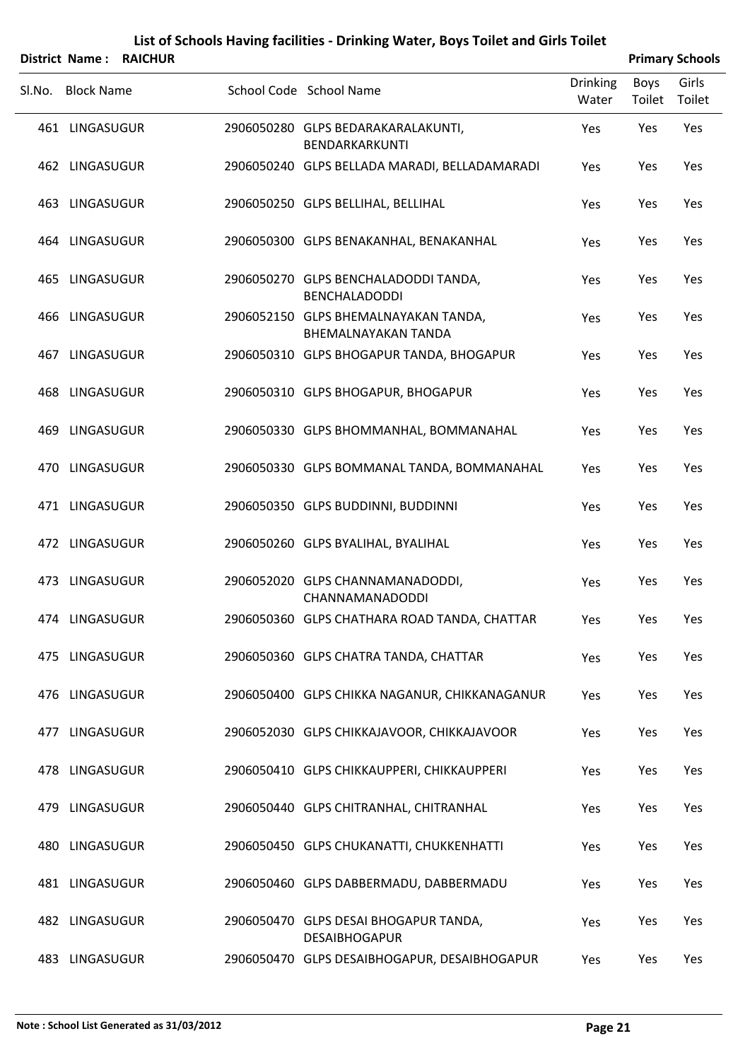# List of Schools Having facilities - Drinking Water, Boys Toilet and Girls Toilet

**District Name : RAICHUR** **Primary Schools**

| Sl.No. | Block Name | School Code | School Name | Drinking Water | Boys Toilet | Girls Toilet |
|---|---|---|---|---|---|---|
| 461 | LINGASUGUR | 2906050280 | GLPS BEDARAKARALAKUNTI, BENDARKARKUNTI | Yes | Yes | Yes |
| 462 | LINGASUGUR | 2906050240 | GLPS BELLADA MARADI, BELLADAMARADI | Yes | Yes | Yes |
| 463 | LINGASUGUR | 2906050250 | GLPS BELLIHAL, BELLIHAL | Yes | Yes | Yes |
| 464 | LINGASUGUR | 2906050300 | GLPS BENAKANHAL, BENAKANHAL | Yes | Yes | Yes |
| 465 | LINGASUGUR | 2906050270 | GLPS BENCHALADODDI TANDA, BENCHALADODDI | Yes | Yes | Yes |
| 466 | LINGASUGUR | 2906052150 | GLPS BHEMALNAYAKAN TANDA, BHEMALNAYAKAN TANDA | Yes | Yes | Yes |
| 467 | LINGASUGUR | 2906050310 | GLPS BHOGAPUR TANDA, BHOGAPUR | Yes | Yes | Yes |
| 468 | LINGASUGUR | 2906050310 | GLPS BHOGAPUR, BHOGAPUR | Yes | Yes | Yes |
| 469 | LINGASUGUR | 2906050330 | GLPS BHOMMANHAL, BOMMANAHAL | Yes | Yes | Yes |
| 470 | LINGASUGUR | 2906050330 | GLPS BOMMANAL TANDA, BOMMANAHAL | Yes | Yes | Yes |
| 471 | LINGASUGUR | 2906050350 | GLPS BUDDINNI, BUDDINNI | Yes | Yes | Yes |
| 472 | LINGASUGUR | 2906050260 | GLPS BYALIHAL, BYALIHAL | Yes | Yes | Yes |
| 473 | LINGASUGUR | 2906052020 | GLPS CHANNAMANADODDI, CHANNAMANADODDI | Yes | Yes | Yes |
| 474 | LINGASUGUR | 2906050360 | GLPS CHATHARA ROAD TANDA, CHATTAR | Yes | Yes | Yes |
| 475 | LINGASUGUR | 2906050360 | GLPS CHATRA TANDA, CHATTAR | Yes | Yes | Yes |
| 476 | LINGASUGUR | 2906050400 | GLPS CHIKKA NAGANUR, CHIKKANAGANUR | Yes | Yes | Yes |
| 477 | LINGASUGUR | 2906052030 | GLPS CHIKKAJAVOOR, CHIKKAJAVOOR | Yes | Yes | Yes |
| 478 | LINGASUGUR | 2906050410 | GLPS CHIKKAUPPERI, CHIKKAUPPERI | Yes | Yes | Yes |
| 479 | LINGASUGUR | 2906050440 | GLPS CHITRANHAL, CHITRANHAL | Yes | Yes | Yes |
| 480 | LINGASUGUR | 2906050450 | GLPS CHUKANATTI, CHUKKENHATTI | Yes | Yes | Yes |
| 481 | LINGASUGUR | 2906050460 | GLPS DABBERMADU, DABBERMADU | Yes | Yes | Yes |
| 482 | LINGASUGUR | 2906050470 | GLPS DESAI BHOGAPUR TANDA, DESAIBHOGAPUR | Yes | Yes | Yes |
| 483 | LINGASUGUR | 2906050470 | GLPS DESAIBHOGAPUR, DESAIBHOGAPUR | Yes | Yes | Yes |

**Note : School List Generated as 31/03/2012**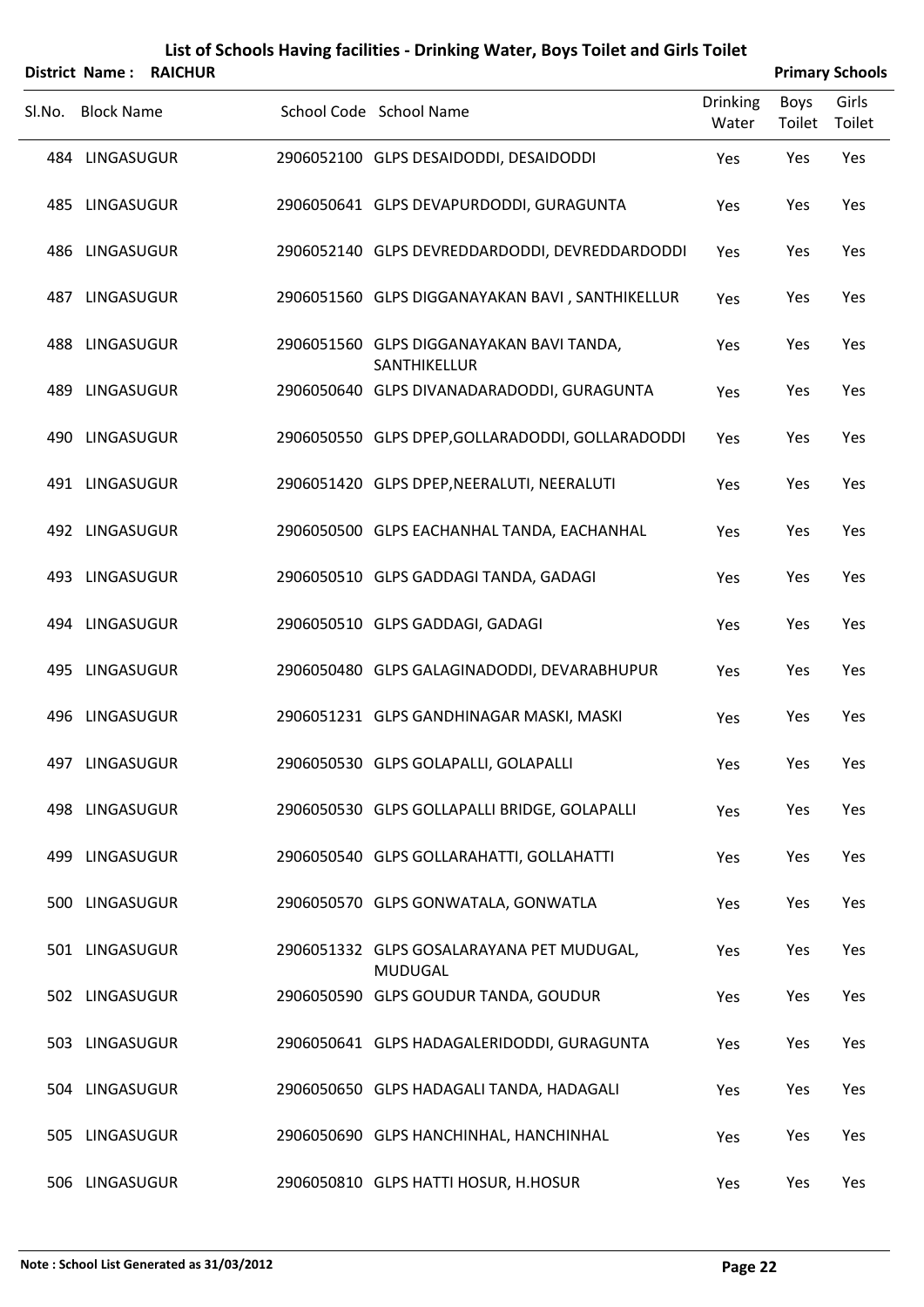# List of Schools Having facilities - Drinking Water, Boys Toilet and Girls Toilet

**District Name : RAICHUR** | **Primary Schools**

| Sl.No. | Block Name | School Code | School Name | Drinking Water | Boys Toilet | Girls Toilet |
|---|---|---|---|---|---|---|
| 484 | LINGASUGUR | 2906052100 | GLPS DESAIDODDI, DESAIDODDI | Yes | Yes | Yes |
| 485 | LINGASUGUR | 2906050641 | GLPS DEVAPURDODDI, GURAGUNTA | Yes | Yes | Yes |
| 486 | LINGASUGUR | 2906052140 | GLPS DEVREDDARDODDI, DEVREDDARDODDI | Yes | Yes | Yes |
| 487 | LINGASUGUR | 2906051560 | GLPS DIGGANAYAKAN BAVI , SANTHIKELLUR | Yes | Yes | Yes |
| 488 | LINGASUGUR | 2906051560 | GLPS DIGGANAYAKAN BAVI TANDA, SANTHIKELLUR | Yes | Yes | Yes |
| 489 | LINGASUGUR | 2906050640 | GLPS DIVANADARADODDI, GURAGUNTA | Yes | Yes | Yes |
| 490 | LINGASUGUR | 2906050550 | GLPS DPEP,GOLLARADODDI, GOLLARADODDI | Yes | Yes | Yes |
| 491 | LINGASUGUR | 2906051420 | GLPS DPEP,NEERALUTI, NEERALUTI | Yes | Yes | Yes |
| 492 | LINGASUGUR | 2906050500 | GLPS EACHANHAL TANDA, EACHANHAL | Yes | Yes | Yes |
| 493 | LINGASUGUR | 2906050510 | GLPS GADDAGI TANDA, GADAGI | Yes | Yes | Yes |
| 494 | LINGASUGUR | 2906050510 | GLPS GADDAGI, GADAGI | Yes | Yes | Yes |
| 495 | LINGASUGUR | 2906050480 | GLPS GALAGINADODDI, DEVARABHUPUR | Yes | Yes | Yes |
| 496 | LINGASUGUR | 2906051231 | GLPS GANDHINAGAR MASKI, MASKI | Yes | Yes | Yes |
| 497 | LINGASUGUR | 2906050530 | GLPS GOLAPALLI, GOLAPALLI | Yes | Yes | Yes |
| 498 | LINGASUGUR | 2906050530 | GLPS GOLLAPALLI BRIDGE, GOLAPALLI | Yes | Yes | Yes |
| 499 | LINGASUGUR | 2906050540 | GLPS GOLLARAHATTI, GOLLAHATTI | Yes | Yes | Yes |
| 500 | LINGASUGUR | 2906050570 | GLPS GONWATALA, GONWATLA | Yes | Yes | Yes |
| 501 | LINGASUGUR | 2906051332 | GLPS GOSALARAYANA PET MUDUGAL, MUDUGAL | Yes | Yes | Yes |
| 502 | LINGASUGUR | 2906050590 | GLPS GOUDUR TANDA, GOUDUR | Yes | Yes | Yes |
| 503 | LINGASUGUR | 2906050641 | GLPS HADAGALERIDODDI, GURAGUNTA | Yes | Yes | Yes |
| 504 | LINGASUGUR | 2906050650 | GLPS HADAGALI TANDA, HADAGALI | Yes | Yes | Yes |
| 505 | LINGASUGUR | 2906050690 | GLPS HANCHINHAL, HANCHINHAL | Yes | Yes | Yes |
| 506 | LINGASUGUR | 2906050810 | GLPS HATTI HOSUR, H.HOSUR | Yes | Yes | Yes |

**Note : School List Generated as 31/03/2012**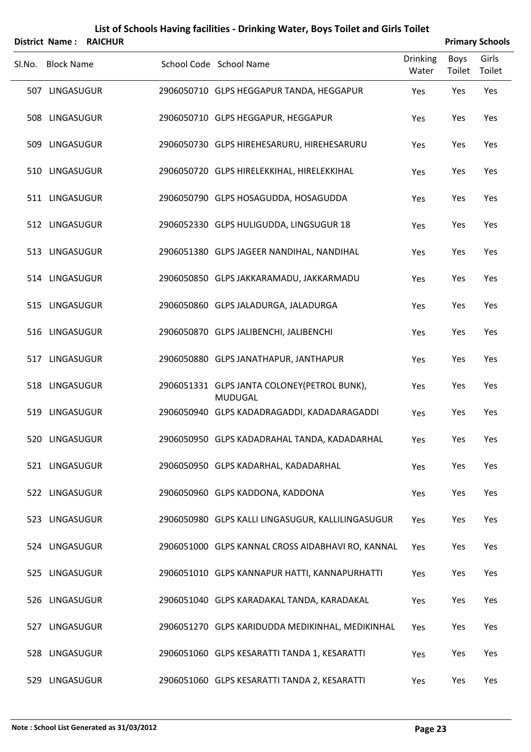# List of Schools Having facilities - Drinking Water, Boys Toilet and Girls Toilet

**District Name : RAICHUR** **Primary Schools**

| Sl.No. | Block Name | School Code | School Name | Drinking Water | Boys Toilet | Girls Toilet |
|---|---|---|---|---|---|---|
| 507 | LINGASUGUR | 2906050710 | GLPS HEGGAPUR TANDA, HEGGAPUR | Yes | Yes | Yes |
| 508 | LINGASUGUR | 2906050710 | GLPS HEGGAPUR, HEGGAPUR | Yes | Yes | Yes |
| 509 | LINGASUGUR | 2906050730 | GLPS HIREHESARURU, HIREHESARURU | Yes | Yes | Yes |
| 510 | LINGASUGUR | 2906050720 | GLPS HIRELEKKIHAL, HIRELEKKIHAL | Yes | Yes | Yes |
| 511 | LINGASUGUR | 2906050790 | GLPS HOSAGUDDA, HOSAGUDDA | Yes | Yes | Yes |
| 512 | LINGASUGUR | 2906052330 | GLPS HULIGUDDA, LINGSUGUR 18 | Yes | Yes | Yes |
| 513 | LINGASUGUR | 2906051380 | GLPS JAGEER NANDIHAL, NANDIHAL | Yes | Yes | Yes |
| 514 | LINGASUGUR | 2906050850 | GLPS JAKKARAMADU, JAKKARMADU | Yes | Yes | Yes |
| 515 | LINGASUGUR | 2906050860 | GLPS JALADURGA, JALADURGA | Yes | Yes | Yes |
| 516 | LINGASUGUR | 2906050870 | GLPS JALIBENCHI, JALIBENCHI | Yes | Yes | Yes |
| 517 | LINGASUGUR | 2906050880 | GLPS JANATHAPUR, JANTHAPUR | Yes | Yes | Yes |
| 518 | LINGASUGUR | 2906051331 | GLPS JANTA COLONEY(PETROL BUNK), MUDUGAL | Yes | Yes | Yes |
| 519 | LINGASUGUR | 2906050940 | GLPS KADADRAGADDI, KADADARAGADDI | Yes | Yes | Yes |
| 520 | LINGASUGUR | 2906050950 | GLPS KADADRAHAL TANDA, KADADARHAL | Yes | Yes | Yes |
| 521 | LINGASUGUR | 2906050950 | GLPS KADARHAL, KADADARHAL | Yes | Yes | Yes |
| 522 | LINGASUGUR | 2906050960 | GLPS KADDONA, KADDONA | Yes | Yes | Yes |
| 523 | LINGASUGUR | 2906050980 | GLPS KALLI LINGASUGUR, KALLILINGASUGUR | Yes | Yes | Yes |
| 524 | LINGASUGUR | 2906051000 | GLPS KANNAL CROSS AIDABHAVI RO, KANNAL | Yes | Yes | Yes |
| 525 | LINGASUGUR | 2906051010 | GLPS KANNAPUR HATTI, KANNAPURHATTI | Yes | Yes | Yes |
| 526 | LINGASUGUR | 2906051040 | GLPS KARADAKAL TANDA, KARADAKAL | Yes | Yes | Yes |
| 527 | LINGASUGUR | 2906051270 | GLPS KARIDUDDA MEDIKINHAL, MEDIKINHAL | Yes | Yes | Yes |
| 528 | LINGASUGUR | 2906051060 | GLPS KESARATTI TANDA 1, KESARATTI | Yes | Yes | Yes |
| 529 | LINGASUGUR | 2906051060 | GLPS KESARATTI TANDA 2, KESARATTI | Yes | Yes | Yes |

**Note : School List Generated as 31/03/2012**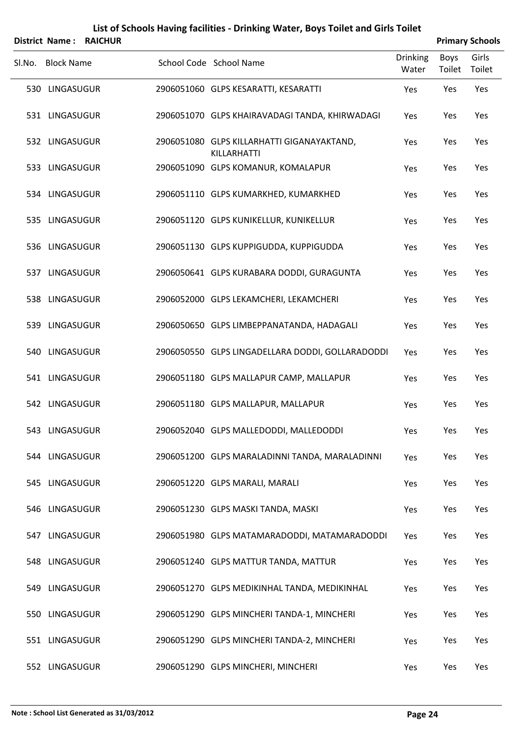# List of Schools Having facilities - Drinking Water, Boys Toilet and Girls Toilet

**District Name : RAICHUR** **Primary Schools**

| Sl.No. | Block Name | School Code | School Name | Drinking Water | Boys Toilet | Girls Toilet |
|---|---|---|---|---|---|---|
| 530 | LINGASUGUR | 2906051060 | GLPS KESARATTI, KESARATTI | Yes | Yes | Yes |
| 531 | LINGASUGUR | 2906051070 | GLPS KHAIRAVADAGI TANDA, KHIRWADAGI | Yes | Yes | Yes |
| 532 | LINGASUGUR | 2906051080 | GLPS KILLARHATTI GIGANAYAKTAND, KILLARHATTI | Yes | Yes | Yes |
| 533 | LINGASUGUR | 2906051090 | GLPS KOMANUR, KOMALAPUR | Yes | Yes | Yes |
| 534 | LINGASUGUR | 2906051110 | GLPS KUMARKHED, KUMARKHED | Yes | Yes | Yes |
| 535 | LINGASUGUR | 2906051120 | GLPS KUNIKELLUR, KUNIKELLUR | Yes | Yes | Yes |
| 536 | LINGASUGUR | 2906051130 | GLPS KUPPIGUDDA, KUPPIGUDDA | Yes | Yes | Yes |
| 537 | LINGASUGUR | 2906050641 | GLPS KURABARA DODDI, GURAGUNTA | Yes | Yes | Yes |
| 538 | LINGASUGUR | 2906052000 | GLPS LEKAMCHERI, LEKAMCHERI | Yes | Yes | Yes |
| 539 | LINGASUGUR | 2906050650 | GLPS LIMBEPPANATANDA, HADAGALI | Yes | Yes | Yes |
| 540 | LINGASUGUR | 2906050550 | GLPS LINGADELLARA DODDI, GOLLARADODDI | Yes | Yes | Yes |
| 541 | LINGASUGUR | 2906051180 | GLPS MALLAPUR CAMP, MALLAPUR | Yes | Yes | Yes |
| 542 | LINGASUGUR | 2906051180 | GLPS MALLAPUR, MALLAPUR | Yes | Yes | Yes |
| 543 | LINGASUGUR | 2906052040 | GLPS MALLEDODDI, MALLEDODDI | Yes | Yes | Yes |
| 544 | LINGASUGUR | 2906051200 | GLPS MARALADINNI TANDA, MARALADINNI | Yes | Yes | Yes |
| 545 | LINGASUGUR | 2906051220 | GLPS MARALI, MARALI | Yes | Yes | Yes |
| 546 | LINGASUGUR | 2906051230 | GLPS MASKI TANDA, MASKI | Yes | Yes | Yes |
| 547 | LINGASUGUR | 2906051980 | GLPS MATAMARADODDI, MATAMARADODDI | Yes | Yes | Yes |
| 548 | LINGASUGUR | 2906051240 | GLPS MATTUR TANDA, MATTUR | Yes | Yes | Yes |
| 549 | LINGASUGUR | 2906051270 | GLPS MEDIKINHAL TANDA, MEDIKINHAL | Yes | Yes | Yes |
| 550 | LINGASUGUR | 2906051290 | GLPS MINCHERI TANDA-1, MINCHERI | Yes | Yes | Yes |
| 551 | LINGASUGUR | 2906051290 | GLPS MINCHERI TANDA-2, MINCHERI | Yes | Yes | Yes |
| 552 | LINGASUGUR | 2906051290 | GLPS MINCHERI, MINCHERI | Yes | Yes | Yes |

**Note : School List Generated as 31/03/2012**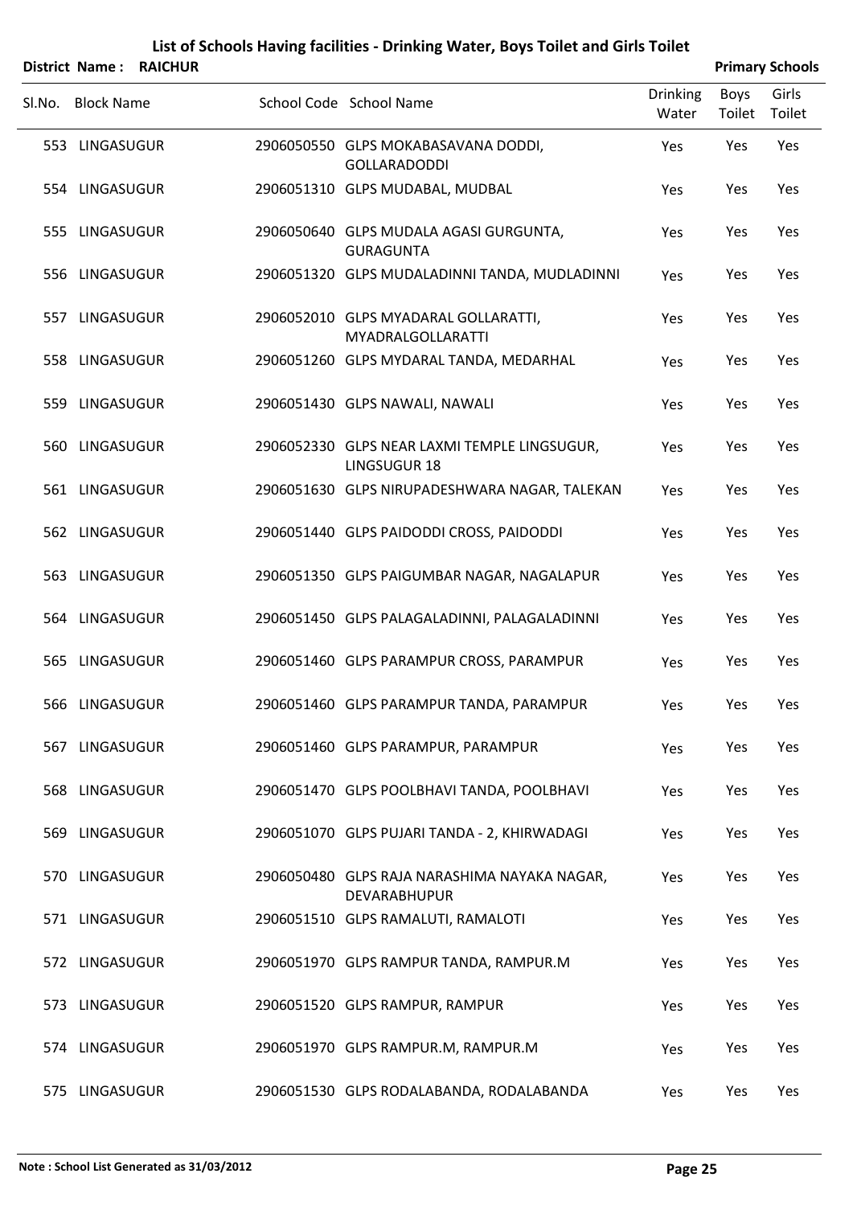# List of Schools Having facilities - Drinking Water, Boys Toilet and Girls Toilet

**District Name : RAICHUR** **Primary Schools**

| Sl.No. | Block Name | School Code | School Name | Drinking Water | Boys Toilet | Girls Toilet |
|---|---|---|---|---|---|---|
| 553 | LINGASUGUR | 2906050550 | GLPS MOKABASAVANA DODDI, GOLLARADODDI | Yes | Yes | Yes |
| 554 | LINGASUGUR | 2906051310 | GLPS MUDABAL, MUDBAL | Yes | Yes | Yes |
| 555 | LINGASUGUR | 2906050640 | GLPS MUDALA AGASI GURGUNTA, GURAGUNTA | Yes | Yes | Yes |
| 556 | LINGASUGUR | 2906051320 | GLPS MUDALADINNI TANDA, MUDLADINNI | Yes | Yes | Yes |
| 557 | LINGASUGUR | 2906052010 | GLPS MYADARAL GOLLARATTI, MYADRALGOLLARATTI | Yes | Yes | Yes |
| 558 | LINGASUGUR | 2906051260 | GLPS MYDARAL TANDA, MEDARHAL | Yes | Yes | Yes |
| 559 | LINGASUGUR | 2906051430 | GLPS NAWALI, NAWALI | Yes | Yes | Yes |
| 560 | LINGASUGUR | 2906052330 | GLPS NEAR LAXMI TEMPLE LINGSUGUR, LINGSUGUR 18 | Yes | Yes | Yes |
| 561 | LINGASUGUR | 2906051630 | GLPS NIRUPADESHWARA NAGAR, TALEKAN | Yes | Yes | Yes |
| 562 | LINGASUGUR | 2906051440 | GLPS PAIDODDI CROSS, PAIDODDI | Yes | Yes | Yes |
| 563 | LINGASUGUR | 2906051350 | GLPS PAIGUMBAR NAGAR, NAGALAPUR | Yes | Yes | Yes |
| 564 | LINGASUGUR | 2906051450 | GLPS PALAGALADINNI, PALAGALADINNI | Yes | Yes | Yes |
| 565 | LINGASUGUR | 2906051460 | GLPS PARAMPUR CROSS, PARAMPUR | Yes | Yes | Yes |
| 566 | LINGASUGUR | 2906051460 | GLPS PARAMPUR TANDA, PARAMPUR | Yes | Yes | Yes |
| 567 | LINGASUGUR | 2906051460 | GLPS PARAMPUR, PARAMPUR | Yes | Yes | Yes |
| 568 | LINGASUGUR | 2906051470 | GLPS POOLBHAVI TANDA, POOLBHAVI | Yes | Yes | Yes |
| 569 | LINGASUGUR | 2906051070 | GLPS PUJARI TANDA - 2, KHIRWADAGI | Yes | Yes | Yes |
| 570 | LINGASUGUR | 2906050480 | GLPS RAJA NARASHIMA NAYAKA NAGAR, DEVARABHUPUR | Yes | Yes | Yes |
| 571 | LINGASUGUR | 2906051510 | GLPS RAMALUTI, RAMALOTI | Yes | Yes | Yes |
| 572 | LINGASUGUR | 2906051970 | GLPS RAMPUR TANDA, RAMPUR.M | Yes | Yes | Yes |
| 573 | LINGASUGUR | 2906051520 | GLPS RAMPUR, RAMPUR | Yes | Yes | Yes |
| 574 | LINGASUGUR | 2906051970 | GLPS RAMPUR.M, RAMPUR.M | Yes | Yes | Yes |
| 575 | LINGASUGUR | 2906051530 | GLPS RODALABANDA, RODALABANDA | Yes | Yes | Yes |

**Note : School List Generated as 31/03/2012**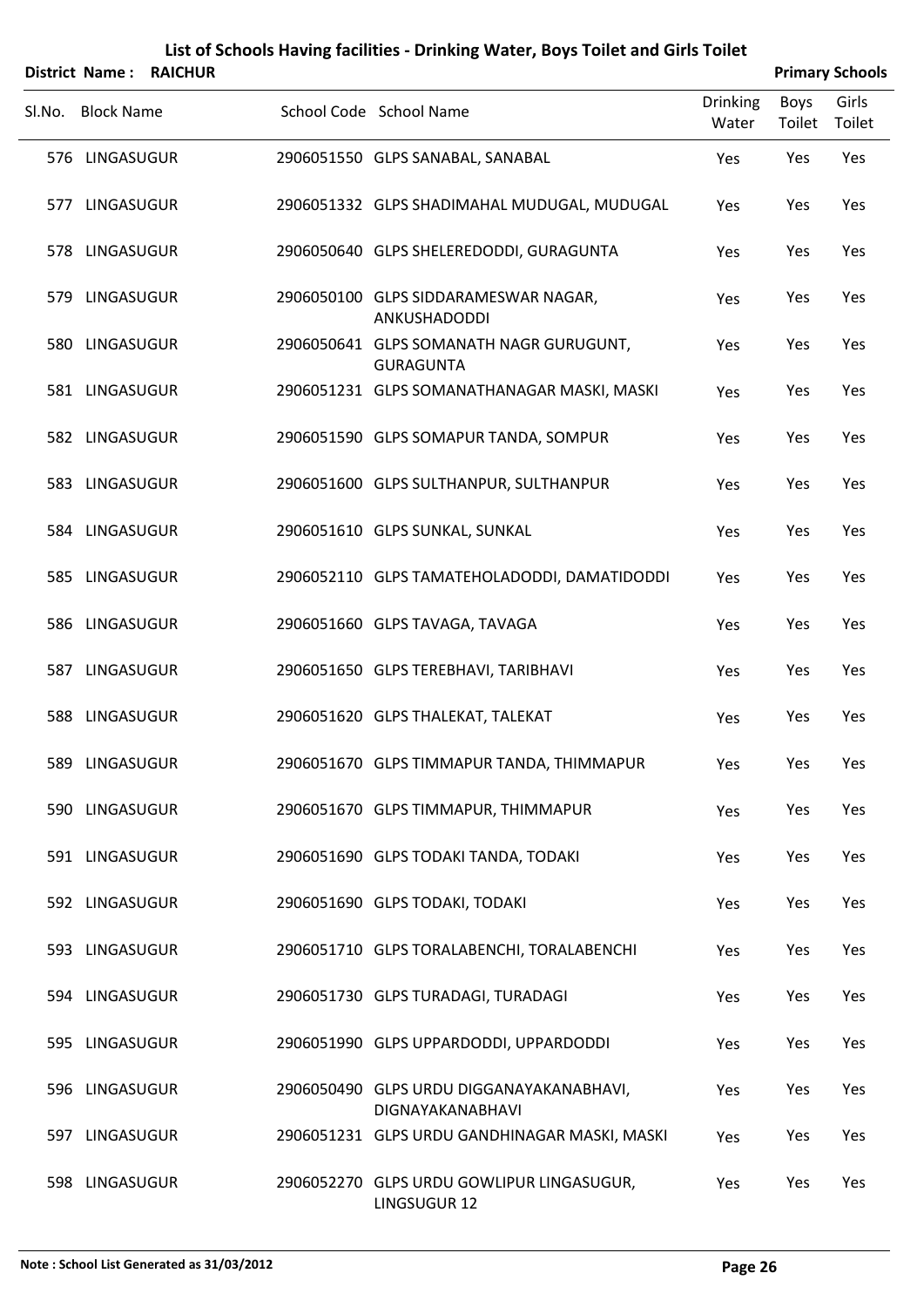# List of Schools Having facilities - Drinking Water, Boys Toilet and Girls Toilet

**District Name : RAICHUR** **Primary Schools**

| Sl.No. | Block Name | School Code | School Name | Drinking Water | Boys Toilet | Girls Toilet |
|---|---|---|---|---|---|---|
| 576 | LINGASUGUR | 2906051550 | GLPS SANABAL, SANABAL | Yes | Yes | Yes |
| 577 | LINGASUGUR | 2906051332 | GLPS SHADIMAHAL MUDUGAL, MUDUGAL | Yes | Yes | Yes |
| 578 | LINGASUGUR | 2906050640 | GLPS SHELEREDODDI, GURAGUNTA | Yes | Yes | Yes |
| 579 | LINGASUGUR | 2906050100 | GLPS SIDDARAMESWAR NAGAR, ANKUSHADODDI | Yes | Yes | Yes |
| 580 | LINGASUGUR | 2906050641 | GLPS SOMANATH NAGR GURUGUNT, GURAGUNTA | Yes | Yes | Yes |
| 581 | LINGASUGUR | 2906051231 | GLPS SOMANATHANAGAR MASKI, MASKI | Yes | Yes | Yes |
| 582 | LINGASUGUR | 2906051590 | GLPS SOMAPUR TANDA, SOMPUR | Yes | Yes | Yes |
| 583 | LINGASUGUR | 2906051600 | GLPS SULTHANPUR, SULTHANPUR | Yes | Yes | Yes |
| 584 | LINGASUGUR | 2906051610 | GLPS SUNKAL, SUNKAL | Yes | Yes | Yes |
| 585 | LINGASUGUR | 2906052110 | GLPS TAMATEHOLADODDI, DAMATIDODDI | Yes | Yes | Yes |
| 586 | LINGASUGUR | 2906051660 | GLPS TAVAGA, TAVAGA | Yes | Yes | Yes |
| 587 | LINGASUGUR | 2906051650 | GLPS TEREBHAVI, TARIBHAVI | Yes | Yes | Yes |
| 588 | LINGASUGUR | 2906051620 | GLPS THALEKAT, TALEKAT | Yes | Yes | Yes |
| 589 | LINGASUGUR | 2906051670 | GLPS TIMMAPUR TANDA, THIMMAPUR | Yes | Yes | Yes |
| 590 | LINGASUGUR | 2906051670 | GLPS TIMMAPUR, THIMMAPUR | Yes | Yes | Yes |
| 591 | LINGASUGUR | 2906051690 | GLPS TODAKI TANDA, TODAKI | Yes | Yes | Yes |
| 592 | LINGASUGUR | 2906051690 | GLPS TODAKI, TODAKI | Yes | Yes | Yes |
| 593 | LINGASUGUR | 2906051710 | GLPS TORALABENCHI, TORALABENCHI | Yes | Yes | Yes |
| 594 | LINGASUGUR | 2906051730 | GLPS TURADAGI, TURADAGI | Yes | Yes | Yes |
| 595 | LINGASUGUR | 2906051990 | GLPS UPPARDODDI, UPPARDODDI | Yes | Yes | Yes |
| 596 | LINGASUGUR | 2906050490 | GLPS URDU DIGGANAYAKANABHAVI, DIGNAYAKANABHAVI | Yes | Yes | Yes |
| 597 | LINGASUGUR | 2906051231 | GLPS URDU GANDHINAGAR MASKI, MASKI | Yes | Yes | Yes |
| 598 | LINGASUGUR | 2906052270 | GLPS URDU GOWLIPUR LINGASUGUR, LINGSUGUR 12 | Yes | Yes | Yes |

**Note : School List Generated as 31/03/2012**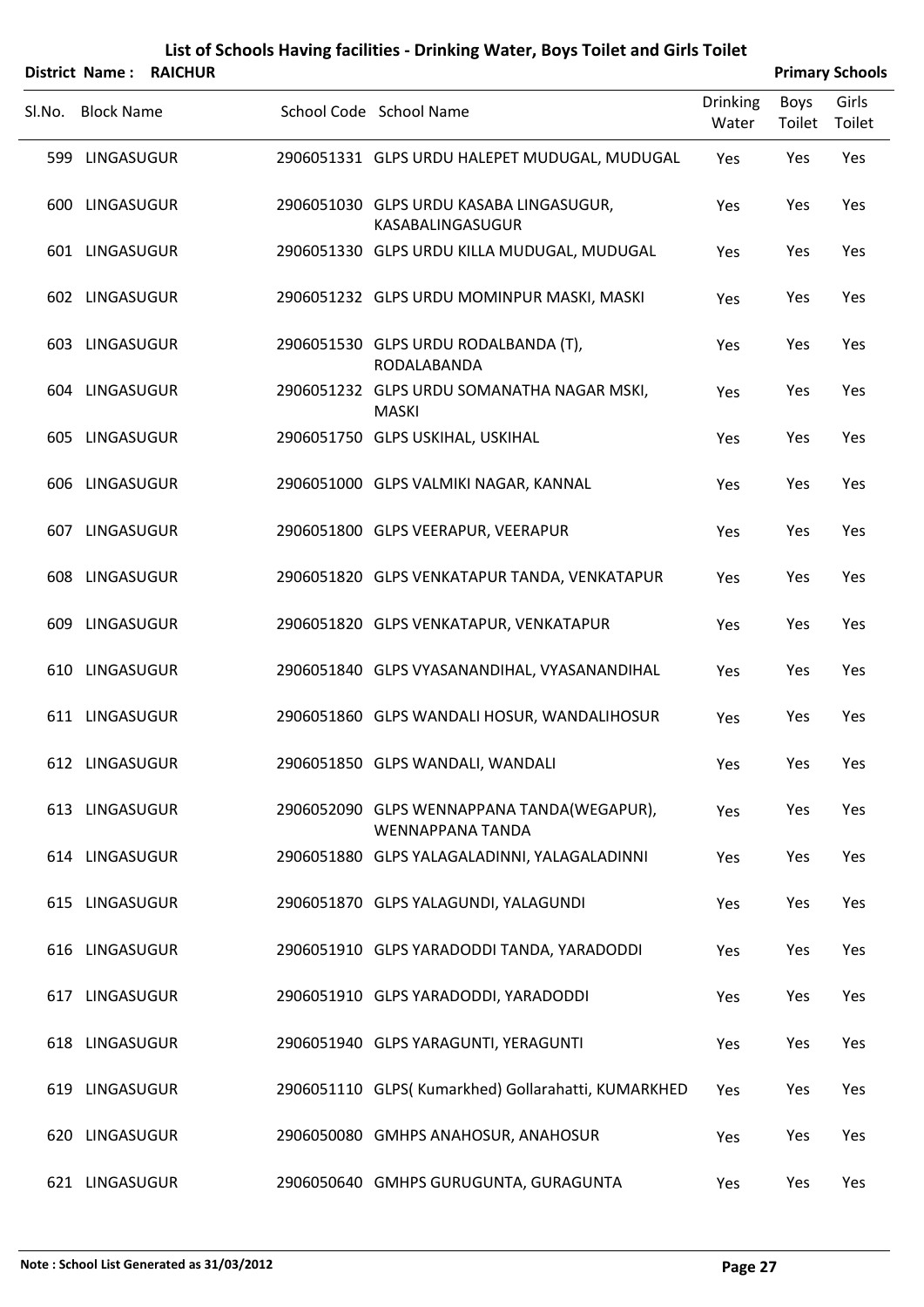# List of Schools Having facilities - Drinking Water, Boys Toilet and Girls Toilet

**District Name : RAICHUR** | **Primary Schools**

| Sl.No. | Block Name | School Code | School Name | Drinking Water | Boys Toilet | Girls Toilet |
|---|---|---|---|---|---|---|
| 599 | LINGASUGUR | 2906051331 | GLPS URDU HALEPET MUDUGAL, MUDUGAL | Yes | Yes | Yes |
| 600 | LINGASUGUR | 2906051030 | GLPS URDU KASABA LINGASUGUR, KASABALINGASUGUR | Yes | Yes | Yes |
| 601 | LINGASUGUR | 2906051330 | GLPS URDU KILLA MUDUGAL, MUDUGAL | Yes | Yes | Yes |
| 602 | LINGASUGUR | 2906051232 | GLPS URDU MOMINPUR MASKI, MASKI | Yes | Yes | Yes |
| 603 | LINGASUGUR | 2906051530 | GLPS URDU RODALBANDA (T), RODALABANDA | Yes | Yes | Yes |
| 604 | LINGASUGUR | 2906051232 | GLPS URDU SOMANATHA NAGAR MSKI, MASKI | Yes | Yes | Yes |
| 605 | LINGASUGUR | 2906051750 | GLPS USKIHAL, USKIHAL | Yes | Yes | Yes |
| 606 | LINGASUGUR | 2906051000 | GLPS VALMIKI NAGAR, KANNAL | Yes | Yes | Yes |
| 607 | LINGASUGUR | 2906051800 | GLPS VEERAPUR, VEERAPUR | Yes | Yes | Yes |
| 608 | LINGASUGUR | 2906051820 | GLPS VENKATAPUR TANDA, VENKATAPUR | Yes | Yes | Yes |
| 609 | LINGASUGUR | 2906051820 | GLPS VENKATAPUR, VENKATAPUR | Yes | Yes | Yes |
| 610 | LINGASUGUR | 2906051840 | GLPS VYASANANDIHAL, VYASANANDIHAL | Yes | Yes | Yes |
| 611 | LINGASUGUR | 2906051860 | GLPS WANDALI HOSUR, WANDALIHOSUR | Yes | Yes | Yes |
| 612 | LINGASUGUR | 2906051850 | GLPS WANDALI, WANDALI | Yes | Yes | Yes |
| 613 | LINGASUGUR | 2906052090 | GLPS WENNAPPANA TANDA(WEGAPUR), WENNAPPANA TANDA | Yes | Yes | Yes |
| 614 | LINGASUGUR | 2906051880 | GLPS YALAGALADINNI, YALAGALADINNI | Yes | Yes | Yes |
| 615 | LINGASUGUR | 2906051870 | GLPS YALAGUNDI, YALAGUNDI | Yes | Yes | Yes |
| 616 | LINGASUGUR | 2906051910 | GLPS YARADODDI TANDA, YARADODDI | Yes | Yes | Yes |
| 617 | LINGASUGUR | 2906051910 | GLPS YARADODDI, YARADODDI | Yes | Yes | Yes |
| 618 | LINGASUGUR | 2906051940 | GLPS YARAGUNTI, YERAGUNTI | Yes | Yes | Yes |
| 619 | LINGASUGUR | 2906051110 | GLPS( Kumarkhed) Gollarahatti, KUMARKHED | Yes | Yes | Yes |
| 620 | LINGASUGUR | 2906050080 | GMHPS ANAHOSUR, ANAHOSUR | Yes | Yes | Yes |
| 621 | LINGASUGUR | 2906050640 | GMHPS GURUGUNTA, GURAGUNTA | Yes | Yes | Yes |

**Note : School List Generated as 31/03/2012**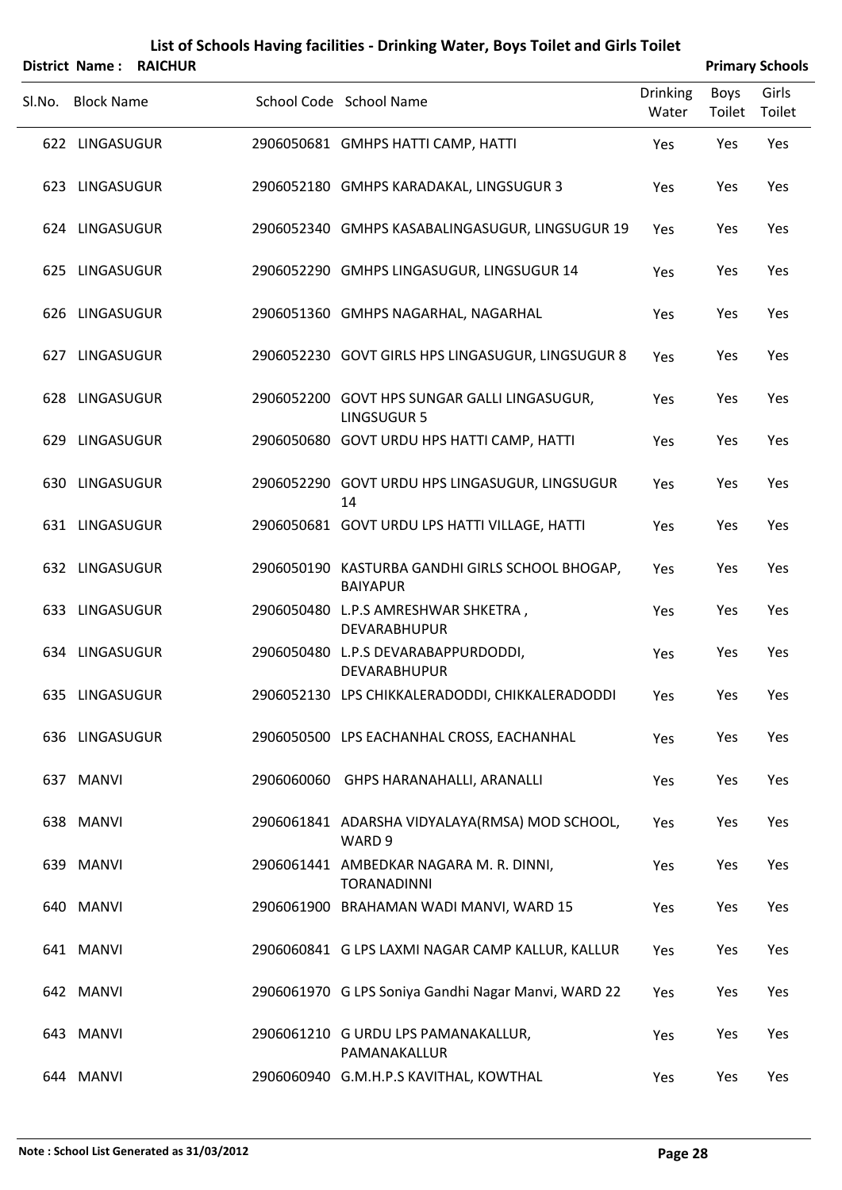# List of Schools Having facilities - Drinking Water, Boys Toilet and Girls Toilet

**District Name : RAICHUR** **Primary Schools**

| Sl.No. | Block Name | School Code | School Name | Drinking Water | Boys Toilet | Girls Toilet |
|---|---|---|---|---|---|---|
| 622 | LINGASUGUR | 2906050681 | GMHPS HATTI CAMP, HATTI | Yes | Yes | Yes |
| 623 | LINGASUGUR | 2906052180 | GMHPS KARADAKAL, LINGSUGUR 3 | Yes | Yes | Yes |
| 624 | LINGASUGUR | 2906052340 | GMHPS KASABALINGASUGUR, LINGSUGUR 19 | Yes | Yes | Yes |
| 625 | LINGASUGUR | 2906052290 | GMHPS LINGASUGUR, LINGSUGUR 14 | Yes | Yes | Yes |
| 626 | LINGASUGUR | 2906051360 | GMHPS NAGARHAL, NAGARHAL | Yes | Yes | Yes |
| 627 | LINGASUGUR | 2906052230 | GOVT GIRLS HPS LINGASUGUR, LINGSUGUR 8 | Yes | Yes | Yes |
| 628 | LINGASUGUR | 2906052200 | GOVT HPS SUNGAR GALLI LINGASUGUR, LINGSUGUR 5 | Yes | Yes | Yes |
| 629 | LINGASUGUR | 2906050680 | GOVT URDU HPS HATTI CAMP, HATTI | Yes | Yes | Yes |
| 630 | LINGASUGUR | 2906052290 | GOVT URDU HPS LINGASUGUR, LINGSUGUR 14 | Yes | Yes | Yes |
| 631 | LINGASUGUR | 2906050681 | GOVT URDU LPS HATTI VILLAGE, HATTI | Yes | Yes | Yes |
| 632 | LINGASUGUR | 2906050190 | KASTURBA GANDHI GIRLS SCHOOL BHOGAP, BAIYAPUR | Yes | Yes | Yes |
| 633 | LINGASUGUR | 2906050480 | L.P.S AMRESHWAR SHKETRA , DEVARABHUPUR | Yes | Yes | Yes |
| 634 | LINGASUGUR | 2906050480 | L.P.S DEVARABAPPURDODDI, DEVARABHUPUR | Yes | Yes | Yes |
| 635 | LINGASUGUR | 2906052130 | LPS CHIKKALERADODDI, CHIKKALERADODDI | Yes | Yes | Yes |
| 636 | LINGASUGUR | 2906050500 | LPS EACHANHAL CROSS, EACHANHAL | Yes | Yes | Yes |
| 637 | MANVI | 2906060060 | GHPS HARANAHALLI, ARANALLI | Yes | Yes | Yes |
| 638 | MANVI | 2906061841 | ADARSHA VIDYALAYA(RMSA) MOD SCHOOL, WARD 9 | Yes | Yes | Yes |
| 639 | MANVI | 2906061441 | AMBEDKAR NAGARA M. R. DINNI, TORANADINNI | Yes | Yes | Yes |
| 640 | MANVI | 2906061900 | BRAHAMAN WADI MANVI, WARD 15 | Yes | Yes | Yes |
| 641 | MANVI | 2906060841 | G LPS LAXMI NAGAR CAMP KALLUR, KALLUR | Yes | Yes | Yes |
| 642 | MANVI | 2906061970 | G LPS Soniya Gandhi Nagar Manvi, WARD 22 | Yes | Yes | Yes |
| 643 | MANVI | 2906061210 | G URDU LPS PAMANAKALLUR, PAMANAKALLUR | Yes | Yes | Yes |
| 644 | MANVI | 2906060940 | G.M.H.P.S KAVITHAL, KOWTHAL | Yes | Yes | Yes |

Note : School List Generated as 31/03/2012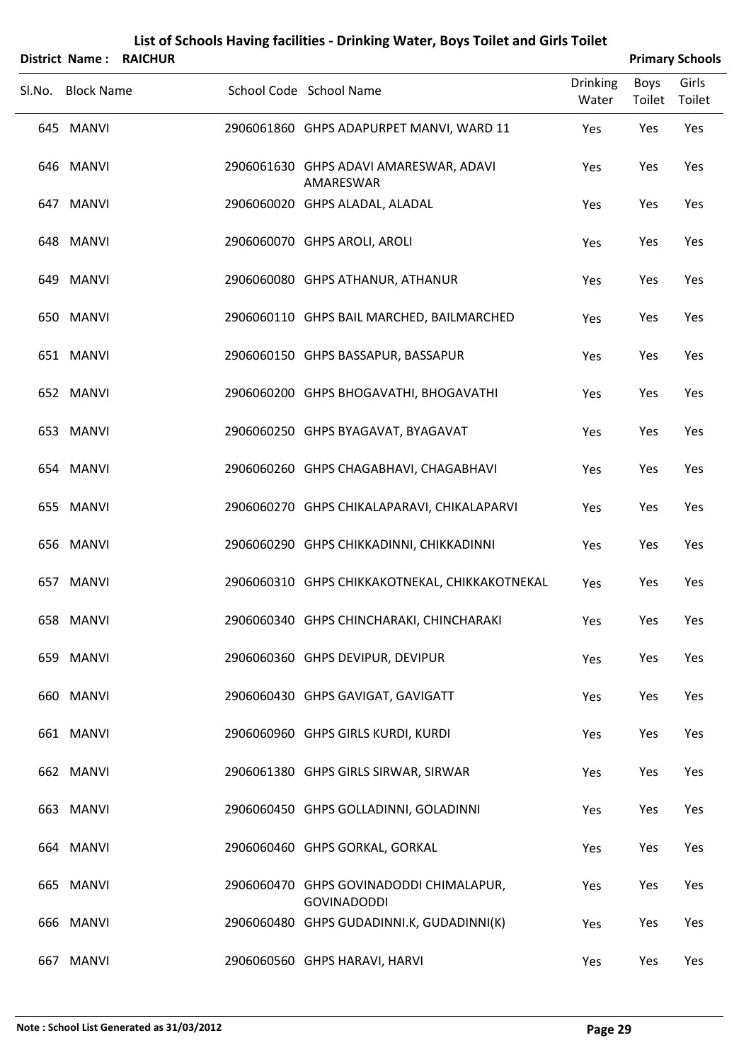# List of Schools Having facilities - Drinking Water, Boys Toilet and Girls Toilet

**District Name : RAICHUR** **Primary Schools**

| Sl.No. | Block Name | School Code | School Name | Drinking Water | Boys Toilet | Girls Toilet |
|---|---|---|---|---|---|---|
| 645 | MANVI | 2906061860 | GHPS ADAPURPET MANVI, WARD 11 | Yes | Yes | Yes |
| 646 | MANVI | 2906061630 | GHPS ADAVI AMARESWAR, ADAVI AMARESWAR | Yes | Yes | Yes |
| 647 | MANVI | 2906060020 | GHPS ALADAL, ALADAL | Yes | Yes | Yes |
| 648 | MANVI | 2906060070 | GHPS AROLI, AROLI | Yes | Yes | Yes |
| 649 | MANVI | 2906060080 | GHPS ATHANUR, ATHANUR | Yes | Yes | Yes |
| 650 | MANVI | 2906060110 | GHPS BAIL MARCHED, BAILMARCHED | Yes | Yes | Yes |
| 651 | MANVI | 2906060150 | GHPS BASSAPUR, BASSAPUR | Yes | Yes | Yes |
| 652 | MANVI | 2906060200 | GHPS BHOGAVATHI, BHOGAVATHI | Yes | Yes | Yes |
| 653 | MANVI | 2906060250 | GHPS BYAGAVAT, BYAGAVAT | Yes | Yes | Yes |
| 654 | MANVI | 2906060260 | GHPS CHAGABHAVI, CHAGABHAVI | Yes | Yes | Yes |
| 655 | MANVI | 2906060270 | GHPS CHIKALAPARAVI, CHIKALAPARVI | Yes | Yes | Yes |
| 656 | MANVI | 2906060290 | GHPS CHIKKADINNI, CHIKKADINNI | Yes | Yes | Yes |
| 657 | MANVI | 2906060310 | GHPS CHIKKAKOTNEKAL, CHIKKAKOTNEKAL | Yes | Yes | Yes |
| 658 | MANVI | 2906060340 | GHPS CHINCHARAKI, CHINCHARAKI | Yes | Yes | Yes |
| 659 | MANVI | 2906060360 | GHPS DEVIPUR, DEVIPUR | Yes | Yes | Yes |
| 660 | MANVI | 2906060430 | GHPS GAVIGAT, GAVIGATT | Yes | Yes | Yes |
| 661 | MANVI | 2906060960 | GHPS GIRLS KURDI, KURDI | Yes | Yes | Yes |
| 662 | MANVI | 2906061380 | GHPS GIRLS SIRWAR, SIRWAR | Yes | Yes | Yes |
| 663 | MANVI | 2906060450 | GHPS GOLLADINNI, GOLADINNI | Yes | Yes | Yes |
| 664 | MANVI | 2906060460 | GHPS GORKAL, GORKAL | Yes | Yes | Yes |
| 665 | MANVI | 2906060470 | GHPS GOVINADODDI CHIMALAPUR, GOVINADODDI | Yes | Yes | Yes |
| 666 | MANVI | 2906060480 | GHPS GUDADINNI.K, GUDADINNI(K) | Yes | Yes | Yes |
| 667 | MANVI | 2906060560 | GHPS HARAVI, HARVI | Yes | Yes | Yes |

**Note : School List Generated as 31/03/2012**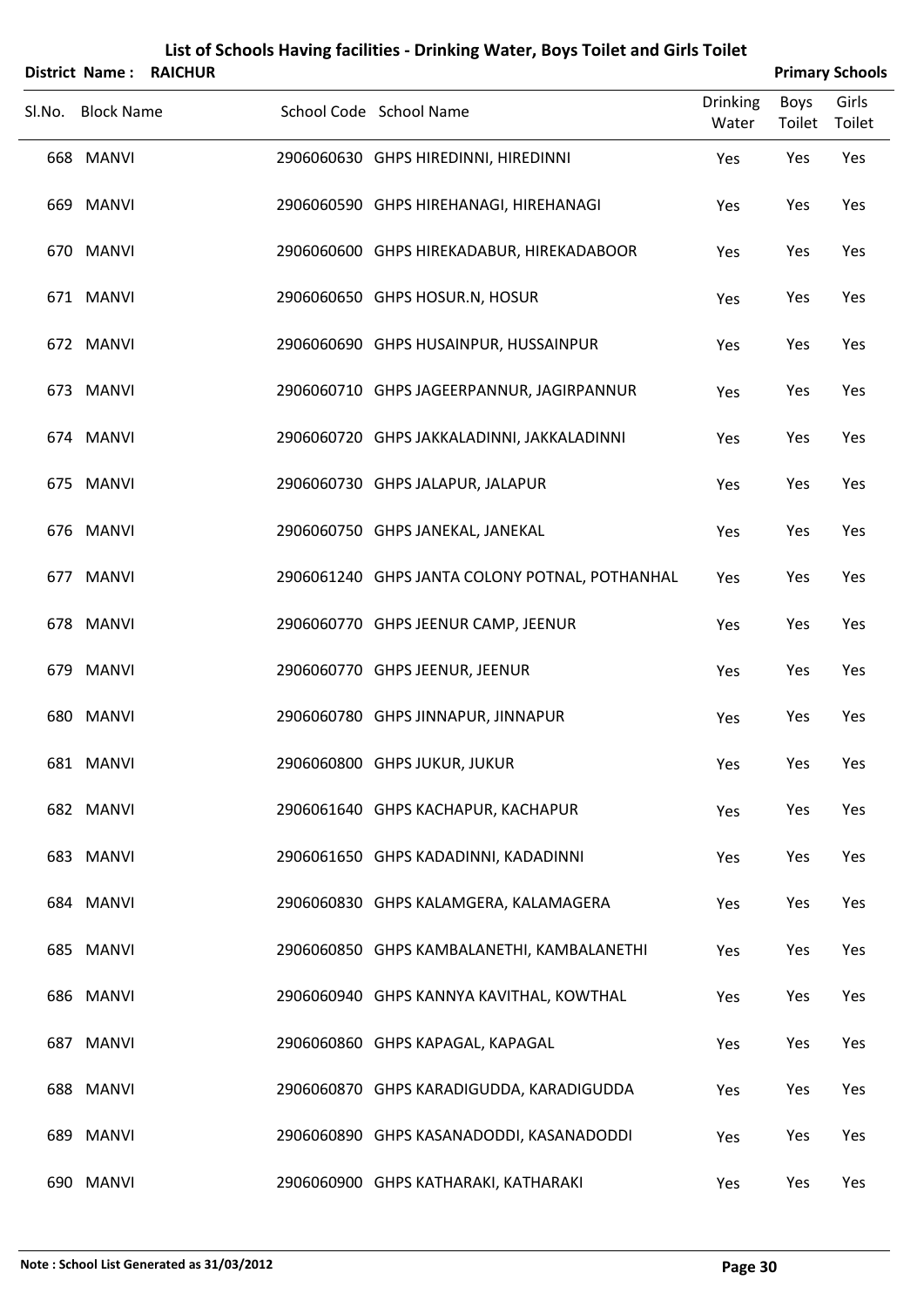# List of Schools Having facilities - Drinking Water, Boys Toilet and Girls Toilet

**District Name : RAICHUR** | **Primary Schools**

| Sl.No. | Block Name | School Code | School Name | Drinking Water | Boys Toilet | Girls Toilet |
|---|---|---|---|---|---|---|
| 668 | MANVI | 2906060630 | GHPS HIREDINNI, HIREDINNI | Yes | Yes | Yes |
| 669 | MANVI | 2906060590 | GHPS HIREHANAGI, HIREHANAGI | Yes | Yes | Yes |
| 670 | MANVI | 2906060600 | GHPS HIREKADABUR, HIREKADABOOR | Yes | Yes | Yes |
| 671 | MANVI | 2906060650 | GHPS HOSUR.N, HOSUR | Yes | Yes | Yes |
| 672 | MANVI | 2906060690 | GHPS HUSAINPUR, HUSSAINPUR | Yes | Yes | Yes |
| 673 | MANVI | 2906060710 | GHPS JAGEERPANNUR, JAGIRPANNUR | Yes | Yes | Yes |
| 674 | MANVI | 2906060720 | GHPS JAKKALADINNI, JAKKALADINNI | Yes | Yes | Yes |
| 675 | MANVI | 2906060730 | GHPS JALAPUR, JALAPUR | Yes | Yes | Yes |
| 676 | MANVI | 2906060750 | GHPS JANEKAL, JANEKAL | Yes | Yes | Yes |
| 677 | MANVI | 2906061240 | GHPS JANTA COLONY POTNAL, POTHANHAL | Yes | Yes | Yes |
| 678 | MANVI | 2906060770 | GHPS JEENUR CAMP, JEENUR | Yes | Yes | Yes |
| 679 | MANVI | 2906060770 | GHPS JEENUR, JEENUR | Yes | Yes | Yes |
| 680 | MANVI | 2906060780 | GHPS JINNAPUR, JINNAPUR | Yes | Yes | Yes |
| 681 | MANVI | 2906060800 | GHPS JUKUR, JUKUR | Yes | Yes | Yes |
| 682 | MANVI | 2906061640 | GHPS KACHAPUR, KACHAPUR | Yes | Yes | Yes |
| 683 | MANVI | 2906061650 | GHPS KADADINNI, KADADINNI | Yes | Yes | Yes |
| 684 | MANVI | 2906060830 | GHPS KALAMGERA, KALAMAGERA | Yes | Yes | Yes |
| 685 | MANVI | 2906060850 | GHPS KAMBALANETHI, KAMBALANETHI | Yes | Yes | Yes |
| 686 | MANVI | 2906060940 | GHPS KANNYA KAVITHAL, KOWTHAL | Yes | Yes | Yes |
| 687 | MANVI | 2906060860 | GHPS KAPAGAL, KAPAGAL | Yes | Yes | Yes |
| 688 | MANVI | 2906060870 | GHPS KARADIGUDDA, KARADIGUDDA | Yes | Yes | Yes |
| 689 | MANVI | 2906060890 | GHPS KASANADODDI, KASANADODDI | Yes | Yes | Yes |
| 690 | MANVI | 2906060900 | GHPS KATHARAKI, KATHARAKI | Yes | Yes | Yes |

**Note : School List Generated as 31/03/2012**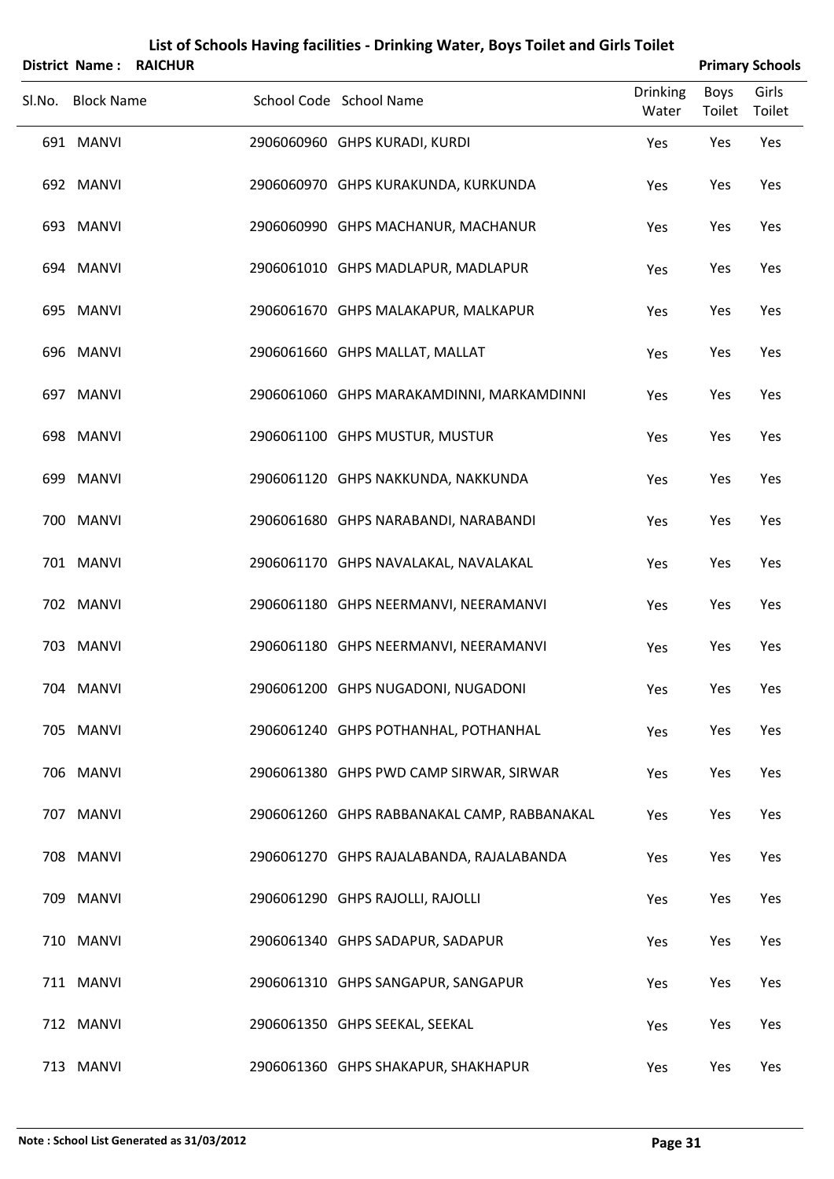# List of Schools Having facilities - Drinking Water, Boys Toilet and Girls Toilet

**District Name : RAICHUR** **Primary Schools**

| Sl.No. | Block Name | School Code | School Name | Drinking Water | Boys Toilet | Girls Toilet |
|---|---|---|---|---|---|---|
| 691 | MANVI | 2906060960 | GHPS KURADI, KURDI | Yes | Yes | Yes |
| 692 | MANVI | 2906060970 | GHPS KURAKUNDA, KURKUNDA | Yes | Yes | Yes |
| 693 | MANVI | 2906060990 | GHPS MACHANUR, MACHANUR | Yes | Yes | Yes |
| 694 | MANVI | 2906061010 | GHPS MADLAPUR, MADLAPUR | Yes | Yes | Yes |
| 695 | MANVI | 2906061670 | GHPS MALAKAPUR, MALKAPUR | Yes | Yes | Yes |
| 696 | MANVI | 2906061660 | GHPS MALLAT, MALLAT | Yes | Yes | Yes |
| 697 | MANVI | 2906061060 | GHPS MARAKAMDINNI, MARKAMDINNI | Yes | Yes | Yes |
| 698 | MANVI | 2906061100 | GHPS MUSTUR, MUSTUR | Yes | Yes | Yes |
| 699 | MANVI | 2906061120 | GHPS NAKKUNDA, NAKKUNDA | Yes | Yes | Yes |
| 700 | MANVI | 2906061680 | GHPS NARABANDI, NARABANDI | Yes | Yes | Yes |
| 701 | MANVI | 2906061170 | GHPS NAVALAKAL, NAVALAKAL | Yes | Yes | Yes |
| 702 | MANVI | 2906061180 | GHPS NEERMANVI, NEERAMANVI | Yes | Yes | Yes |
| 703 | MANVI | 2906061180 | GHPS NEERMANVI, NEERAMANVI | Yes | Yes | Yes |
| 704 | MANVI | 2906061200 | GHPS NUGADONI, NUGADONI | Yes | Yes | Yes |
| 705 | MANVI | 2906061240 | GHPS POTHANHAL, POTHANHAL | Yes | Yes | Yes |
| 706 | MANVI | 2906061380 | GHPS PWD CAMP SIRWAR, SIRWAR | Yes | Yes | Yes |
| 707 | MANVI | 2906061260 | GHPS RABBANAKAL CAMP, RABBANAKAL | Yes | Yes | Yes |
| 708 | MANVI | 2906061270 | GHPS RAJALABANDA, RAJALABANDA | Yes | Yes | Yes |
| 709 | MANVI | 2906061290 | GHPS RAJOLLI, RAJOLLI | Yes | Yes | Yes |
| 710 | MANVI | 2906061340 | GHPS SADAPUR, SADAPUR | Yes | Yes | Yes |
| 711 | MANVI | 2906061310 | GHPS SANGAPUR, SANGAPUR | Yes | Yes | Yes |
| 712 | MANVI | 2906061350 | GHPS SEEKAL, SEEKAL | Yes | Yes | Yes |
| 713 | MANVI | 2906061360 | GHPS SHAKAPUR, SHAKHAPUR | Yes | Yes | Yes |

**Note : School List Generated as 31/03/2012**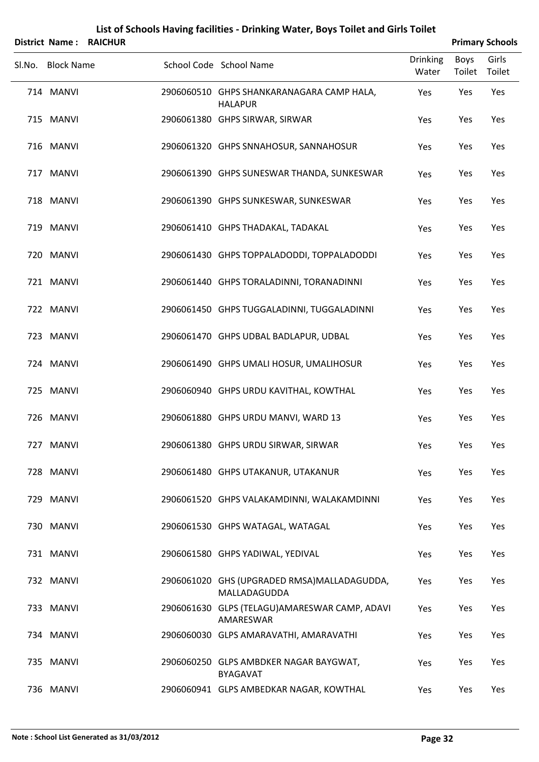# List of Schools Having facilities - Drinking Water, Boys Toilet and Girls Toilet

**District Name : RAICHUR** **Primary Schools**

| Sl.No. | Block Name | School Code | School Name | Drinking Water | Boys Toilet | Girls Toilet |
|---|---|---|---|---|---|---|
| 714 | MANVI | 2906060510 | GHPS SHANKARANAGARA CAMP HALA, HALAPUR | Yes | Yes | Yes |
| 715 | MANVI | 2906061380 | GHPS SIRWAR, SIRWAR | Yes | Yes | Yes |
| 716 | MANVI | 2906061320 | GHPS SNNAHOSUR, SANNAHOSUR | Yes | Yes | Yes |
| 717 | MANVI | 2906061390 | GHPS SUNESWAR THANDA, SUNKESWAR | Yes | Yes | Yes |
| 718 | MANVI | 2906061390 | GHPS SUNKESWAR, SUNKESWAR | Yes | Yes | Yes |
| 719 | MANVI | 2906061410 | GHPS THADAKAL, TADAKAL | Yes | Yes | Yes |
| 720 | MANVI | 2906061430 | GHPS TOPPALADODDI, TOPPALADODDI | Yes | Yes | Yes |
| 721 | MANVI | 2906061440 | GHPS TORALADINNI, TORANADINNI | Yes | Yes | Yes |
| 722 | MANVI | 2906061450 | GHPS TUGGALADINNI, TUGGALADINNI | Yes | Yes | Yes |
| 723 | MANVI | 2906061470 | GHPS UDBAL BADLAPUR, UDBAL | Yes | Yes | Yes |
| 724 | MANVI | 2906061490 | GHPS UMALI HOSUR, UMALIHOSUR | Yes | Yes | Yes |
| 725 | MANVI | 2906060940 | GHPS URDU KAVITHAL, KOWTHAL | Yes | Yes | Yes |
| 726 | MANVI | 2906061880 | GHPS URDU MANVI, WARD 13 | Yes | Yes | Yes |
| 727 | MANVI | 2906061380 | GHPS URDU SIRWAR, SIRWAR | Yes | Yes | Yes |
| 728 | MANVI | 2906061480 | GHPS UTAKANUR, UTAKANUR | Yes | Yes | Yes |
| 729 | MANVI | 2906061520 | GHPS VALAKAMDINNI, WALAKAMDINNI | Yes | Yes | Yes |
| 730 | MANVI | 2906061530 | GHPS WATAGAL, WATAGAL | Yes | Yes | Yes |
| 731 | MANVI | 2906061580 | GHPS YADIWAL, YEDIVAL | Yes | Yes | Yes |
| 732 | MANVI | 2906061020 | GHS (UPGRADED RMSA)MALLADAGUDDA, MALLADAGUDDA | Yes | Yes | Yes |
| 733 | MANVI | 2906061630 | GLPS (TELAGU)AMARESWAR CAMP, ADAVI AMARESWAR | Yes | Yes | Yes |
| 734 | MANVI | 2906060030 | GLPS AMARAVATHI, AMARAVATHI | Yes | Yes | Yes |
| 735 | MANVI | 2906060250 | GLPS AMBDKER NAGAR BAYGWAT, BYAGAVAT | Yes | Yes | Yes |
| 736 | MANVI | 2906060941 | GLPS AMBEDKAR NAGAR, KOWTHAL | Yes | Yes | Yes |

**Note : School List Generated as 31/03/2012**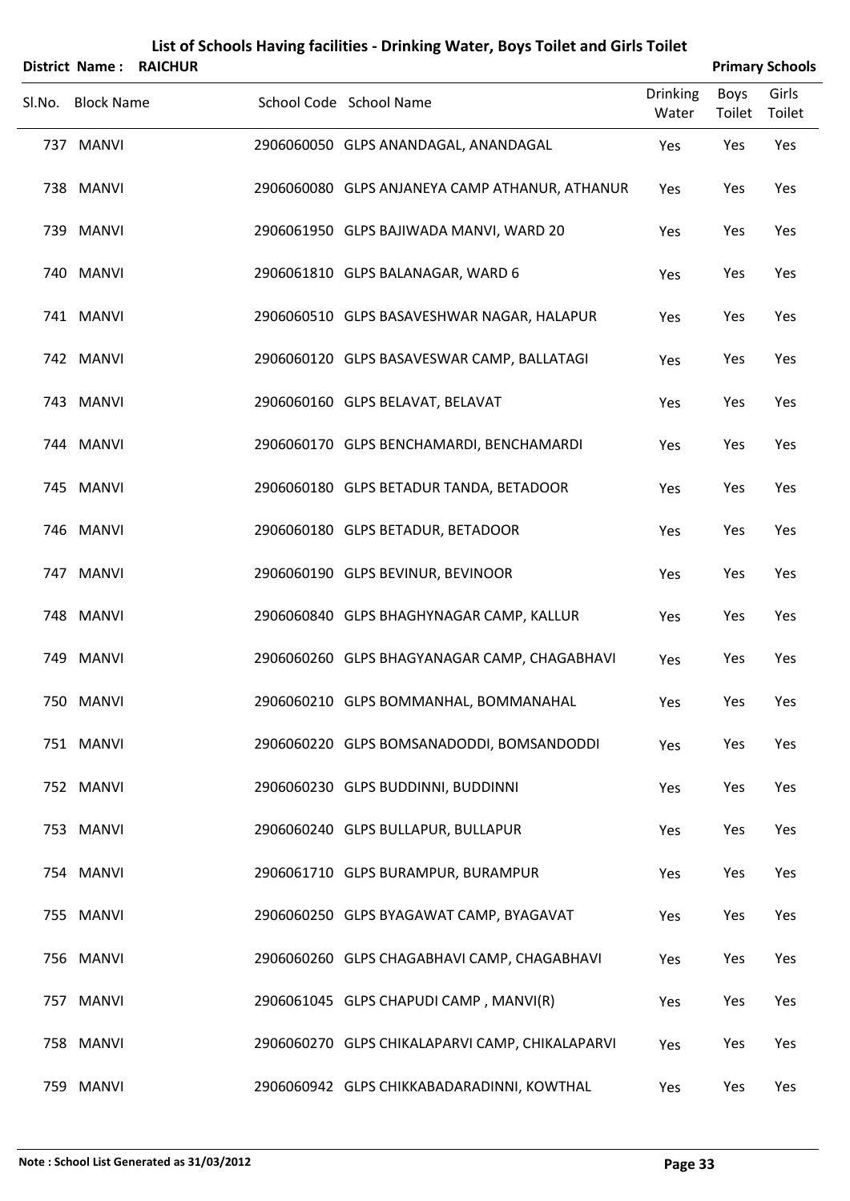# List of Schools Having facilities - Drinking Water, Boys Toilet and Girls Toilet

**District Name : RAICHUR** **Primary Schools**

| Sl.No. | Block Name | School Code | School Name | Drinking Water | Boys Toilet | Girls Toilet |
|---|---|---|---|---|---|---|
| 737 | MANVI | 2906060050 | GLPS ANANDAGAL, ANANDAGAL | Yes | Yes | Yes |
| 738 | MANVI | 2906060080 | GLPS ANJANEYA CAMP ATHANUR, ATHANUR | Yes | Yes | Yes |
| 739 | MANVI | 2906061950 | GLPS BAJIWADA MANVI, WARD 20 | Yes | Yes | Yes |
| 740 | MANVI | 2906061810 | GLPS BALANAGAR, WARD 6 | Yes | Yes | Yes |
| 741 | MANVI | 2906060510 | GLPS BASAVESHWAR NAGAR, HALAPUR | Yes | Yes | Yes |
| 742 | MANVI | 2906060120 | GLPS BASAVESWAR CAMP, BALLATAGI | Yes | Yes | Yes |
| 743 | MANVI | 2906060160 | GLPS BELAVAT, BELAVAT | Yes | Yes | Yes |
| 744 | MANVI | 2906060170 | GLPS BENCHAMARDI, BENCHAMARDI | Yes | Yes | Yes |
| 745 | MANVI | 2906060180 | GLPS BETADUR TANDA, BETADOOR | Yes | Yes | Yes |
| 746 | MANVI | 2906060180 | GLPS BETADUR, BETADOOR | Yes | Yes | Yes |
| 747 | MANVI | 2906060190 | GLPS BEVINUR, BEVINOOR | Yes | Yes | Yes |
| 748 | MANVI | 2906060840 | GLPS BHAGHYNAGAR CAMP, KALLUR | Yes | Yes | Yes |
| 749 | MANVI | 2906060260 | GLPS BHAGYANAGAR CAMP, CHAGABHAVI | Yes | Yes | Yes |
| 750 | MANVI | 2906060210 | GLPS BOMMANHAL, BOMMANAHAL | Yes | Yes | Yes |
| 751 | MANVI | 2906060220 | GLPS BOMSANADODDI, BOMSANDODDI | Yes | Yes | Yes |
| 752 | MANVI | 2906060230 | GLPS BUDDINNI, BUDDINNI | Yes | Yes | Yes |
| 753 | MANVI | 2906060240 | GLPS BULLAPUR, BULLAPUR | Yes | Yes | Yes |
| 754 | MANVI | 2906061710 | GLPS BURAMPUR, BURAMPUR | Yes | Yes | Yes |
| 755 | MANVI | 2906060250 | GLPS BYAGAWAT CAMP, BYAGAVAT | Yes | Yes | Yes |
| 756 | MANVI | 2906060260 | GLPS CHAGABHAVI CAMP, CHAGABHAVI | Yes | Yes | Yes |
| 757 | MANVI | 2906061045 | GLPS CHAPUDI CAMP , MANVI(R) | Yes | Yes | Yes |
| 758 | MANVI | 2906060270 | GLPS CHIKALAPARVI CAMP, CHIKALAPARVI | Yes | Yes | Yes |
| 759 | MANVI | 2906060942 | GLPS CHIKKABADARADINNI, KOWTHAL | Yes | Yes | Yes |

**Note : School List Generated as 31/03/2012**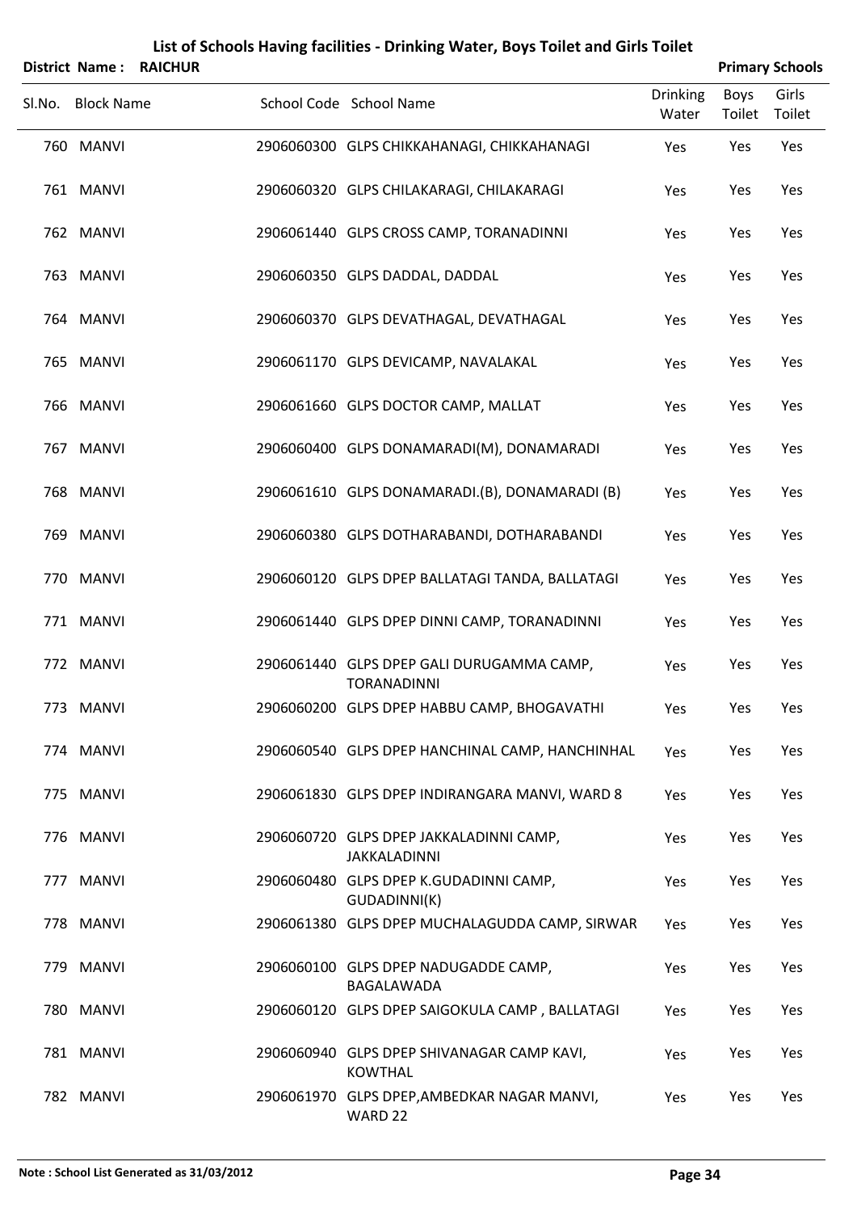# List of Schools Having facilities - Drinking Water, Boys Toilet and Girls Toilet

**District Name : RAICHUR** **Primary Schools**

| Sl.No. | Block Name | School Code | School Name | Drinking Water | Boys Toilet | Girls Toilet |
|---|---|---|---|---|---|---|
| 760 | MANVI | 2906060300 | GLPS CHIKKAHANAGI, CHIKKAHANAGI | Yes | Yes | Yes |
| 761 | MANVI | 2906060320 | GLPS CHILAKARAGI, CHILAKARAGI | Yes | Yes | Yes |
| 762 | MANVI | 2906061440 | GLPS CROSS CAMP, TORANADINNI | Yes | Yes | Yes |
| 763 | MANVI | 2906060350 | GLPS DADDAL, DADDAL | Yes | Yes | Yes |
| 764 | MANVI | 2906060370 | GLPS DEVATHAGAL, DEVATHAGAL | Yes | Yes | Yes |
| 765 | MANVI | 2906061170 | GLPS DEVICAMP, NAVALAKAL | Yes | Yes | Yes |
| 766 | MANVI | 2906061660 | GLPS DOCTOR CAMP, MALLAT | Yes | Yes | Yes |
| 767 | MANVI | 2906060400 | GLPS DONAMARADI(M), DONAMARADI | Yes | Yes | Yes |
| 768 | MANVI | 2906061610 | GLPS DONAMARADI.(B), DONAMARADI (B) | Yes | Yes | Yes |
| 769 | MANVI | 2906060380 | GLPS DOTHARABANDI, DOTHARABANDI | Yes | Yes | Yes |
| 770 | MANVI | 2906060120 | GLPS DPEP BALLATAGI TANDA, BALLATAGI | Yes | Yes | Yes |
| 771 | MANVI | 2906061440 | GLPS DPEP DINNI CAMP, TORANADINNI | Yes | Yes | Yes |
| 772 | MANVI | 2906061440 | GLPS DPEP GALI DURUGAMMA CAMP, TORANADINNI | Yes | Yes | Yes |
| 773 | MANVI | 2906060200 | GLPS DPEP HABBU CAMP, BHOGAVATHI | Yes | Yes | Yes |
| 774 | MANVI | 2906060540 | GLPS DPEP HANCHINAL CAMP, HANCHINHAL | Yes | Yes | Yes |
| 775 | MANVI | 2906061830 | GLPS DPEP INDIRANGARA MANVI, WARD 8 | Yes | Yes | Yes |
| 776 | MANVI | 2906060720 | GLPS DPEP JAKKALADINNI CAMP, JAKKALADINNI | Yes | Yes | Yes |
| 777 | MANVI | 2906060480 | GLPS DPEP K.GUDADINNI CAMP, GUDADINNI(K) | Yes | Yes | Yes |
| 778 | MANVI | 2906061380 | GLPS DPEP MUCHALAGUDDA CAMP, SIRWAR | Yes | Yes | Yes |
| 779 | MANVI | 2906060100 | GLPS DPEP NADUGADDE CAMP, BAGALAWADA | Yes | Yes | Yes |
| 780 | MANVI | 2906060120 | GLPS DPEP SAIGOKULA CAMP , BALLATAGI | Yes | Yes | Yes |
| 781 | MANVI | 2906060940 | GLPS DPEP SHIVANAGAR CAMP KAVI, KOWTHAL | Yes | Yes | Yes |
| 782 | MANVI | 2906061970 | GLPS DPEP,AMBEDKAR NAGAR MANVI, WARD 22 | Yes | Yes | Yes |

**Note : School List Generated as 31/03/2012**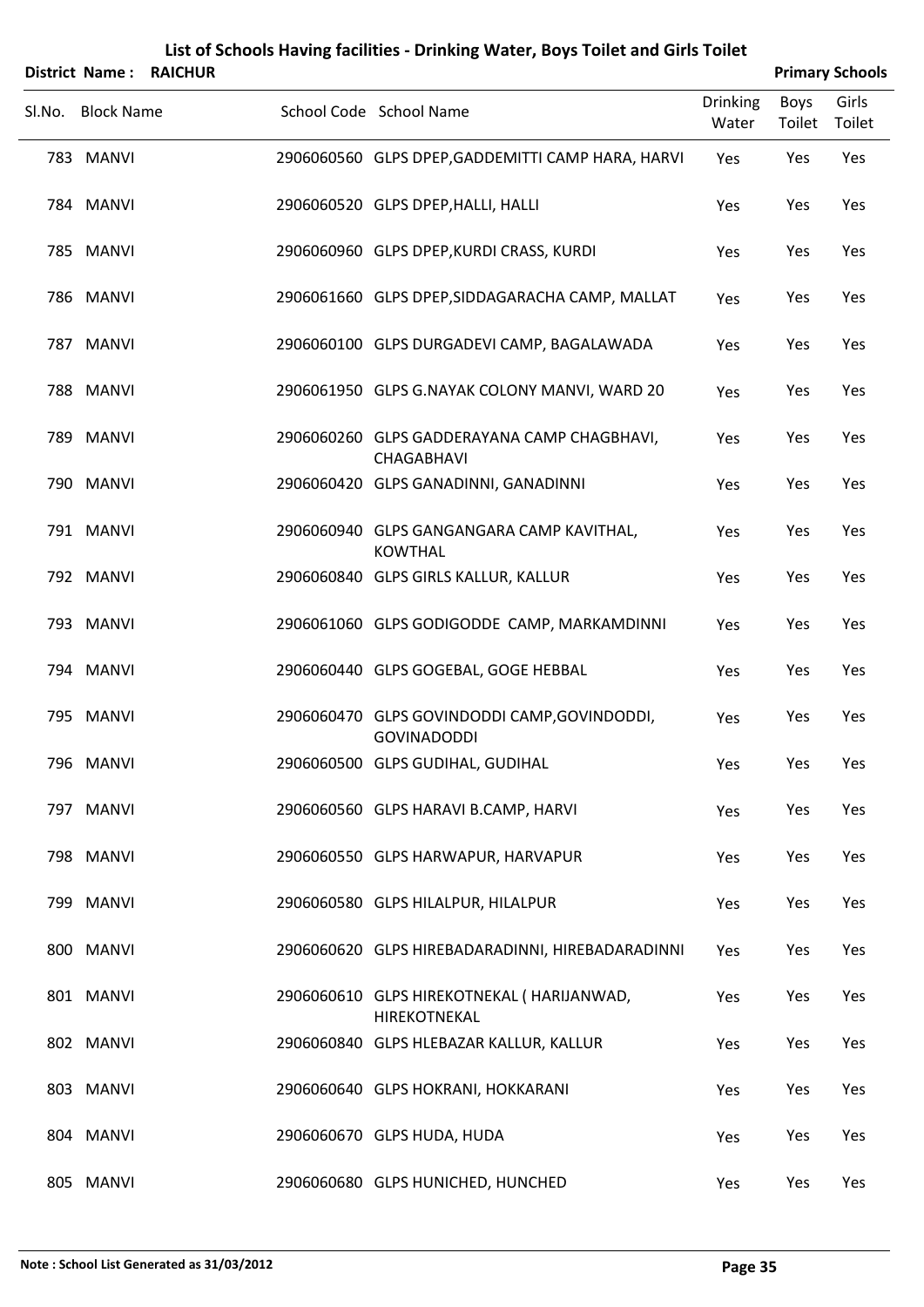# List of Schools Having facilities - Drinking Water, Boys Toilet and Girls Toilet

**District Name : RAICHUR** **Primary Schools**

| Sl.No. | Block Name | School Code | School Name | Drinking Water | Boys Toilet | Girls Toilet |
|---|---|---|---|---|---|---|
| 783 | MANVI | 2906060560 | GLPS DPEP,GADDEMITTI CAMP HARA, HARVI | Yes | Yes | Yes |
| 784 | MANVI | 2906060520 | GLPS DPEP,HALLI, HALLI | Yes | Yes | Yes |
| 785 | MANVI | 2906060960 | GLPS DPEP,KURDI CRASS, KURDI | Yes | Yes | Yes |
| 786 | MANVI | 2906061660 | GLPS DPEP,SIDDAGARACHA CAMP, MALLAT | Yes | Yes | Yes |
| 787 | MANVI | 2906060100 | GLPS DURGADEVI CAMP, BAGALAWADA | Yes | Yes | Yes |
| 788 | MANVI | 2906061950 | GLPS G.NAYAK COLONY MANVI, WARD 20 | Yes | Yes | Yes |
| 789 | MANVI | 2906060260 | GLPS GADDERAYANA CAMP CHAGBHAVI, CHAGABHAVI | Yes | Yes | Yes |
| 790 | MANVI | 2906060420 | GLPS GANADINNI, GANADINNI | Yes | Yes | Yes |
| 791 | MANVI | 2906060940 | GLPS GANGANGARA CAMP KAVITHAL, KOWTHAL | Yes | Yes | Yes |
| 792 | MANVI | 2906060840 | GLPS GIRLS KALLUR, KALLUR | Yes | Yes | Yes |
| 793 | MANVI | 2906061060 | GLPS GODIGODDE CAMP, MARKAMDINNI | Yes | Yes | Yes |
| 794 | MANVI | 2906060440 | GLPS GOGEBAL, GOGE HEBBAL | Yes | Yes | Yes |
| 795 | MANVI | 2906060470 | GLPS GOVINDODDI CAMP,GOVINDODDI, GOVINADODDI | Yes | Yes | Yes |
| 796 | MANVI | 2906060500 | GLPS GUDIHAL, GUDIHAL | Yes | Yes | Yes |
| 797 | MANVI | 2906060560 | GLPS HARAVI B.CAMP, HARVI | Yes | Yes | Yes |
| 798 | MANVI | 2906060550 | GLPS HARWAPUR, HARVAPUR | Yes | Yes | Yes |
| 799 | MANVI | 2906060580 | GLPS HILALPUR, HILALPUR | Yes | Yes | Yes |
| 800 | MANVI | 2906060620 | GLPS HIREBADARADINNI, HIREBADARADINNI | Yes | Yes | Yes |
| 801 | MANVI | 2906060610 | GLPS HIREKOTNEKAL ( HARIJANWAD, HIREKOTNEKAL | Yes | Yes | Yes |
| 802 | MANVI | 2906060840 | GLPS HLEBAZAR KALLUR, KALLUR | Yes | Yes | Yes |
| 803 | MANVI | 2906060640 | GLPS HOKRANI, HOKKARANI | Yes | Yes | Yes |
| 804 | MANVI | 2906060670 | GLPS HUDA, HUDA | Yes | Yes | Yes |
| 805 | MANVI | 2906060680 | GLPS HUNICHED, HUNCHED | Yes | Yes | Yes |

**Note : School List Generated as 31/03/2012**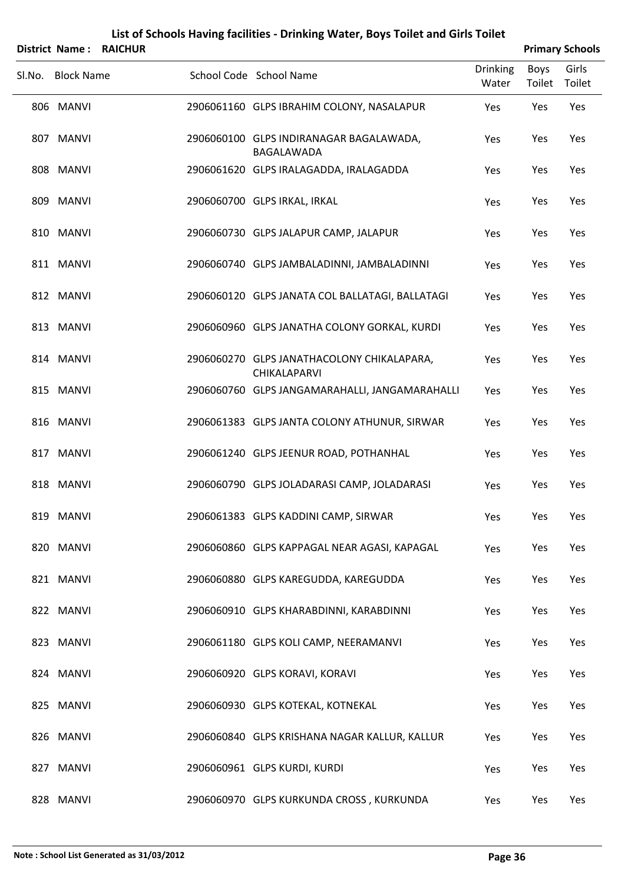# List of Schools Having facilities - Drinking Water, Boys Toilet and Girls Toilet

**District Name : RAICHUR** **Primary Schools**

| Sl.No. | Block Name | School Code | School Name | Drinking Water | Boys Toilet | Girls Toilet |
|---|---|---|---|---|---|---|
| 806 | MANVI | 2906061160 | GLPS IBRAHIM COLONY, NASALAPUR | Yes | Yes | Yes |
| 807 | MANVI | 2906060100 | GLPS INDIRANAGAR BAGALAWADA, BAGALAWADA | Yes | Yes | Yes |
| 808 | MANVI | 2906061620 | GLPS IRALAGADDA, IRALAGADDA | Yes | Yes | Yes |
| 809 | MANVI | 2906060700 | GLPS IRKAL, IRKAL | Yes | Yes | Yes |
| 810 | MANVI | 2906060730 | GLPS JALAPUR CAMP, JALAPUR | Yes | Yes | Yes |
| 811 | MANVI | 2906060740 | GLPS JAMBALADINNI, JAMBALADINNI | Yes | Yes | Yes |
| 812 | MANVI | 2906060120 | GLPS JANATA COL BALLATAGI, BALLATAGI | Yes | Yes | Yes |
| 813 | MANVI | 2906060960 | GLPS JANATHA COLONY GORKAL, KURDI | Yes | Yes | Yes |
| 814 | MANVI | 2906060270 | GLPS JANATHACOLONY CHIKALAPARA, CHIKALAPARVI | Yes | Yes | Yes |
| 815 | MANVI | 2906060760 | GLPS JANGAMARAHALLI, JANGAMARAHALLI | Yes | Yes | Yes |
| 816 | MANVI | 2906061383 | GLPS JANTA COLONY ATHUNUR, SIRWAR | Yes | Yes | Yes |
| 817 | MANVI | 2906061240 | GLPS JEENUR ROAD, POTHANHAL | Yes | Yes | Yes |
| 818 | MANVI | 2906060790 | GLPS JOLADARASI CAMP, JOLADARASI | Yes | Yes | Yes |
| 819 | MANVI | 2906061383 | GLPS KADDINI CAMP, SIRWAR | Yes | Yes | Yes |
| 820 | MANVI | 2906060860 | GLPS KAPPAGAL NEAR AGASI, KAPAGAL | Yes | Yes | Yes |
| 821 | MANVI | 2906060880 | GLPS KAREGUDDA, KAREGUDDA | Yes | Yes | Yes |
| 822 | MANVI | 2906060910 | GLPS KHARABDINNI, KARABDINNI | Yes | Yes | Yes |
| 823 | MANVI | 2906061180 | GLPS KOLI CAMP, NEERAMANVI | Yes | Yes | Yes |
| 824 | MANVI | 2906060920 | GLPS KORAVI, KORAVI | Yes | Yes | Yes |
| 825 | MANVI | 2906060930 | GLPS KOTEKAL, KOTNEKAL | Yes | Yes | Yes |
| 826 | MANVI | 2906060840 | GLPS KRISHANA NAGAR KALLUR, KALLUR | Yes | Yes | Yes |
| 827 | MANVI | 2906060961 | GLPS KURDI, KURDI | Yes | Yes | Yes |
| 828 | MANVI | 2906060970 | GLPS KURKUNDA CROSS , KURKUNDA | Yes | Yes | Yes |

**Note : School List Generated as 31/03/2012**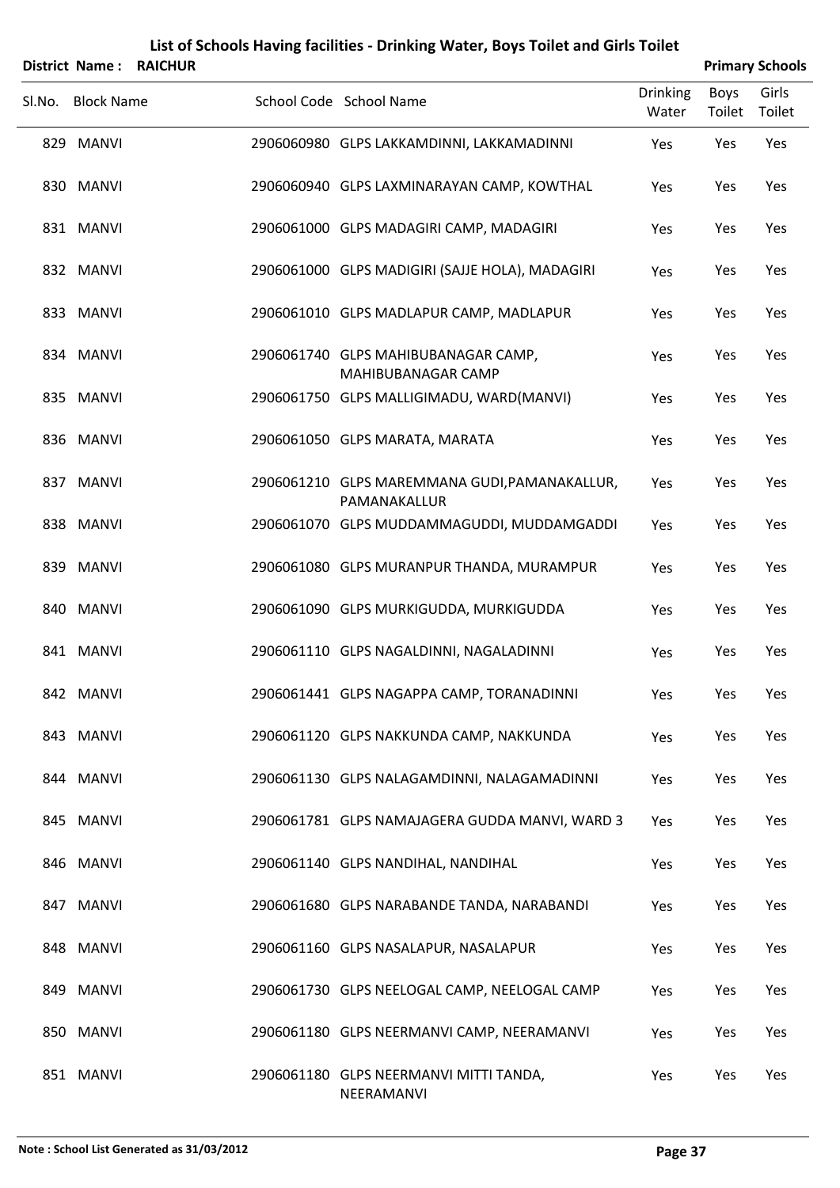# List of Schools Having facilities - Drinking Water, Boys Toilet and Girls Toilet

**District Name : RAICHUR** **Primary Schools**

| Sl.No. | Block Name | School Code | School Name | Drinking Water | Boys Toilet | Girls Toilet |
|---|---|---|---|---|---|---|
| 829 | MANVI | 2906060980 | GLPS LAKKAMDINNI, LAKKAMADINNI | Yes | Yes | Yes |
| 830 | MANVI | 2906060940 | GLPS LAXMINARAYAN CAMP, KOWTHAL | Yes | Yes | Yes |
| 831 | MANVI | 2906061000 | GLPS MADAGIRI CAMP, MADAGIRI | Yes | Yes | Yes |
| 832 | MANVI | 2906061000 | GLPS MADIGIRI (SAJJE HOLA), MADAGIRI | Yes | Yes | Yes |
| 833 | MANVI | 2906061010 | GLPS MADLAPUR CAMP, MADLAPUR | Yes | Yes | Yes |
| 834 | MANVI | 2906061740 | GLPS MAHIBUBANAGAR CAMP, MAHIBUBANAGAR CAMP | Yes | Yes | Yes |
| 835 | MANVI | 2906061750 | GLPS MALLIGIMADU, WARD(MANVI) | Yes | Yes | Yes |
| 836 | MANVI | 2906061050 | GLPS MARATA, MARATA | Yes | Yes | Yes |
| 837 | MANVI | 2906061210 | GLPS MAREMMANA GUDI,PAMANAKALLUR, PAMANAKALLUR | Yes | Yes | Yes |
| 838 | MANVI | 2906061070 | GLPS MUDDAMMAGUDDI, MUDDAMGADDI | Yes | Yes | Yes |
| 839 | MANVI | 2906061080 | GLPS MURANPUR THANDA, MURAMPUR | Yes | Yes | Yes |
| 840 | MANVI | 2906061090 | GLPS MURKIGUDDA, MURKIGUDDA | Yes | Yes | Yes |
| 841 | MANVI | 2906061110 | GLPS NAGALDINNI, NAGALADINNI | Yes | Yes | Yes |
| 842 | MANVI | 2906061441 | GLPS NAGAPPA CAMP, TORANADINNI | Yes | Yes | Yes |
| 843 | MANVI | 2906061120 | GLPS NAKKUNDA CAMP, NAKKUNDA | Yes | Yes | Yes |
| 844 | MANVI | 2906061130 | GLPS NALAGAMDINNI, NALAGAMADINNI | Yes | Yes | Yes |
| 845 | MANVI | 2906061781 | GLPS NAMAJAGERA GUDDA MANVI, WARD 3 | Yes | Yes | Yes |
| 846 | MANVI | 2906061140 | GLPS NANDIHAL, NANDIHAL | Yes | Yes | Yes |
| 847 | MANVI | 2906061680 | GLPS NARABANDE TANDA, NARABANDI | Yes | Yes | Yes |
| 848 | MANVI | 2906061160 | GLPS NASALAPUR, NASALAPUR | Yes | Yes | Yes |
| 849 | MANVI | 2906061730 | GLPS NEELOGAL CAMP, NEELOGAL CAMP | Yes | Yes | Yes |
| 850 | MANVI | 2906061180 | GLPS NEERMANVI CAMP, NEERAMANVI | Yes | Yes | Yes |
| 851 | MANVI | 2906061180 | GLPS NEERMANVI MITTI TANDA, NEERAMANVI | Yes | Yes | Yes |

**Note : School List Generated as 31/03/2012**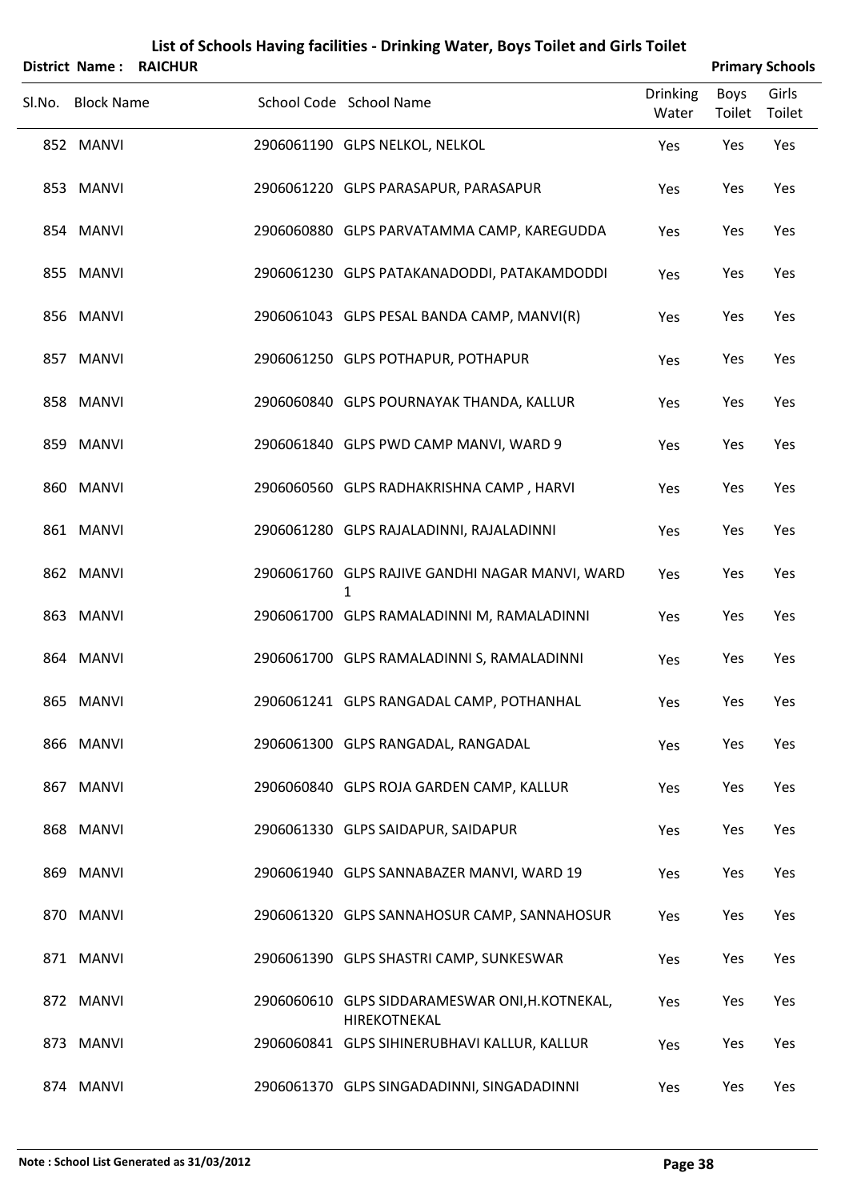# List of Schools Having facilities - Drinking Water, Boys Toilet and Girls Toilet

**District Name : RAICHUR** **Primary Schools**

| Sl.No. | Block Name | School Code | School Name | Drinking Water | Boys Toilet | Girls Toilet |
|---|---|---|---|---|---|---|
| 852 | MANVI | 2906061190 | GLPS NELKOL, NELKOL | Yes | Yes | Yes |
| 853 | MANVI | 2906061220 | GLPS PARASAPUR, PARASAPUR | Yes | Yes | Yes |
| 854 | MANVI | 2906060880 | GLPS PARVATAMMA CAMP, KAREGUDDA | Yes | Yes | Yes |
| 855 | MANVI | 2906061230 | GLPS PATAKANADODDI, PATAKAMDODDI | Yes | Yes | Yes |
| 856 | MANVI | 2906061043 | GLPS PESAL BANDA CAMP, MANVI(R) | Yes | Yes | Yes |
| 857 | MANVI | 2906061250 | GLPS POTHAPUR, POTHAPUR | Yes | Yes | Yes |
| 858 | MANVI | 2906060840 | GLPS POURNAYAK THANDA, KALLUR | Yes | Yes | Yes |
| 859 | MANVI | 2906061840 | GLPS PWD CAMP MANVI, WARD 9 | Yes | Yes | Yes |
| 860 | MANVI | 2906060560 | GLPS RADHAKRISHNA CAMP , HARVI | Yes | Yes | Yes |
| 861 | MANVI | 2906061280 | GLPS RAJALADINNI, RAJALADINNI | Yes | Yes | Yes |
| 862 | MANVI | 2906061760 | GLPS RAJIVE GANDHI NAGAR MANVI, WARD 1 | Yes | Yes | Yes |
| 863 | MANVI | 2906061700 | GLPS RAMALADINNI M, RAMALADINNI | Yes | Yes | Yes |
| 864 | MANVI | 2906061700 | GLPS RAMALADINNI S, RAMALADINNI | Yes | Yes | Yes |
| 865 | MANVI | 2906061241 | GLPS RANGADAL CAMP, POTHANHAL | Yes | Yes | Yes |
| 866 | MANVI | 2906061300 | GLPS RANGADAL, RANGADAL | Yes | Yes | Yes |
| 867 | MANVI | 2906060840 | GLPS ROJA GARDEN CAMP, KALLUR | Yes | Yes | Yes |
| 868 | MANVI | 2906061330 | GLPS SAIDAPUR, SAIDAPUR | Yes | Yes | Yes |
| 869 | MANVI | 2906061940 | GLPS SANNABAZER MANVI, WARD 19 | Yes | Yes | Yes |
| 870 | MANVI | 2906061320 | GLPS SANNAHOSUR CAMP, SANNAHOSUR | Yes | Yes | Yes |
| 871 | MANVI | 2906061390 | GLPS SHASTRI CAMP, SUNKESWAR | Yes | Yes | Yes |
| 872 | MANVI | 2906060610 | GLPS SIDDARAMESWAR ONI,H.KOTNEKAL, HIREKOTNEKAL | Yes | Yes | Yes |
| 873 | MANVI | 2906060841 | GLPS SIHINERUBHAVI KALLUR, KALLUR | Yes | Yes | Yes |
| 874 | MANVI | 2906061370 | GLPS SINGADADINNI, SINGADADINNI | Yes | Yes | Yes |

**Note : School List Generated as 31/03/2012**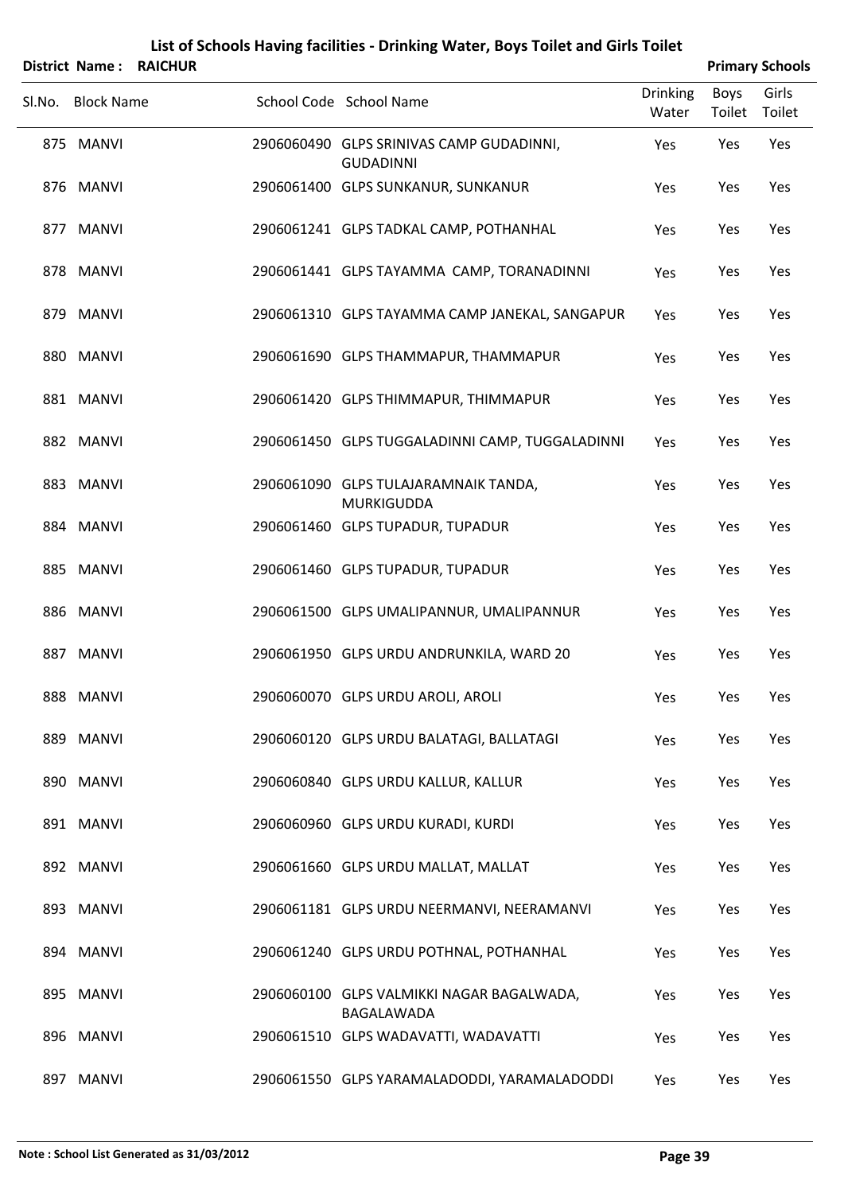# List of Schools Having facilities - Drinking Water, Boys Toilet and Girls Toilet

**District Name : RAICHUR** **Primary Schools**

| Sl.No. | Block Name | School Code | School Name | Drinking Water | Boys Toilet | Girls Toilet |
|---|---|---|---|---|---|---|
| 875 | MANVI | 2906060490 | GLPS SRINIVAS CAMP GUDADINNI, GUDADINNI | Yes | Yes | Yes |
| 876 | MANVI | 2906061400 | GLPS SUNKANUR, SUNKANUR | Yes | Yes | Yes |
| 877 | MANVI | 2906061241 | GLPS TADKAL CAMP, POTHANHAL | Yes | Yes | Yes |
| 878 | MANVI | 2906061441 | GLPS TAYAMMA CAMP, TORANADINNI | Yes | Yes | Yes |
| 879 | MANVI | 2906061310 | GLPS TAYAMMA CAMP JANEKAL, SANGAPUR | Yes | Yes | Yes |
| 880 | MANVI | 2906061690 | GLPS THAMMAPUR, THAMMAPUR | Yes | Yes | Yes |
| 881 | MANVI | 2906061420 | GLPS THIMMAPUR, THIMMAPUR | Yes | Yes | Yes |
| 882 | MANVI | 2906061450 | GLPS TUGGALADINNI CAMP, TUGGALADINNI | Yes | Yes | Yes |
| 883 | MANVI | 2906061090 | GLPS TULAJARAMNAIK TANDA, MURKIGUDDA | Yes | Yes | Yes |
| 884 | MANVI | 2906061460 | GLPS TUPADUR, TUPADUR | Yes | Yes | Yes |
| 885 | MANVI | 2906061460 | GLPS TUPADUR, TUPADUR | Yes | Yes | Yes |
| 886 | MANVI | 2906061500 | GLPS UMALIPANNUR, UMALIPANNUR | Yes | Yes | Yes |
| 887 | MANVI | 2906061950 | GLPS URDU ANDRUNKILA, WARD 20 | Yes | Yes | Yes |
| 888 | MANVI | 2906060070 | GLPS URDU AROLI, AROLI | Yes | Yes | Yes |
| 889 | MANVI | 2906060120 | GLPS URDU BALATAGI, BALLATAGI | Yes | Yes | Yes |
| 890 | MANVI | 2906060840 | GLPS URDU KALLUR, KALLUR | Yes | Yes | Yes |
| 891 | MANVI | 2906060960 | GLPS URDU KURADI, KURDI | Yes | Yes | Yes |
| 892 | MANVI | 2906061660 | GLPS URDU MALLAT, MALLAT | Yes | Yes | Yes |
| 893 | MANVI | 2906061181 | GLPS URDU NEERMANVI, NEERAMANVI | Yes | Yes | Yes |
| 894 | MANVI | 2906061240 | GLPS URDU POTHNAL, POTHANHAL | Yes | Yes | Yes |
| 895 | MANVI | 2906060100 | GLPS VALMIKKI NAGAR BAGALWADA, BAGALAWADA | Yes | Yes | Yes |
| 896 | MANVI | 2906061510 | GLPS WADAVATTI, WADAVATTI | Yes | Yes | Yes |
| 897 | MANVI | 2906061550 | GLPS YARAMALADODDI, YARAMALADODDI | Yes | Yes | Yes |

**Note : School List Generated as 31/03/2012**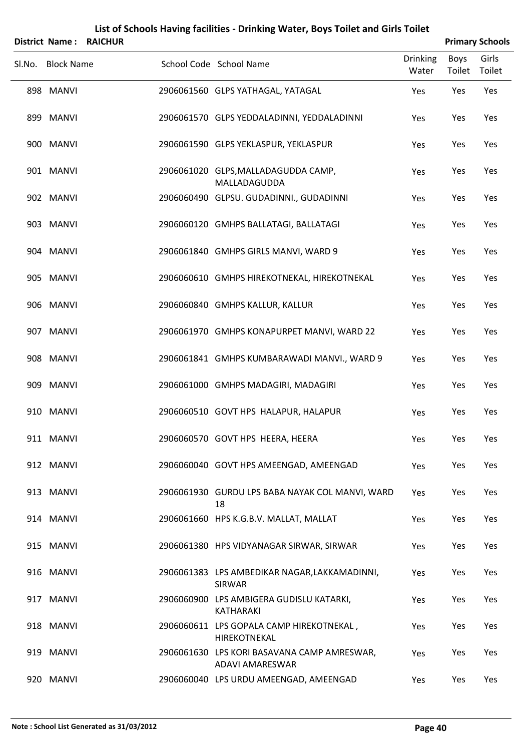# List of Schools Having facilities - Drinking Water, Boys Toilet and Girls Toilet

**District Name : RAICHUR** **Primary Schools**

| Sl.No. | Block Name | School Code | School Name | Drinking Water | Boys Toilet | Girls Toilet |
|---|---|---|---|---|---|---|
| 898 | MANVI | 2906061560 | GLPS YATHAGAL, YATAGAL | Yes | Yes | Yes |
| 899 | MANVI | 2906061570 | GLPS YEDDALADINNI, YEDDALADINNI | Yes | Yes | Yes |
| 900 | MANVI | 2906061590 | GLPS YEKLASPUR, YEKLASPUR | Yes | Yes | Yes |
| 901 | MANVI | 2906061020 | GLPS,MALLADAGUDDA CAMP, MALLADAGUDDA | Yes | Yes | Yes |
| 902 | MANVI | 2906060490 | GLPSU. GUDADINNI., GUDADINNI | Yes | Yes | Yes |
| 903 | MANVI | 2906060120 | GMHPS BALLATAGI, BALLATAGI | Yes | Yes | Yes |
| 904 | MANVI | 2906061840 | GMHPS GIRLS MANVI, WARD 9 | Yes | Yes | Yes |
| 905 | MANVI | 2906060610 | GMHPS HIREKOTNEKAL, HIREKOTNEKAL | Yes | Yes | Yes |
| 906 | MANVI | 2906060840 | GMHPS KALLUR, KALLUR | Yes | Yes | Yes |
| 907 | MANVI | 2906061970 | GMHPS KONAPURPET MANVI, WARD 22 | Yes | Yes | Yes |
| 908 | MANVI | 2906061841 | GMHPS KUMBARAWADI MANVI., WARD 9 | Yes | Yes | Yes |
| 909 | MANVI | 2906061000 | GMHPS MADAGIRI, MADAGIRI | Yes | Yes | Yes |
| 910 | MANVI | 2906060510 | GOVT HPS HALAPUR, HALAPUR | Yes | Yes | Yes |
| 911 | MANVI | 2906060570 | GOVT HPS HEERA, HEERA | Yes | Yes | Yes |
| 912 | MANVI | 2906060040 | GOVT HPS AMEENGAD, AMEENGAD | Yes | Yes | Yes |
| 913 | MANVI | 2906061930 | GURDU LPS BABA NAYAK COL MANVI, WARD 18 | Yes | Yes | Yes |
| 914 | MANVI | 2906061660 | HPS K.G.B.V. MALLAT, MALLAT | Yes | Yes | Yes |
| 915 | MANVI | 2906061380 | HPS VIDYANAGAR SIRWAR, SIRWAR | Yes | Yes | Yes |
| 916 | MANVI | 2906061383 | LPS AMBEDIKAR NAGAR,LAKKAMADINNI, SIRWAR | Yes | Yes | Yes |
| 917 | MANVI | 2906060900 | LPS AMBIGERA GUDISLU KATARKI, KATHARAKI | Yes | Yes | Yes |
| 918 | MANVI | 2906060611 | LPS GOPALA CAMP HIREKOTNEKAL , HIREKOTNEKAL | Yes | Yes | Yes |
| 919 | MANVI | 2906061630 | LPS KORI BASAVANA CAMP AMRESWAR, ADAVI AMARESWAR | Yes | Yes | Yes |
| 920 | MANVI | 2906060040 | LPS URDU AMEENGAD, AMEENGAD | Yes | Yes | Yes |

**Note : School List Generated as 31/03/2012**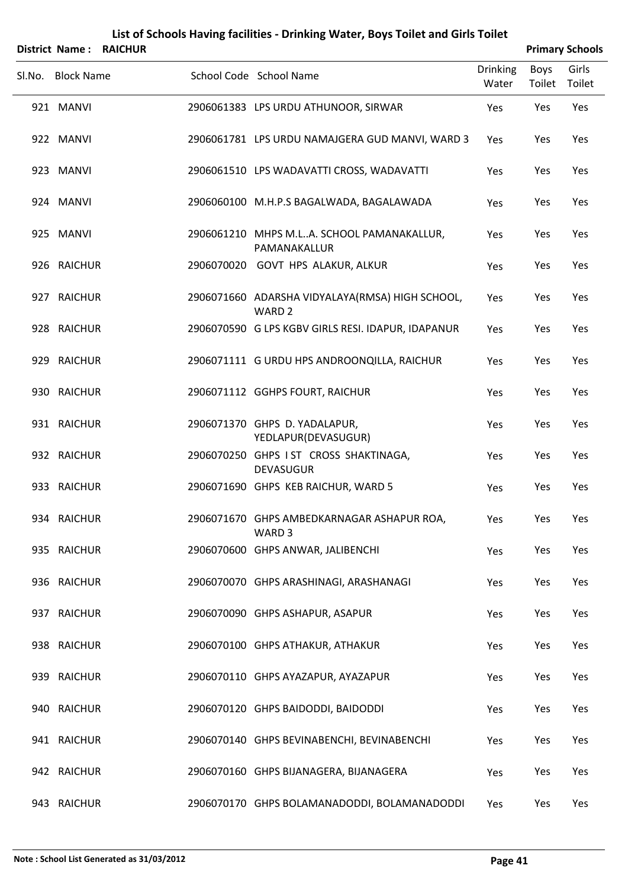# List of Schools Having facilities - Drinking Water, Boys Toilet and Girls Toilet

**District Name : RAICHUR** **Primary Schools**

| Sl.No. | Block Name | School Code | School Name | Drinking Water | Boys Toilet | Girls Toilet |
|---|---|---|---|---|---|---|
| 921 | MANVI | 2906061383 | LPS URDU ATHUNOOR, SIRWAR | Yes | Yes | Yes |
| 922 | MANVI | 2906061781 | LPS URDU NAMAJGERA GUD MANVI, WARD 3 | Yes | Yes | Yes |
| 923 | MANVI | 2906061510 | LPS WADAVATTI CROSS, WADAVATTI | Yes | Yes | Yes |
| 924 | MANVI | 2906060100 | M.H.P.S BAGALWADA, BAGALAWADA | Yes | Yes | Yes |
| 925 | MANVI | 2906061210 | MHPS M.L..A. SCHOOL PAMANAKALLUR, PAMANAKALLUR | Yes | Yes | Yes |
| 926 | RAICHUR | 2906070020 | GOVT HPS ALAKUR, ALKUR | Yes | Yes | Yes |
| 927 | RAICHUR | 2906071660 | ADARSHA VIDYALAYA(RMSA) HIGH SCHOOL, WARD 2 | Yes | Yes | Yes |
| 928 | RAICHUR | 2906070590 | G LPS KGBV GIRLS RESI. IDAPUR, IDAPANUR | Yes | Yes | Yes |
| 929 | RAICHUR | 2906071111 | G URDU HPS ANDROONQILLA, RAICHUR | Yes | Yes | Yes |
| 930 | RAICHUR | 2906071112 | GGHPS FOURT, RAICHUR | Yes | Yes | Yes |
| 931 | RAICHUR | 2906071370 | GHPS D. YADALAPUR, YEDLAPUR(DEVASUGUR) | Yes | Yes | Yes |
| 932 | RAICHUR | 2906070250 | GHPS I ST CROSS SHAKTINAGA, DEVASUGUR | Yes | Yes | Yes |
| 933 | RAICHUR | 2906071690 | GHPS KEB RAICHUR, WARD 5 | Yes | Yes | Yes |
| 934 | RAICHUR | 2906071670 | GHPS AMBEDKARNAGAR ASHAPUR ROA, WARD 3 | Yes | Yes | Yes |
| 935 | RAICHUR | 2906070600 | GHPS ANWAR, JALIBENCHI | Yes | Yes | Yes |
| 936 | RAICHUR | 2906070070 | GHPS ARASHINAGI, ARASHANAGI | Yes | Yes | Yes |
| 937 | RAICHUR | 2906070090 | GHPS ASHAPUR, ASAPUR | Yes | Yes | Yes |
| 938 | RAICHUR | 2906070100 | GHPS ATHAKUR, ATHAKUR | Yes | Yes | Yes |
| 939 | RAICHUR | 2906070110 | GHPS AYAZAPUR, AYAZAPUR | Yes | Yes | Yes |
| 940 | RAICHUR | 2906070120 | GHPS BAIDODDI, BAIDODDI | Yes | Yes | Yes |
| 941 | RAICHUR | 2906070140 | GHPS BEVINABENCHI, BEVINABENCHI | Yes | Yes | Yes |
| 942 | RAICHUR | 2906070160 | GHPS BIJANAGERA, BIJANAGERA | Yes | Yes | Yes |
| 943 | RAICHUR | 2906070170 | GHPS BOLAMANADODDI, BOLAMANADODDI | Yes | Yes | Yes |

**Note : School List Generated as 31/03/2012**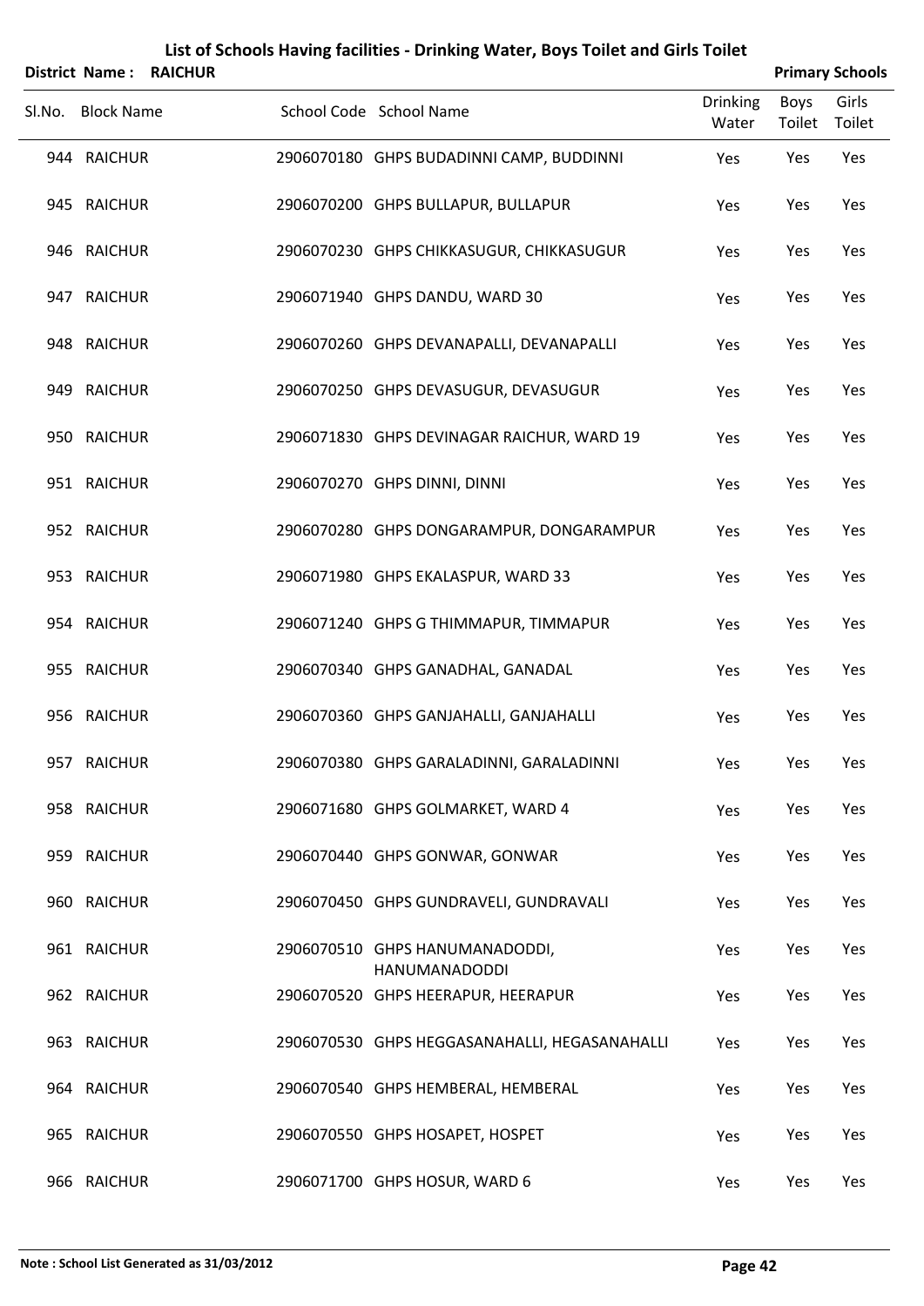# List of Schools Having facilities - Drinking Water, Boys Toilet and Girls Toilet

**District Name : RAICHUR** **Primary Schools**

| Sl.No. | Block Name | School Code | School Name | Drinking Water | Boys Toilet | Girls Toilet |
|---|---|---|---|---|---|---|
| 944 | RAICHUR | 2906070180 | GHPS BUDADINNI CAMP, BUDDINNI | Yes | Yes | Yes |
| 945 | RAICHUR | 2906070200 | GHPS BULLAPUR, BULLAPUR | Yes | Yes | Yes |
| 946 | RAICHUR | 2906070230 | GHPS CHIKKASUGUR, CHIKKASUGUR | Yes | Yes | Yes |
| 947 | RAICHUR | 2906071940 | GHPS DANDU, WARD 30 | Yes | Yes | Yes |
| 948 | RAICHUR | 2906070260 | GHPS DEVANAPALLI, DEVANAPALLI | Yes | Yes | Yes |
| 949 | RAICHUR | 2906070250 | GHPS DEVASUGUR, DEVASUGUR | Yes | Yes | Yes |
| 950 | RAICHUR | 2906071830 | GHPS DEVINAGAR RAICHUR, WARD 19 | Yes | Yes | Yes |
| 951 | RAICHUR | 2906070270 | GHPS DINNI, DINNI | Yes | Yes | Yes |
| 952 | RAICHUR | 2906070280 | GHPS DONGARAMPUR, DONGARAMPUR | Yes | Yes | Yes |
| 953 | RAICHUR | 2906071980 | GHPS EKALASPUR, WARD 33 | Yes | Yes | Yes |
| 954 | RAICHUR | 2906071240 | GHPS G THIMMAPUR, TIMMAPUR | Yes | Yes | Yes |
| 955 | RAICHUR | 2906070340 | GHPS GANADHAL, GANADAL | Yes | Yes | Yes |
| 956 | RAICHUR | 2906070360 | GHPS GANJAHALLI, GANJAHALLI | Yes | Yes | Yes |
| 957 | RAICHUR | 2906070380 | GHPS GARALADINNI, GARALADINNI | Yes | Yes | Yes |
| 958 | RAICHUR | 2906071680 | GHPS GOLMARKET, WARD 4 | Yes | Yes | Yes |
| 959 | RAICHUR | 2906070440 | GHPS GONWAR, GONWAR | Yes | Yes | Yes |
| 960 | RAICHUR | 2906070450 | GHPS GUNDRAVELI, GUNDRAVALI | Yes | Yes | Yes |
| 961 | RAICHUR | 2906070510 | GHPS HANUMANADODDI, HANUMANADODDI | Yes | Yes | Yes |
| 962 | RAICHUR | 2906070520 | GHPS HEERAPUR, HEERAPUR | Yes | Yes | Yes |
| 963 | RAICHUR | 2906070530 | GHPS HEGGASANAHALLI, HEGASANAHALLI | Yes | Yes | Yes |
| 964 | RAICHUR | 2906070540 | GHPS HEMBERAL, HEMBERAL | Yes | Yes | Yes |
| 965 | RAICHUR | 2906070550 | GHPS HOSAPET, HOSPET | Yes | Yes | Yes |
| 966 | RAICHUR | 2906071700 | GHPS HOSUR, WARD 6 | Yes | Yes | Yes |

**Note : School List Generated as 31/03/2012**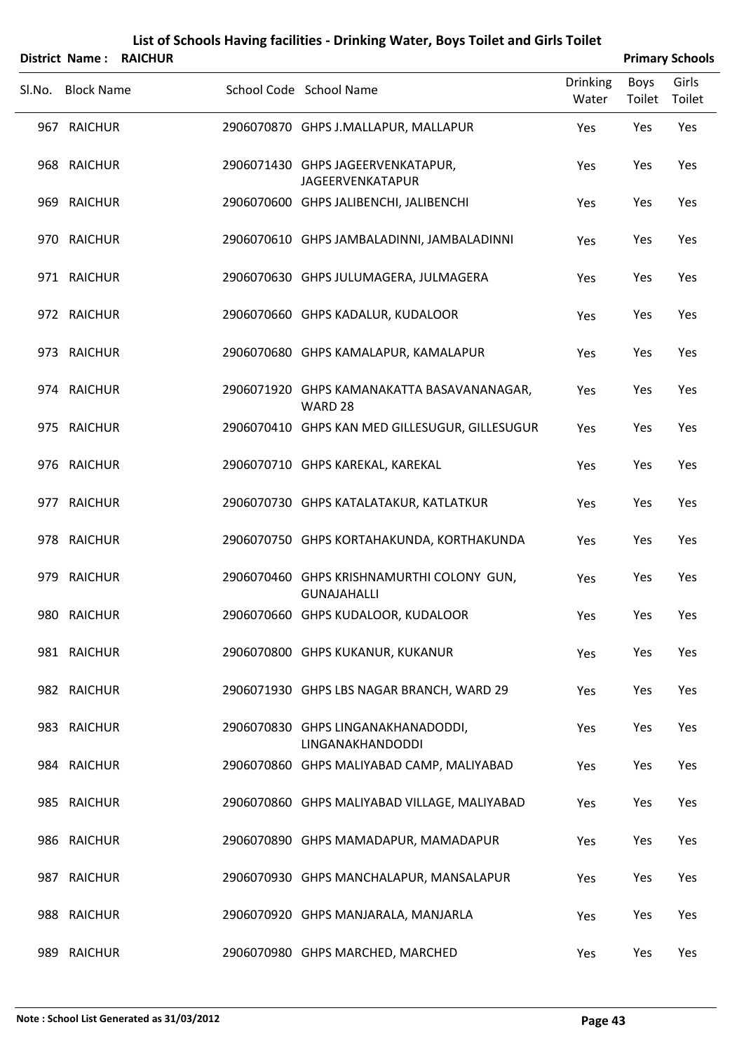# List of Schools Having facilities - Drinking Water, Boys Toilet and Girls Toilet

**District Name : RAICHUR** **Primary Schools**

| Sl.No. | Block Name | School Code | School Name | Drinking Water | Boys Toilet | Girls Toilet |
|---|---|---|---|---|---|---|
| 967 | RAICHUR | 2906070870 | GHPS J.MALLAPUR, MALLAPUR | Yes | Yes | Yes |
| 968 | RAICHUR | 2906071430 | GHPS JAGEERVENKATAPUR, JAGEERVENKATAPUR | Yes | Yes | Yes |
| 969 | RAICHUR | 2906070600 | GHPS JALIBENCHI, JALIBENCHI | Yes | Yes | Yes |
| 970 | RAICHUR | 2906070610 | GHPS JAMBALADINNI, JAMBALADINNI | Yes | Yes | Yes |
| 971 | RAICHUR | 2906070630 | GHPS JULUMAGERA, JULMAGERA | Yes | Yes | Yes |
| 972 | RAICHUR | 2906070660 | GHPS KADALUR, KUDALOOR | Yes | Yes | Yes |
| 973 | RAICHUR | 2906070680 | GHPS KAMALAPUR, KAMALAPUR | Yes | Yes | Yes |
| 974 | RAICHUR | 2906071920 | GHPS KAMANAKATTA BASAVANANAGAR, WARD 28 | Yes | Yes | Yes |
| 975 | RAICHUR | 2906070410 | GHPS KAN MED GILLESUGUR, GILLESUGUR | Yes | Yes | Yes |
| 976 | RAICHUR | 2906070710 | GHPS KAREKAL, KAREKAL | Yes | Yes | Yes |
| 977 | RAICHUR | 2906070730 | GHPS KATALATAKUR, KATLATKUR | Yes | Yes | Yes |
| 978 | RAICHUR | 2906070750 | GHPS KORTAHAKUNDA, KORTHAKUNDA | Yes | Yes | Yes |
| 979 | RAICHUR | 2906070460 | GHPS KRISHNAMURTHI COLONY GUN, GUNAJAHALLI | Yes | Yes | Yes |
| 980 | RAICHUR | 2906070660 | GHPS KUDALOOR, KUDALOOR | Yes | Yes | Yes |
| 981 | RAICHUR | 2906070800 | GHPS KUKANUR, KUKANUR | Yes | Yes | Yes |
| 982 | RAICHUR | 2906071930 | GHPS LBS NAGAR BRANCH, WARD 29 | Yes | Yes | Yes |
| 983 | RAICHUR | 2906070830 | GHPS LINGANAKHANADODDI, LINGANAKHANDODDI | Yes | Yes | Yes |
| 984 | RAICHUR | 2906070860 | GHPS MALIYABAD CAMP, MALIYABAD | Yes | Yes | Yes |
| 985 | RAICHUR | 2906070860 | GHPS MALIYABAD VILLAGE, MALIYABAD | Yes | Yes | Yes |
| 986 | RAICHUR | 2906070890 | GHPS MAMADAPUR, MAMADAPUR | Yes | Yes | Yes |
| 987 | RAICHUR | 2906070930 | GHPS MANCHALAPUR, MANSALAPUR | Yes | Yes | Yes |
| 988 | RAICHUR | 2906070920 | GHPS MANJARALA, MANJARLA | Yes | Yes | Yes |
| 989 | RAICHUR | 2906070980 | GHPS MARCHED, MARCHED | Yes | Yes | Yes |

**Note : School List Generated as 31/03/2012**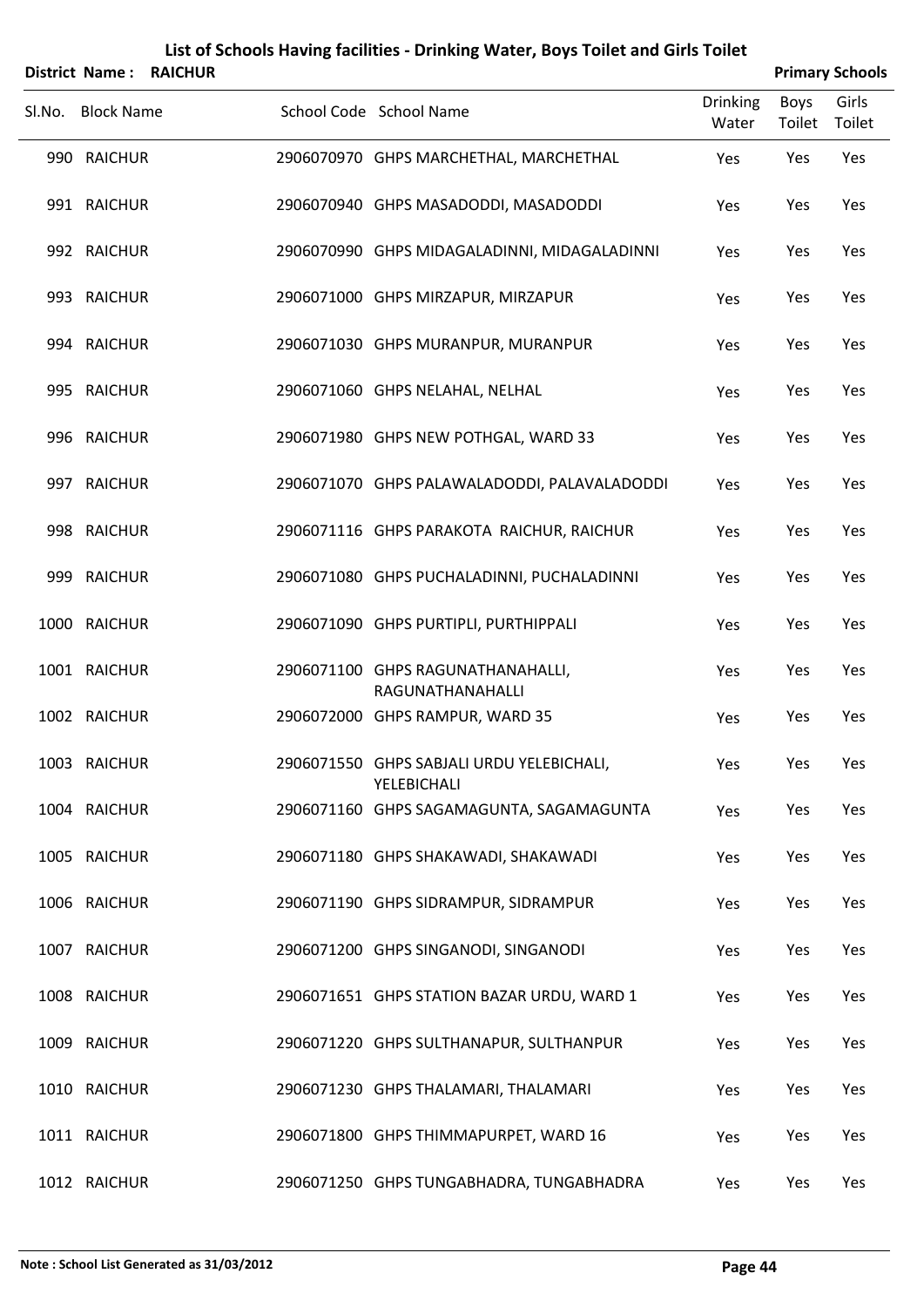# List of Schools Having facilities - Drinking Water, Boys Toilet and Girls Toilet

**District Name : RAICHUR** **Primary Schools**

| Sl.No. | Block Name | School Code | School Name | Drinking Water | Boys Toilet | Girls Toilet |
|---|---|---|---|---|---|---|
| 990 | RAICHUR | 2906070970 | GHPS MARCHETHAL, MARCHETHAL | Yes | Yes | Yes |
| 991 | RAICHUR | 2906070940 | GHPS MASADODDI, MASADODDI | Yes | Yes | Yes |
| 992 | RAICHUR | 2906070990 | GHPS MIDAGALADINNI, MIDAGALADINNI | Yes | Yes | Yes |
| 993 | RAICHUR | 2906071000 | GHPS MIRZAPUR, MIRZAPUR | Yes | Yes | Yes |
| 994 | RAICHUR | 2906071030 | GHPS MURANPUR, MURANPUR | Yes | Yes | Yes |
| 995 | RAICHUR | 2906071060 | GHPS NELAHAL, NELHAL | Yes | Yes | Yes |
| 996 | RAICHUR | 2906071980 | GHPS NEW POTHGAL, WARD 33 | Yes | Yes | Yes |
| 997 | RAICHUR | 2906071070 | GHPS PALAWALADODDI, PALAVALADODDI | Yes | Yes | Yes |
| 998 | RAICHUR | 2906071116 | GHPS PARAKOTA RAICHUR, RAICHUR | Yes | Yes | Yes |
| 999 | RAICHUR | 2906071080 | GHPS PUCHALADINNI, PUCHALADINNI | Yes | Yes | Yes |
| 1000 | RAICHUR | 2906071090 | GHPS PURTIPLI, PURTHIPPALI | Yes | Yes | Yes |
| 1001 | RAICHUR | 2906071100 | GHPS RAGUNATHANAHALLI, RAGUNATHANAHALLI | Yes | Yes | Yes |
| 1002 | RAICHUR | 2906072000 | GHPS RAMPUR, WARD 35 | Yes | Yes | Yes |
| 1003 | RAICHUR | 2906071550 | GHPS SABJALI URDU YELEBICHALI, YELEBICHALI | Yes | Yes | Yes |
| 1004 | RAICHUR | 2906071160 | GHPS SAGAMAGUNTA, SAGAMAGUNTA | Yes | Yes | Yes |
| 1005 | RAICHUR | 2906071180 | GHPS SHAKAWADI, SHAKAWADI | Yes | Yes | Yes |
| 1006 | RAICHUR | 2906071190 | GHPS SIDRAMPUR, SIDRAMPUR | Yes | Yes | Yes |
| 1007 | RAICHUR | 2906071200 | GHPS SINGANODI, SINGANODI | Yes | Yes | Yes |
| 1008 | RAICHUR | 2906071651 | GHPS STATION BAZAR URDU, WARD 1 | Yes | Yes | Yes |
| 1009 | RAICHUR | 2906071220 | GHPS SULTHANAPUR, SULTHANPUR | Yes | Yes | Yes |
| 1010 | RAICHUR | 2906071230 | GHPS THALAMARI, THALAMARI | Yes | Yes | Yes |
| 1011 | RAICHUR | 2906071800 | GHPS THIMMAPURPET, WARD 16 | Yes | Yes | Yes |
| 1012 | RAICHUR | 2906071250 | GHPS TUNGABHADRA, TUNGABHADRA | Yes | Yes | Yes |

**Note : School List Generated as 31/03/2012**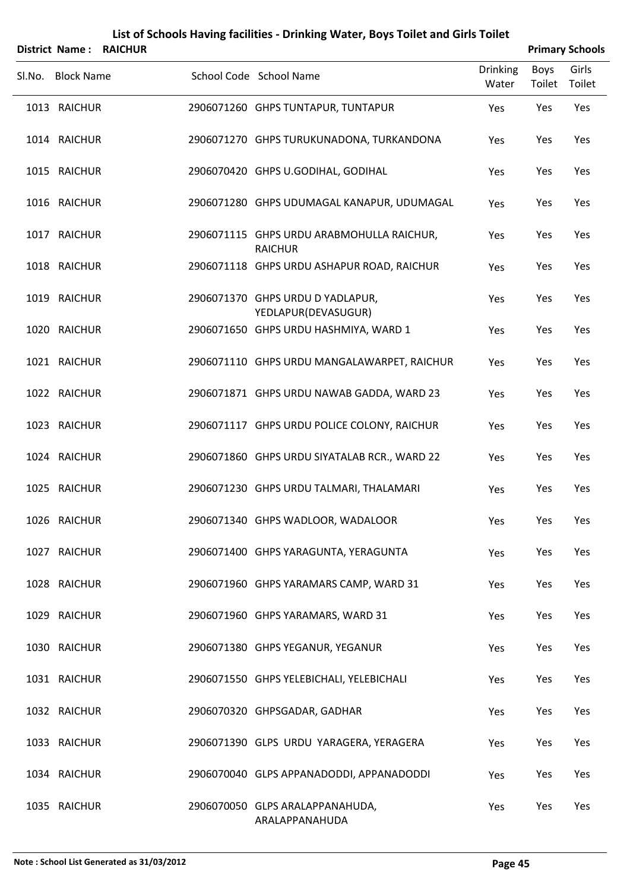# List of Schools Having facilities - Drinking Water, Boys Toilet and Girls Toilet

**District Name : RAICHUR** **Primary Schools**

| Sl.No. | Block Name | School Code | School Name | Drinking Water | Boys Toilet | Girls Toilet |
|---|---|---|---|---|---|---|
| 1013 | RAICHUR | 2906071260 | GHPS TUNTAPUR, TUNTAPUR | Yes | Yes | Yes |
| 1014 | RAICHUR | 2906071270 | GHPS TURUKUNADONA, TURKANDONA | Yes | Yes | Yes |
| 1015 | RAICHUR | 2906070420 | GHPS U.GODIHAL, GODIHAL | Yes | Yes | Yes |
| 1016 | RAICHUR | 2906071280 | GHPS UDUMAGAL KANAPUR, UDUMAGAL | Yes | Yes | Yes |
| 1017 | RAICHUR | 2906071115 | GHPS URDU ARABMOHULLA RAICHUR, RAICHUR | Yes | Yes | Yes |
| 1018 | RAICHUR | 2906071118 | GHPS URDU ASHAPUR ROAD, RAICHUR | Yes | Yes | Yes |
| 1019 | RAICHUR | 2906071370 | GHPS URDU D YADLAPUR, YEDLAPUR(DEVASUGUR) | Yes | Yes | Yes |
| 1020 | RAICHUR | 2906071650 | GHPS URDU HASHMIYA, WARD 1 | Yes | Yes | Yes |
| 1021 | RAICHUR | 2906071110 | GHPS URDU MANGALAWARPET, RAICHUR | Yes | Yes | Yes |
| 1022 | RAICHUR | 2906071871 | GHPS URDU NAWAB GADDA, WARD 23 | Yes | Yes | Yes |
| 1023 | RAICHUR | 2906071117 | GHPS URDU POLICE COLONY, RAICHUR | Yes | Yes | Yes |
| 1024 | RAICHUR | 2906071860 | GHPS URDU SIYATALAB RCR., WARD 22 | Yes | Yes | Yes |
| 1025 | RAICHUR | 2906071230 | GHPS URDU TALMARI, THALAMARI | Yes | Yes | Yes |
| 1026 | RAICHUR | 2906071340 | GHPS WADLOOR, WADALOOR | Yes | Yes | Yes |
| 1027 | RAICHUR | 2906071400 | GHPS YARAGUNTA, YERAGUNTA | Yes | Yes | Yes |
| 1028 | RAICHUR | 2906071960 | GHPS YARAMARS CAMP, WARD 31 | Yes | Yes | Yes |
| 1029 | RAICHUR | 2906071960 | GHPS YARAMARS, WARD 31 | Yes | Yes | Yes |
| 1030 | RAICHUR | 2906071380 | GHPS YEGANUR, YEGANUR | Yes | Yes | Yes |
| 1031 | RAICHUR | 2906071550 | GHPS YELEBICHALI, YELEBICHALI | Yes | Yes | Yes |
| 1032 | RAICHUR | 2906070320 | GHPSGADAR, GADHAR | Yes | Yes | Yes |
| 1033 | RAICHUR | 2906071390 | GLPS URDU YARAGERA, YERAGERA | Yes | Yes | Yes |
| 1034 | RAICHUR | 2906070040 | GLPS APPANADODDI, APPANADODDI | Yes | Yes | Yes |
| 1035 | RAICHUR | 2906070050 | GLPS ARALAPPANAHUDA, ARALAPPANAHUDA | Yes | Yes | Yes |

Note : School List Generated as 31/03/2012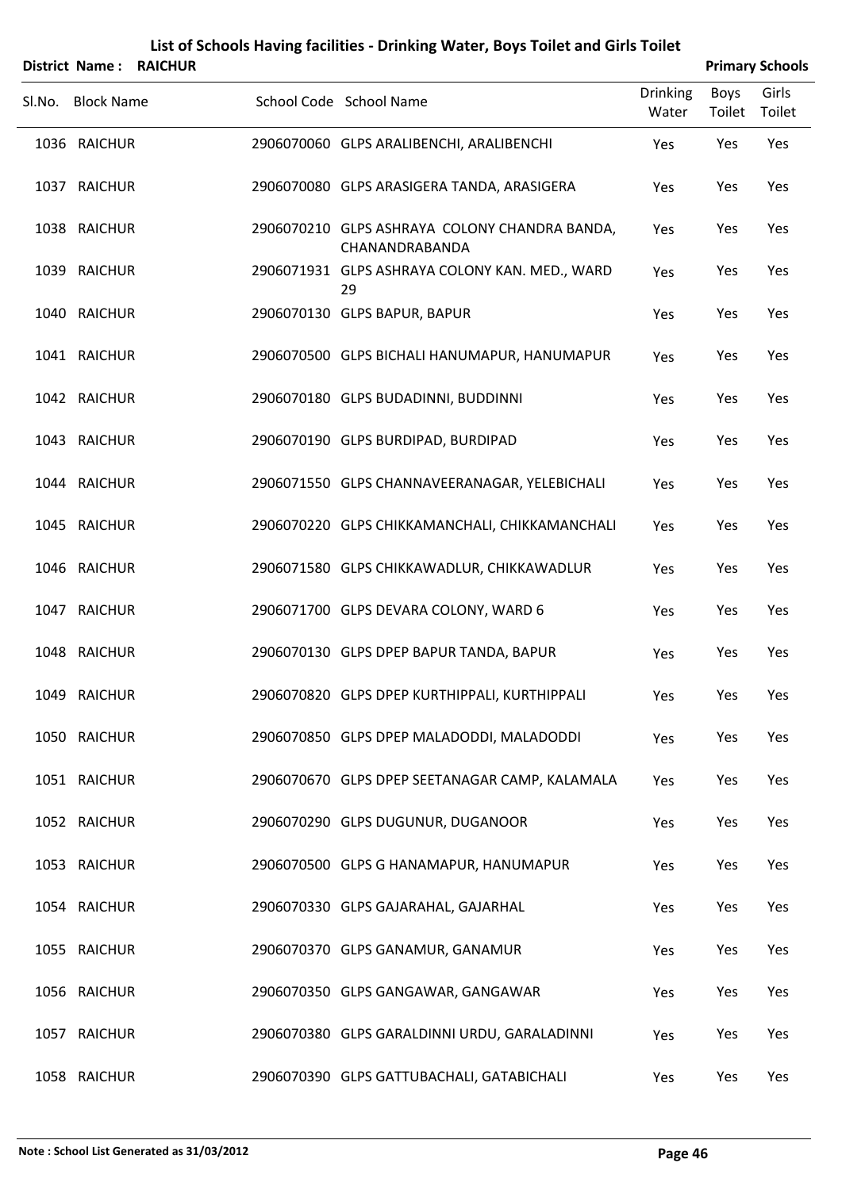# List of Schools Having facilities - Drinking Water, Boys Toilet and Girls Toilet

**District Name : RAICHUR** **Primary Schools**

| Sl.No. | Block Name | School Code | School Name | Drinking Water | Boys Toilet | Girls Toilet |
|---|---|---|---|---|---|---|
| 1036 | RAICHUR | 2906070060 | GLPS ARALIBENCHI, ARALIBENCHI | Yes | Yes | Yes |
| 1037 | RAICHUR | 2906070080 | GLPS ARASIGERA TANDA, ARASIGERA | Yes | Yes | Yes |
| 1038 | RAICHUR | 2906070210 | GLPS ASHRAYA COLONY CHANDRA BANDA, CHANANDRABANDA | Yes | Yes | Yes |
| 1039 | RAICHUR | 2906071931 | GLPS ASHRAYA COLONY KAN. MED., WARD 29 | Yes | Yes | Yes |
| 1040 | RAICHUR | 2906070130 | GLPS BAPUR, BAPUR | Yes | Yes | Yes |
| 1041 | RAICHUR | 2906070500 | GLPS BICHALI HANUMAPUR, HANUMAPUR | Yes | Yes | Yes |
| 1042 | RAICHUR | 2906070180 | GLPS BUDADINNI, BUDDINNI | Yes | Yes | Yes |
| 1043 | RAICHUR | 2906070190 | GLPS BURDIPAD, BURDIPAD | Yes | Yes | Yes |
| 1044 | RAICHUR | 2906071550 | GLPS CHANNAVEERANAGAR, YELEBICHALI | Yes | Yes | Yes |
| 1045 | RAICHUR | 2906070220 | GLPS CHIKKAMANCHALI, CHIKKAMANCHALI | Yes | Yes | Yes |
| 1046 | RAICHUR | 2906071580 | GLPS CHIKKAWADLUR, CHIKKAWADLUR | Yes | Yes | Yes |
| 1047 | RAICHUR | 2906071700 | GLPS DEVARA COLONY, WARD 6 | Yes | Yes | Yes |
| 1048 | RAICHUR | 2906070130 | GLPS DPEP BAPUR TANDA, BAPUR | Yes | Yes | Yes |
| 1049 | RAICHUR | 2906070820 | GLPS DPEP KURTHIPPALI, KURTHIPPALI | Yes | Yes | Yes |
| 1050 | RAICHUR | 2906070850 | GLPS DPEP MALADODDI, MALADODDI | Yes | Yes | Yes |
| 1051 | RAICHUR | 2906070670 | GLPS DPEP SEETANAGAR CAMP, KALAMALA | Yes | Yes | Yes |
| 1052 | RAICHUR | 2906070290 | GLPS DUGUNUR, DUGANOOR | Yes | Yes | Yes |
| 1053 | RAICHUR | 2906070500 | GLPS G HANAMAPUR, HANUMAPUR | Yes | Yes | Yes |
| 1054 | RAICHUR | 2906070330 | GLPS GAJARAHAL, GAJARHAL | Yes | Yes | Yes |
| 1055 | RAICHUR | 2906070370 | GLPS GANAMUR, GANAMUR | Yes | Yes | Yes |
| 1056 | RAICHUR | 2906070350 | GLPS GANGAWAR, GANGAWAR | Yes | Yes | Yes |
| 1057 | RAICHUR | 2906070380 | GLPS GARALDINNI URDU, GARALADINNI | Yes | Yes | Yes |
| 1058 | RAICHUR | 2906070390 | GLPS GATTUBACHALI, GATABICHALI | Yes | Yes | Yes |

**Note : School List Generated as 31/03/2012**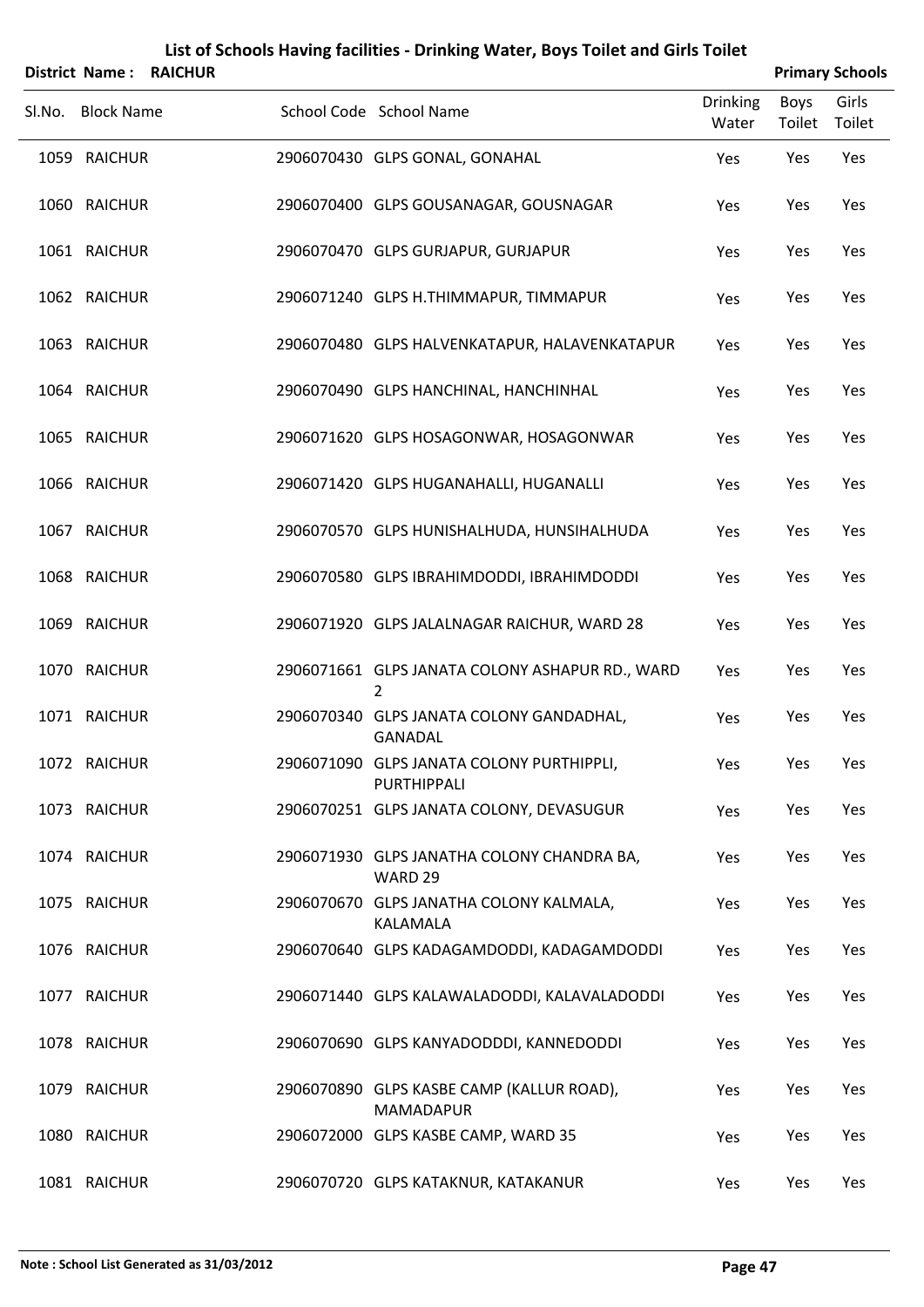# List of Schools Having facilities - Drinking Water, Boys Toilet and Girls Toilet

**District Name : RAICHUR** **Primary Schools**

| Sl.No. | Block Name | School Code | School Name | Drinking Water | Boys Toilet | Girls Toilet |
|---|---|---|---|---|---|---|
| 1059 | RAICHUR | 2906070430 | GLPS GONAL, GONAHAL | Yes | Yes | Yes |
| 1060 | RAICHUR | 2906070400 | GLPS GOUSANAGAR, GOUSNAGAR | Yes | Yes | Yes |
| 1061 | RAICHUR | 2906070470 | GLPS GURJAPUR, GURJAPUR | Yes | Yes | Yes |
| 1062 | RAICHUR | 2906071240 | GLPS H.THIMMAPUR, TIMMAPUR | Yes | Yes | Yes |
| 1063 | RAICHUR | 2906070480 | GLPS HALVENKATAPUR, HALAVENKATAPUR | Yes | Yes | Yes |
| 1064 | RAICHUR | 2906070490 | GLPS HANCHINAL, HANCHINHAL | Yes | Yes | Yes |
| 1065 | RAICHUR | 2906071620 | GLPS HOSAGONWAR, HOSAGONWAR | Yes | Yes | Yes |
| 1066 | RAICHUR | 2906071420 | GLPS HUGANAHALLI, HUGANALLI | Yes | Yes | Yes |
| 1067 | RAICHUR | 2906070570 | GLPS HUNISHALHUDA, HUNSIHALHUDA | Yes | Yes | Yes |
| 1068 | RAICHUR | 2906070580 | GLPS IBRAHIMDODDI, IBRAHIMDODDI | Yes | Yes | Yes |
| 1069 | RAICHUR | 2906071920 | GLPS JALALNAGAR RAICHUR, WARD 28 | Yes | Yes | Yes |
| 1070 | RAICHUR | 2906071661 | GLPS JANATA COLONY ASHAPUR RD., WARD 2 | Yes | Yes | Yes |
| 1071 | RAICHUR | 2906070340 | GLPS JANATA COLONY GANDADHAL, GANADAL | Yes | Yes | Yes |
| 1072 | RAICHUR | 2906071090 | GLPS JANATA COLONY PURTHIPPLI, PURTHIPPALI | Yes | Yes | Yes |
| 1073 | RAICHUR | 2906070251 | GLPS JANATA COLONY, DEVASUGUR | Yes | Yes | Yes |
| 1074 | RAICHUR | 2906071930 | GLPS JANATHA COLONY CHANDRA BA, WARD 29 | Yes | Yes | Yes |
| 1075 | RAICHUR | 2906070670 | GLPS JANATHA COLONY KALMALA, KALAMALA | Yes | Yes | Yes |
| 1076 | RAICHUR | 2906070640 | GLPS KADAGAMDODDI, KADAGAMDODDI | Yes | Yes | Yes |
| 1077 | RAICHUR | 2906071440 | GLPS KALAWALADODDI, KALAVALADODDI | Yes | Yes | Yes |
| 1078 | RAICHUR | 2906070690 | GLPS KANYADODDDI, KANNEDODDI | Yes | Yes | Yes |
| 1079 | RAICHUR | 2906070890 | GLPS KASBE CAMP (KALLUR ROAD), MAMADAPUR | Yes | Yes | Yes |
| 1080 | RAICHUR | 2906072000 | GLPS KASBE CAMP, WARD 35 | Yes | Yes | Yes |
| 1081 | RAICHUR | 2906070720 | GLPS KATAKNUR, KATAKANUR | Yes | Yes | Yes |

Note : School List Generated as 31/03/2012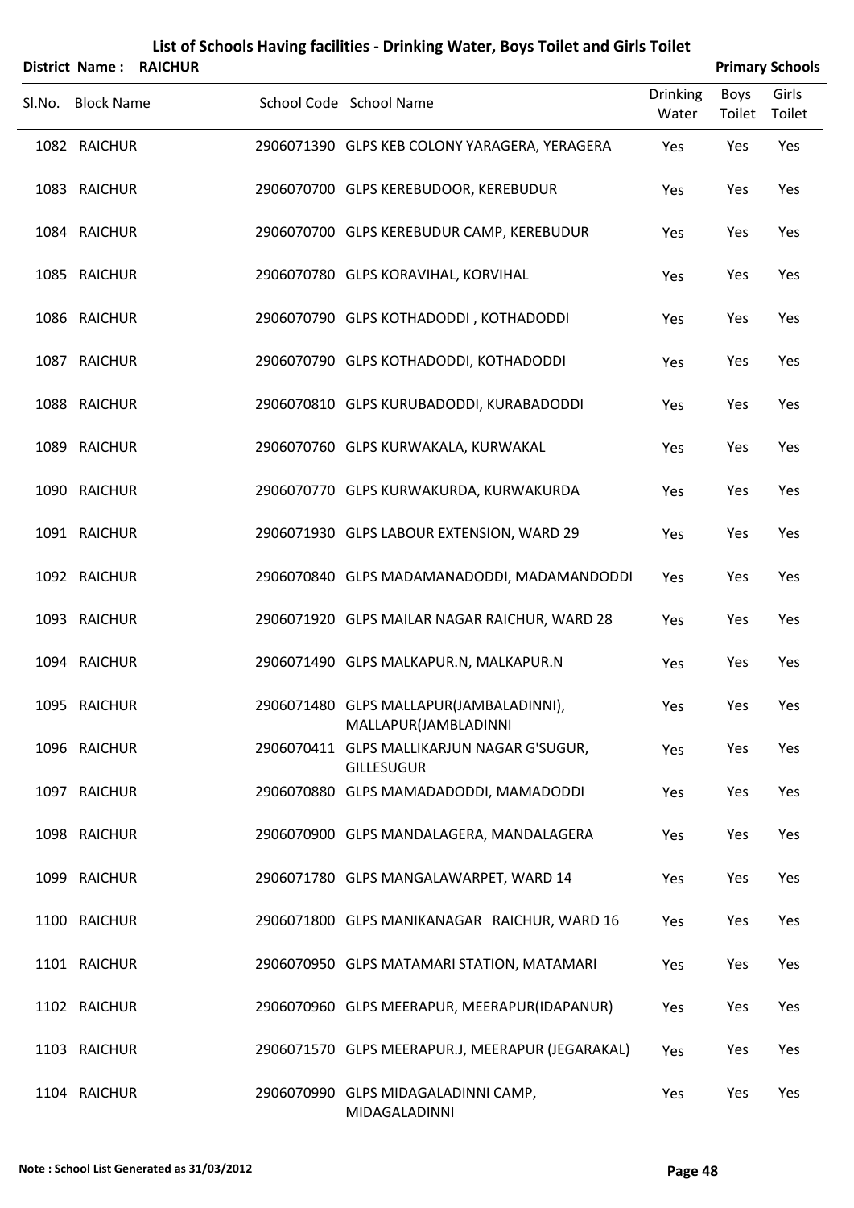# List of Schools Having facilities - Drinking Water, Boys Toilet and Girls Toilet

**District Name : RAICHUR** **Primary Schools**

| Sl.No. | Block Name | School Code | School Name | Drinking Water | Boys Toilet | Girls Toilet |
|---|---|---|---|---|---|---|
| 1082 | RAICHUR | 2906071390 | GLPS KEB COLONY YARAGERA, YERAGERA | Yes | Yes | Yes |
| 1083 | RAICHUR | 2906070700 | GLPS KEREBUDOOR, KEREBUDUR | Yes | Yes | Yes |
| 1084 | RAICHUR | 2906070700 | GLPS KEREBUDUR CAMP, KEREBUDUR | Yes | Yes | Yes |
| 1085 | RAICHUR | 2906070780 | GLPS KORAVIHAL, KORVIHAL | Yes | Yes | Yes |
| 1086 | RAICHUR | 2906070790 | GLPS KOTHADODDI , KOTHADODDI | Yes | Yes | Yes |
| 1087 | RAICHUR | 2906070790 | GLPS KOTHADODDI, KOTHADODDI | Yes | Yes | Yes |
| 1088 | RAICHUR | 2906070810 | GLPS KURUBADODDI, KURABADODDI | Yes | Yes | Yes |
| 1089 | RAICHUR | 2906070760 | GLPS KURWAKALA, KURWAKAL | Yes | Yes | Yes |
| 1090 | RAICHUR | 2906070770 | GLPS KURWAKURDA, KURWAKURDA | Yes | Yes | Yes |
| 1091 | RAICHUR | 2906071930 | GLPS LABOUR EXTENSION, WARD 29 | Yes | Yes | Yes |
| 1092 | RAICHUR | 2906070840 | GLPS MADAMANADODDI, MADAMANDODDI | Yes | Yes | Yes |
| 1093 | RAICHUR | 2906071920 | GLPS MAILAR NAGAR RAICHUR, WARD 28 | Yes | Yes | Yes |
| 1094 | RAICHUR | 2906071490 | GLPS MALKAPUR.N, MALKAPUR.N | Yes | Yes | Yes |
| 1095 | RAICHUR | 2906071480 | GLPS MALLAPUR(JAMBALADINNI), MALLAPUR(JAMBLADINNI | Yes | Yes | Yes |
| 1096 | RAICHUR | 2906070411 | GLPS MALLIKARJUN NAGAR G'SUGUR, GILLESUGUR | Yes | Yes | Yes |
| 1097 | RAICHUR | 2906070880 | GLPS MAMADADODDI, MAMADODDI | Yes | Yes | Yes |
| 1098 | RAICHUR | 2906070900 | GLPS MANDALAGERA, MANDALAGERA | Yes | Yes | Yes |
| 1099 | RAICHUR | 2906071780 | GLPS MANGALAWARPET, WARD 14 | Yes | Yes | Yes |
| 1100 | RAICHUR | 2906071800 | GLPS MANIKANAGAR RAICHUR, WARD 16 | Yes | Yes | Yes |
| 1101 | RAICHUR | 2906070950 | GLPS MATAMARI STATION, MATAMARI | Yes | Yes | Yes |
| 1102 | RAICHUR | 2906070960 | GLPS MEERAPUR, MEERAPUR(IDAPANUR) | Yes | Yes | Yes |
| 1103 | RAICHUR | 2906071570 | GLPS MEERAPUR.J, MEERAPUR (JEGARAKAL) | Yes | Yes | Yes |
| 1104 | RAICHUR | 2906070990 | GLPS MIDAGALADINNI CAMP, MIDAGALADINNI | Yes | Yes | Yes |

**Note : School List Generated as 31/03/2012**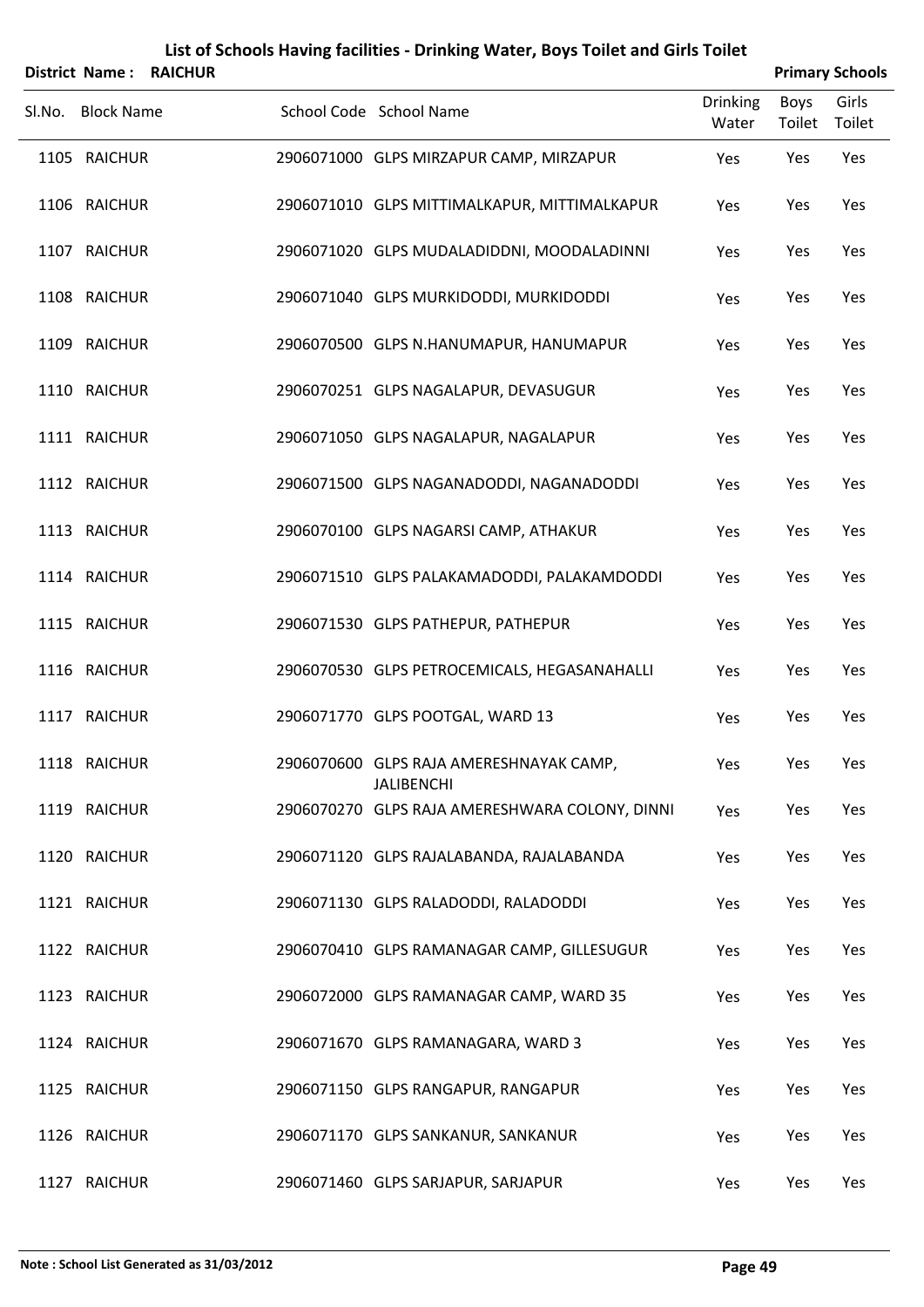# List of Schools Having facilities - Drinking Water, Boys Toilet and Girls Toilet

**District Name : RAICHUR** **Primary Schools**

| Sl.No. | Block Name | School Code | School Name | Drinking Water | Boys Toilet | Girls Toilet |
|---|---|---|---|---|---|---|
| 1105 | RAICHUR | 2906071000 | GLPS MIRZAPUR CAMP, MIRZAPUR | Yes | Yes | Yes |
| 1106 | RAICHUR | 2906071010 | GLPS MITTIMALKAPUR, MITTIMALKAPUR | Yes | Yes | Yes |
| 1107 | RAICHUR | 2906071020 | GLPS MUDALADIDDNI, MOODALADINNI | Yes | Yes | Yes |
| 1108 | RAICHUR | 2906071040 | GLPS MURKIDODDI, MURKIDODDI | Yes | Yes | Yes |
| 1109 | RAICHUR | 2906070500 | GLPS N.HANUMAPUR, HANUMAPUR | Yes | Yes | Yes |
| 1110 | RAICHUR | 2906070251 | GLPS NAGALAPUR, DEVASUGUR | Yes | Yes | Yes |
| 1111 | RAICHUR | 2906071050 | GLPS NAGALAPUR, NAGALAPUR | Yes | Yes | Yes |
| 1112 | RAICHUR | 2906071500 | GLPS NAGANADODDI, NAGANADODDI | Yes | Yes | Yes |
| 1113 | RAICHUR | 2906070100 | GLPS NAGARSI CAMP, ATHAKUR | Yes | Yes | Yes |
| 1114 | RAICHUR | 2906071510 | GLPS PALAKAMADODDI, PALAKAMDODDI | Yes | Yes | Yes |
| 1115 | RAICHUR | 2906071530 | GLPS PATHEPUR, PATHEPUR | Yes | Yes | Yes |
| 1116 | RAICHUR | 2906070530 | GLPS PETROCEMICALS, HEGASANAHALLI | Yes | Yes | Yes |
| 1117 | RAICHUR | 2906071770 | GLPS POOTGAL, WARD 13 | Yes | Yes | Yes |
| 1118 | RAICHUR | 2906070600 | GLPS RAJA AMERESHNAYAK CAMP, JALIBENCHI | Yes | Yes | Yes |
| 1119 | RAICHUR | 2906070270 | GLPS RAJA AMERESHWARA COLONY, DINNI | Yes | Yes | Yes |
| 1120 | RAICHUR | 2906071120 | GLPS RAJALABANDA, RAJALABANDA | Yes | Yes | Yes |
| 1121 | RAICHUR | 2906071130 | GLPS RALADODDI, RALADODDI | Yes | Yes | Yes |
| 1122 | RAICHUR | 2906070410 | GLPS RAMANAGAR CAMP, GILLESUGUR | Yes | Yes | Yes |
| 1123 | RAICHUR | 2906072000 | GLPS RAMANAGAR CAMP, WARD 35 | Yes | Yes | Yes |
| 1124 | RAICHUR | 2906071670 | GLPS RAMANAGARA, WARD 3 | Yes | Yes | Yes |
| 1125 | RAICHUR | 2906071150 | GLPS RANGAPUR, RANGAPUR | Yes | Yes | Yes |
| 1126 | RAICHUR | 2906071170 | GLPS SANKANUR, SANKANUR | Yes | Yes | Yes |
| 1127 | RAICHUR | 2906071460 | GLPS SARJAPUR, SARJAPUR | Yes | Yes | Yes |

**Note : School List Generated as 31/03/2012**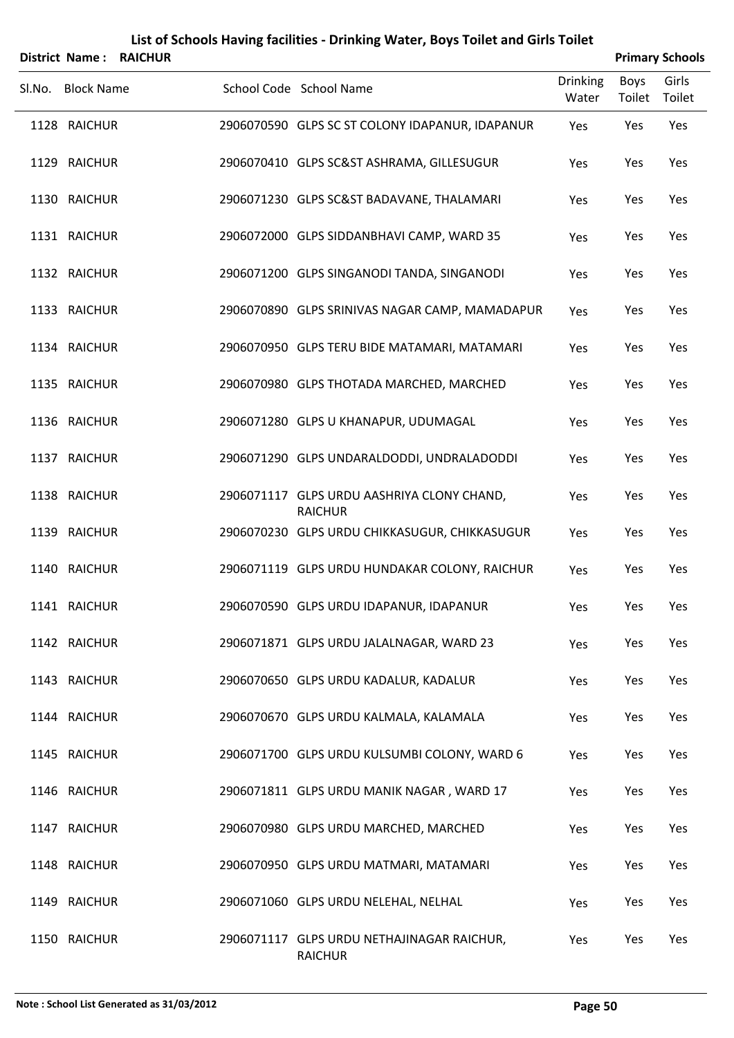# List of Schools Having facilities - Drinking Water, Boys Toilet and Girls Toilet

**District Name : RAICHUR** — **Primary Schools**

| Sl.No. | Block Name | School Code | School Name | Drinking Water | Boys Toilet | Girls Toilet |
|---|---|---|---|---|---|---|
| 1128 | RAICHUR | 2906070590 | GLPS SC ST COLONY IDAPANUR, IDAPANUR | Yes | Yes | Yes |
| 1129 | RAICHUR | 2906070410 | GLPS SC&ST ASHRAMA, GILLESUGUR | Yes | Yes | Yes |
| 1130 | RAICHUR | 2906071230 | GLPS SC&ST BADAVANE, THALAMARI | Yes | Yes | Yes |
| 1131 | RAICHUR | 2906072000 | GLPS SIDDANBHAVI CAMP, WARD 35 | Yes | Yes | Yes |
| 1132 | RAICHUR | 2906071200 | GLPS SINGANODI TANDA, SINGANODI | Yes | Yes | Yes |
| 1133 | RAICHUR | 2906070890 | GLPS SRINIVAS NAGAR CAMP, MAMADAPUR | Yes | Yes | Yes |
| 1134 | RAICHUR | 2906070950 | GLPS TERU BIDE MATAMARI, MATAMARI | Yes | Yes | Yes |
| 1135 | RAICHUR | 2906070980 | GLPS THOTADA MARCHED, MARCHED | Yes | Yes | Yes |
| 1136 | RAICHUR | 2906071280 | GLPS U KHANAPUR, UDUMAGAL | Yes | Yes | Yes |
| 1137 | RAICHUR | 2906071290 | GLPS UNDARALDODDI, UNDRALADODDI | Yes | Yes | Yes |
| 1138 | RAICHUR | 2906071117 | GLPS URDU AASHRIYA CLONY CHAND, RAICHUR | Yes | Yes | Yes |
| 1139 | RAICHUR | 2906070230 | GLPS URDU CHIKKASUGUR, CHIKKASUGUR | Yes | Yes | Yes |
| 1140 | RAICHUR | 2906071119 | GLPS URDU HUNDAKAR COLONY, RAICHUR | Yes | Yes | Yes |
| 1141 | RAICHUR | 2906070590 | GLPS URDU IDAPANUR, IDAPANUR | Yes | Yes | Yes |
| 1142 | RAICHUR | 2906071871 | GLPS URDU JALALNAGAR, WARD 23 | Yes | Yes | Yes |
| 1143 | RAICHUR | 2906070650 | GLPS URDU KADALUR, KADALUR | Yes | Yes | Yes |
| 1144 | RAICHUR | 2906070670 | GLPS URDU KALMALA, KALAMALA | Yes | Yes | Yes |
| 1145 | RAICHUR | 2906071700 | GLPS URDU KULSUMBI COLONY, WARD 6 | Yes | Yes | Yes |
| 1146 | RAICHUR | 2906071811 | GLPS URDU MANIK NAGAR , WARD 17 | Yes | Yes | Yes |
| 1147 | RAICHUR | 2906070980 | GLPS URDU MARCHED, MARCHED | Yes | Yes | Yes |
| 1148 | RAICHUR | 2906070950 | GLPS URDU MATMARI, MATAMARI | Yes | Yes | Yes |
| 1149 | RAICHUR | 2906071060 | GLPS URDU NELEHAL, NELHAL | Yes | Yes | Yes |
| 1150 | RAICHUR | 2906071117 | GLPS URDU NETHAJINAGAR RAICHUR, RAICHUR | Yes | Yes | Yes |

**Note : School List Generated as 31/03/2012**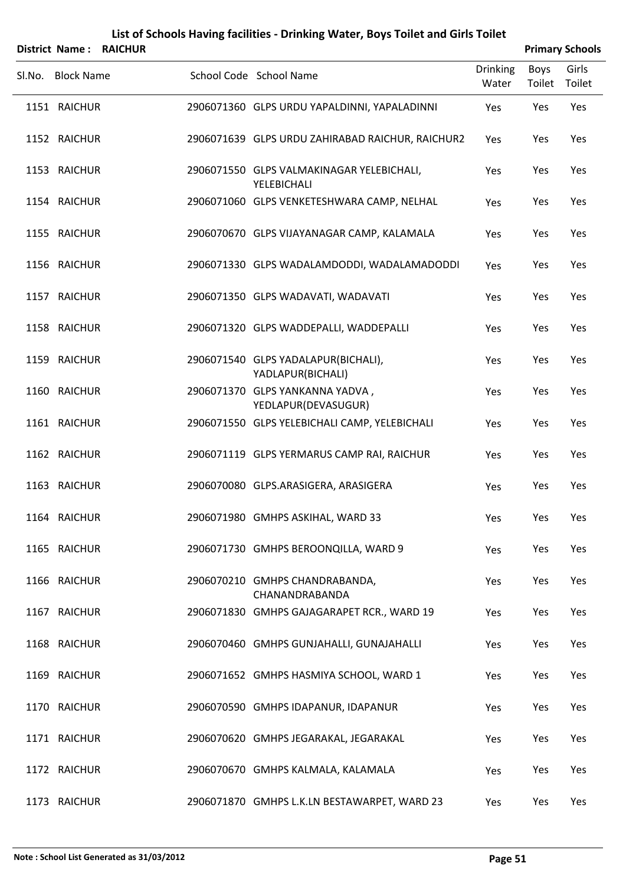# List of Schools Having facilities - Drinking Water, Boys Toilet and Girls Toilet

**District Name : RAICHUR** **Primary Schools**

| Sl.No. | Block Name | School Code | School Name | Drinking Water | Boys Toilet | Girls Toilet |
|---|---|---|---|---|---|---|
| 1151 | RAICHUR | 2906071360 | GLPS URDU YAPALDINNI, YAPALADINNI | Yes | Yes | Yes |
| 1152 | RAICHUR | 2906071639 | GLPS URDU ZAHIRABAD RAICHUR, RAICHUR2 | Yes | Yes | Yes |
| 1153 | RAICHUR | 2906071550 | GLPS VALMAKINAGAR YELEBICHALI, YELEBICHALI | Yes | Yes | Yes |
| 1154 | RAICHUR | 2906071060 | GLPS VENKETESHWARA CAMP, NELHAL | Yes | Yes | Yes |
| 1155 | RAICHUR | 2906070670 | GLPS VIJAYANAGAR CAMP, KALAMALA | Yes | Yes | Yes |
| 1156 | RAICHUR | 2906071330 | GLPS WADALAMDODDI, WADALAMADODDI | Yes | Yes | Yes |
| 1157 | RAICHUR | 2906071350 | GLPS WADAVATI, WADAVATI | Yes | Yes | Yes |
| 1158 | RAICHUR | 2906071320 | GLPS WADDEPALLI, WADDEPALLI | Yes | Yes | Yes |
| 1159 | RAICHUR | 2906071540 | GLPS YADALAPUR(BICHALI), YADLAPUR(BICHALI) | Yes | Yes | Yes |
| 1160 | RAICHUR | 2906071370 | GLPS YANKANNA YADVA , YEDLAPUR(DEVASUGUR) | Yes | Yes | Yes |
| 1161 | RAICHUR | 2906071550 | GLPS YELEBICHALI CAMP, YELEBICHALI | Yes | Yes | Yes |
| 1162 | RAICHUR | 2906071119 | GLPS YERMARUS CAMP RAI, RAICHUR | Yes | Yes | Yes |
| 1163 | RAICHUR | 2906070080 | GLPS.ARASIGERA, ARASIGERA | Yes | Yes | Yes |
| 1164 | RAICHUR | 2906071980 | GMHPS ASKIHAL, WARD 33 | Yes | Yes | Yes |
| 1165 | RAICHUR | 2906071730 | GMHPS BEROONQILLA, WARD 9 | Yes | Yes | Yes |
| 1166 | RAICHUR | 2906070210 | GMHPS CHANDRABANDA, CHANANDRABANDA | Yes | Yes | Yes |
| 1167 | RAICHUR | 2906071830 | GMHPS GAJAGARAPET RCR., WARD 19 | Yes | Yes | Yes |
| 1168 | RAICHUR | 2906070460 | GMHPS GUNJAHALLI, GUNAJAHALLI | Yes | Yes | Yes |
| 1169 | RAICHUR | 2906071652 | GMHPS HASMIYA SCHOOL, WARD 1 | Yes | Yes | Yes |
| 1170 | RAICHUR | 2906070590 | GMHPS IDAPANUR, IDAPANUR | Yes | Yes | Yes |
| 1171 | RAICHUR | 2906070620 | GMHPS JEGARAKAL, JEGARAKAL | Yes | Yes | Yes |
| 1172 | RAICHUR | 2906070670 | GMHPS KALMALA, KALAMALA | Yes | Yes | Yes |
| 1173 | RAICHUR | 2906071870 | GMHPS L.K.LN BESTAWARPET, WARD 23 | Yes | Yes | Yes |

**Note : School List Generated as 31/03/2012**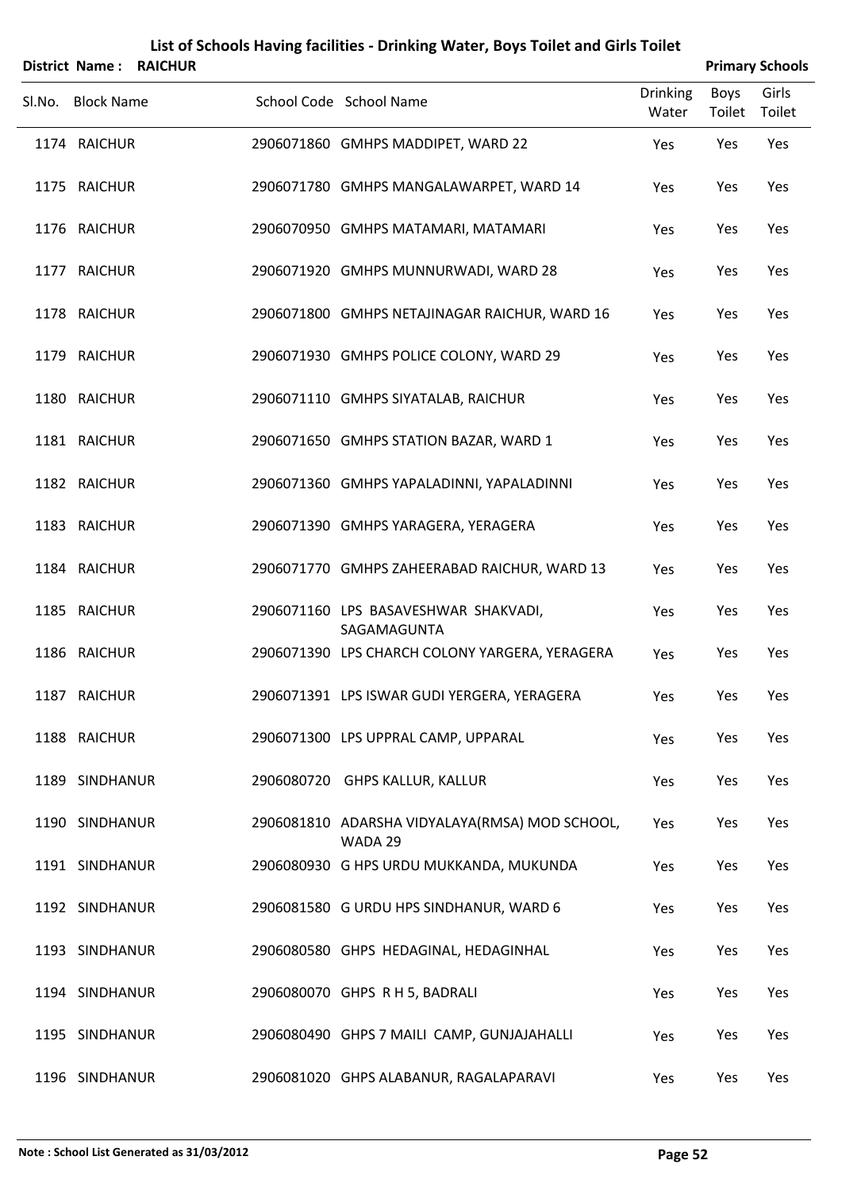# List of Schools Having facilities - Drinking Water, Boys Toilet and Girls Toilet

**District Name : RAICHUR** **Primary Schools**

| Sl.No. | Block Name | School Code | School Name | Drinking Water | Boys Toilet | Girls Toilet |
|---|---|---|---|---|---|---|
| 1174 | RAICHUR | 2906071860 | GMHPS MADDIPET, WARD 22 | Yes | Yes | Yes |
| 1175 | RAICHUR | 2906071780 | GMHPS MANGALAWARPET, WARD 14 | Yes | Yes | Yes |
| 1176 | RAICHUR | 2906070950 | GMHPS MATAMARI, MATAMARI | Yes | Yes | Yes |
| 1177 | RAICHUR | 2906071920 | GMHPS MUNNURWADI, WARD 28 | Yes | Yes | Yes |
| 1178 | RAICHUR | 2906071800 | GMHPS NETAJINAGAR RAICHUR, WARD 16 | Yes | Yes | Yes |
| 1179 | RAICHUR | 2906071930 | GMHPS POLICE COLONY, WARD 29 | Yes | Yes | Yes |
| 1180 | RAICHUR | 2906071110 | GMHPS SIYATALAB, RAICHUR | Yes | Yes | Yes |
| 1181 | RAICHUR | 2906071650 | GMHPS STATION BAZAR, WARD 1 | Yes | Yes | Yes |
| 1182 | RAICHUR | 2906071360 | GMHPS YAPALADINNI, YAPALADINNI | Yes | Yes | Yes |
| 1183 | RAICHUR | 2906071390 | GMHPS YARAGERA, YERAGERA | Yes | Yes | Yes |
| 1184 | RAICHUR | 2906071770 | GMHPS ZAHEERABAD RAICHUR, WARD 13 | Yes | Yes | Yes |
| 1185 | RAICHUR | 2906071160 | LPS BASAVESHWAR SHAKVADI, SAGAMAGUNTA | Yes | Yes | Yes |
| 1186 | RAICHUR | 2906071390 | LPS CHARCH COLONY YARGERA, YERAGERA | Yes | Yes | Yes |
| 1187 | RAICHUR | 2906071391 | LPS ISWAR GUDI YERGERA, YERAGERA | Yes | Yes | Yes |
| 1188 | RAICHUR | 2906071300 | LPS UPPRAL CAMP, UPPARAL | Yes | Yes | Yes |
| 1189 | SINDHANUR | 2906080720 | GHPS KALLUR, KALLUR | Yes | Yes | Yes |
| 1190 | SINDHANUR | 2906081810 | ADARSHA VIDYALAYA(RMSA) MOD SCHOOL, WADA 29 | Yes | Yes | Yes |
| 1191 | SINDHANUR | 2906080930 | G HPS URDU MUKKANDA, MUKUNDA | Yes | Yes | Yes |
| 1192 | SINDHANUR | 2906081580 | G URDU HPS SINDHANUR, WARD 6 | Yes | Yes | Yes |
| 1193 | SINDHANUR | 2906080580 | GHPS HEDAGINAL, HEDAGINHAL | Yes | Yes | Yes |
| 1194 | SINDHANUR | 2906080070 | GHPS R H 5, BADRALI | Yes | Yes | Yes |
| 1195 | SINDHANUR | 2906080490 | GHPS 7 MAILI CAMP, GUNJAJAHALLI | Yes | Yes | Yes |
| 1196 | SINDHANUR | 2906081020 | GHPS ALABANUR, RAGALAPARAVI | Yes | Yes | Yes |

Note : School List Generated as 31/03/2012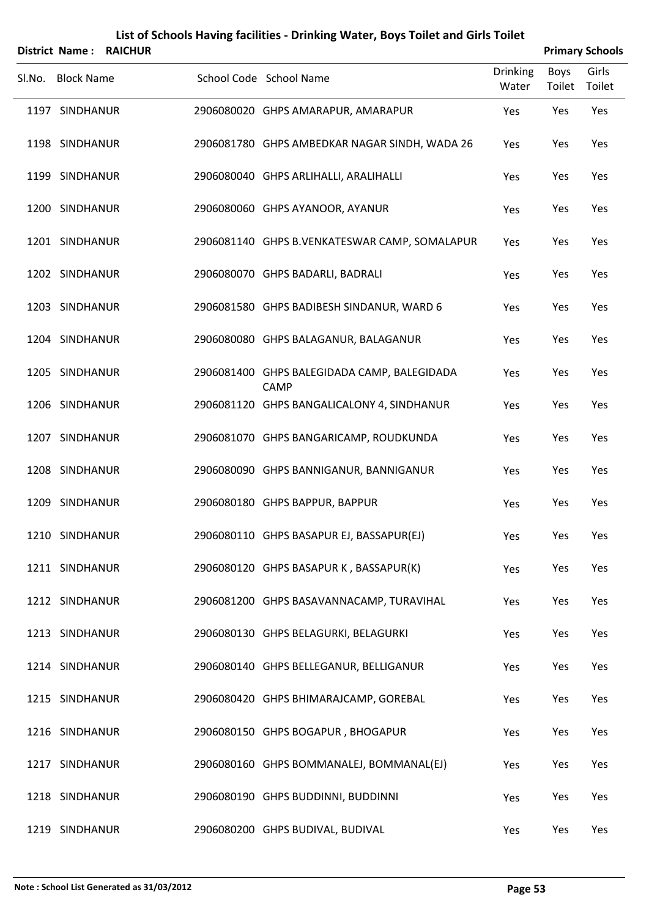# List of Schools Having facilities - Drinking Water, Boys Toilet and Girls Toilet

**District Name : RAICHUR** | **Primary Schools**

| Sl.No. | Block Name | School Code | School Name | Drinking Water | Boys Toilet | Girls Toilet |
|---|---|---|---|---|---|---|
| 1197 | SINDHANUR | 2906080020 | GHPS AMARAPUR, AMARAPUR | Yes | Yes | Yes |
| 1198 | SINDHANUR | 2906081780 | GHPS AMBEDKAR NAGAR SINDH, WADA 26 | Yes | Yes | Yes |
| 1199 | SINDHANUR | 2906080040 | GHPS ARLIHALLI, ARALIHALLI | Yes | Yes | Yes |
| 1200 | SINDHANUR | 2906080060 | GHPS AYANOOR, AYANUR | Yes | Yes | Yes |
| 1201 | SINDHANUR | 2906081140 | GHPS B.VENKATESWAR CAMP, SOMALAPUR | Yes | Yes | Yes |
| 1202 | SINDHANUR | 2906080070 | GHPS BADARLI, BADRALI | Yes | Yes | Yes |
| 1203 | SINDHANUR | 2906081580 | GHPS BADIBESH SINDANUR, WARD 6 | Yes | Yes | Yes |
| 1204 | SINDHANUR | 2906080080 | GHPS BALAGANUR, BALAGANUR | Yes | Yes | Yes |
| 1205 | SINDHANUR | 2906081400 | GHPS BALEGIDADA CAMP, BALEGIDADA CAMP | Yes | Yes | Yes |
| 1206 | SINDHANUR | 2906081120 | GHPS BANGALICALONY 4, SINDHANUR | Yes | Yes | Yes |
| 1207 | SINDHANUR | 2906081070 | GHPS BANGARICAMP, ROUDKUNDA | Yes | Yes | Yes |
| 1208 | SINDHANUR | 2906080090 | GHPS BANNIGANUR, BANNIGANUR | Yes | Yes | Yes |
| 1209 | SINDHANUR | 2906080180 | GHPS BAPPUR, BAPPUR | Yes | Yes | Yes |
| 1210 | SINDHANUR | 2906080110 | GHPS BASAPUR EJ, BASSAPUR(EJ) | Yes | Yes | Yes |
| 1211 | SINDHANUR | 2906080120 | GHPS BASAPUR K , BASSAPUR(K) | Yes | Yes | Yes |
| 1212 | SINDHANUR | 2906081200 | GHPS BASAVANNACAMP, TURAVIHAL | Yes | Yes | Yes |
| 1213 | SINDHANUR | 2906080130 | GHPS BELAGURKI, BELAGURKI | Yes | Yes | Yes |
| 1214 | SINDHANUR | 2906080140 | GHPS BELLEGANUR, BELLIGANUR | Yes | Yes | Yes |
| 1215 | SINDHANUR | 2906080420 | GHPS BHIMARAJCAMP, GOREBAL | Yes | Yes | Yes |
| 1216 | SINDHANUR | 2906080150 | GHPS BOGAPUR , BHOGAPUR | Yes | Yes | Yes |
| 1217 | SINDHANUR | 2906080160 | GHPS BOMMANALEJ, BOMMANAL(EJ) | Yes | Yes | Yes |
| 1218 | SINDHANUR | 2906080190 | GHPS BUDDINNI, BUDDINNI | Yes | Yes | Yes |
| 1219 | SINDHANUR | 2906080200 | GHPS BUDIVAL, BUDIVAL | Yes | Yes | Yes |

**Note : School List Generated as 31/03/2012**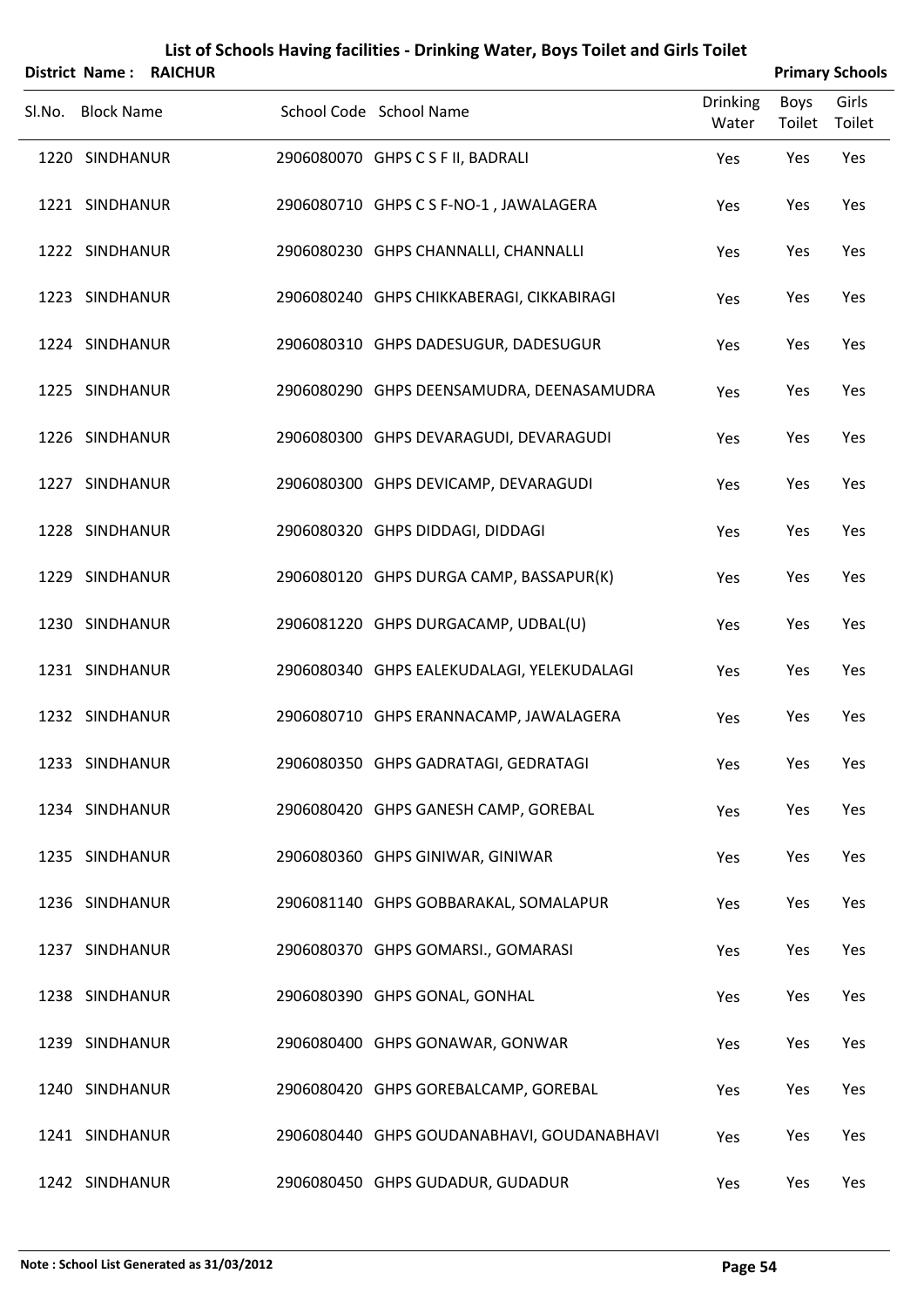# List of Schools Having facilities - Drinking Water, Boys Toilet and Girls Toilet

**District Name : RAICHUR** **Primary Schools**

| Sl.No. | Block Name | School Code | School Name | Drinking Water | Boys Toilet | Girls Toilet |
|---|---|---|---|---|---|---|
| 1220 | SINDHANUR | 2906080070 | GHPS C S F II, BADRALI | Yes | Yes | Yes |
| 1221 | SINDHANUR | 2906080710 | GHPS C S F-NO-1 , JAWALAGERA | Yes | Yes | Yes |
| 1222 | SINDHANUR | 2906080230 | GHPS CHANNALLI, CHANNALLI | Yes | Yes | Yes |
| 1223 | SINDHANUR | 2906080240 | GHPS CHIKKABERAGI, CIKKABIRAGI | Yes | Yes | Yes |
| 1224 | SINDHANUR | 2906080310 | GHPS DADESUGUR, DADESUGUR | Yes | Yes | Yes |
| 1225 | SINDHANUR | 2906080290 | GHPS DEENSAMUDRA, DEENASAMUDRA | Yes | Yes | Yes |
| 1226 | SINDHANUR | 2906080300 | GHPS DEVARAGUDI, DEVARAGUDI | Yes | Yes | Yes |
| 1227 | SINDHANUR | 2906080300 | GHPS DEVICAMP, DEVARAGUDI | Yes | Yes | Yes |
| 1228 | SINDHANUR | 2906080320 | GHPS DIDDAGI, DIDDAGI | Yes | Yes | Yes |
| 1229 | SINDHANUR | 2906080120 | GHPS DURGA CAMP, BASSAPUR(K) | Yes | Yes | Yes |
| 1230 | SINDHANUR | 2906081220 | GHPS DURGACAMP, UDBAL(U) | Yes | Yes | Yes |
| 1231 | SINDHANUR | 2906080340 | GHPS EALEKUDALAGI, YELEKUDALAGI | Yes | Yes | Yes |
| 1232 | SINDHANUR | 2906080710 | GHPS ERANNACAMP, JAWALAGERA | Yes | Yes | Yes |
| 1233 | SINDHANUR | 2906080350 | GHPS GADRATAGI, GEDRATAGI | Yes | Yes | Yes |
| 1234 | SINDHANUR | 2906080420 | GHPS GANESH CAMP, GOREBAL | Yes | Yes | Yes |
| 1235 | SINDHANUR | 2906080360 | GHPS GINIWAR, GINIWAR | Yes | Yes | Yes |
| 1236 | SINDHANUR | 2906081140 | GHPS GOBBARAKAL, SOMALAPUR | Yes | Yes | Yes |
| 1237 | SINDHANUR | 2906080370 | GHPS GOMARSI., GOMARASI | Yes | Yes | Yes |
| 1238 | SINDHANUR | 2906080390 | GHPS GONAL, GONHAL | Yes | Yes | Yes |
| 1239 | SINDHANUR | 2906080400 | GHPS GONAWAR, GONWAR | Yes | Yes | Yes |
| 1240 | SINDHANUR | 2906080420 | GHPS GOREBALCAMP, GOREBAL | Yes | Yes | Yes |
| 1241 | SINDHANUR | 2906080440 | GHPS GOUDANABHAVI, GOUDANABHAVI | Yes | Yes | Yes |
| 1242 | SINDHANUR | 2906080450 | GHPS GUDADUR, GUDADUR | Yes | Yes | Yes |

**Note : School List Generated as 31/03/2012**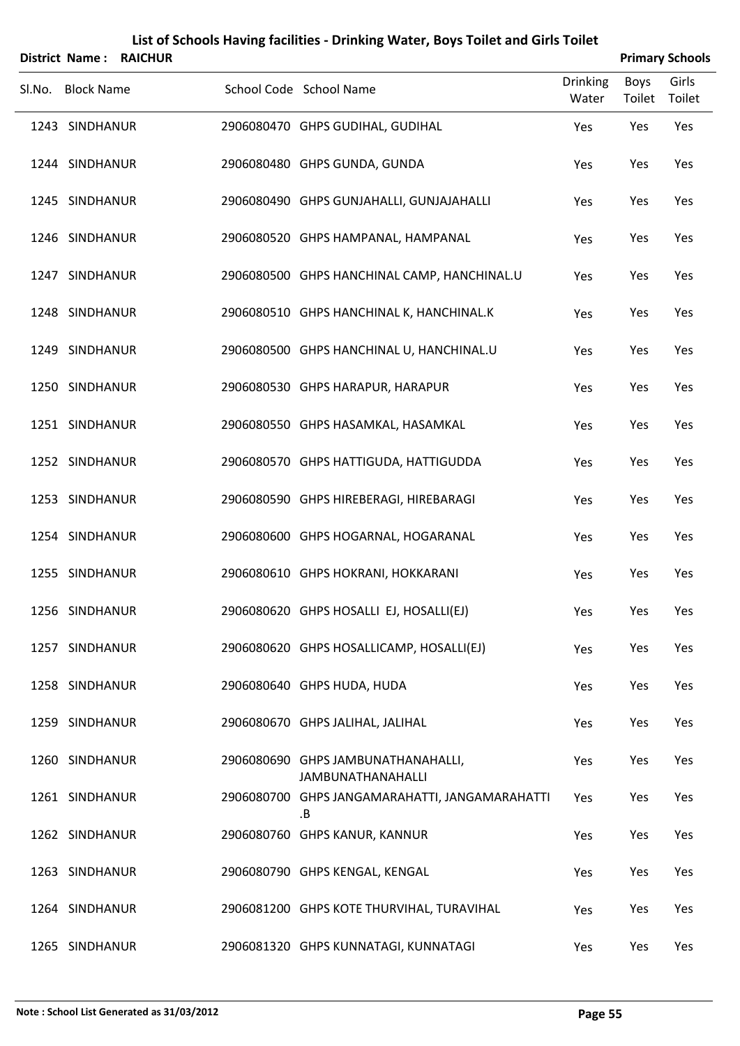# List of Schools Having facilities - Drinking Water, Boys Toilet and Girls Toilet

**District Name : RAICHUR** **Primary Schools**

| Sl.No. | Block Name | School Code | School Name | Drinking Water | Boys Toilet | Girls Toilet |
|---|---|---|---|---|---|---|
| 1243 | SINDHANUR | 2906080470 | GHPS GUDIHAL, GUDIHAL | Yes | Yes | Yes |
| 1244 | SINDHANUR | 2906080480 | GHPS GUNDA, GUNDA | Yes | Yes | Yes |
| 1245 | SINDHANUR | 2906080490 | GHPS GUNJAHALLI, GUNJAJAHALLI | Yes | Yes | Yes |
| 1246 | SINDHANUR | 2906080520 | GHPS HAMPANAL, HAMPANAL | Yes | Yes | Yes |
| 1247 | SINDHANUR | 2906080500 | GHPS HANCHINAL CAMP, HANCHINAL.U | Yes | Yes | Yes |
| 1248 | SINDHANUR | 2906080510 | GHPS HANCHINAL K, HANCHINAL.K | Yes | Yes | Yes |
| 1249 | SINDHANUR | 2906080500 | GHPS HANCHINAL U, HANCHINAL.U | Yes | Yes | Yes |
| 1250 | SINDHANUR | 2906080530 | GHPS HARAPUR, HARAPUR | Yes | Yes | Yes |
| 1251 | SINDHANUR | 2906080550 | GHPS HASAMKAL, HASAMKAL | Yes | Yes | Yes |
| 1252 | SINDHANUR | 2906080570 | GHPS HATTIGUDA, HATTIGUDDA | Yes | Yes | Yes |
| 1253 | SINDHANUR | 2906080590 | GHPS HIREBERAGI, HIREBARAGI | Yes | Yes | Yes |
| 1254 | SINDHANUR | 2906080600 | GHPS HOGARNAL, HOGARANAL | Yes | Yes | Yes |
| 1255 | SINDHANUR | 2906080610 | GHPS HOKRANI, HOKKARANI | Yes | Yes | Yes |
| 1256 | SINDHANUR | 2906080620 | GHPS HOSALLI EJ, HOSALLI(EJ) | Yes | Yes | Yes |
| 1257 | SINDHANUR | 2906080620 | GHPS HOSALLICAMP, HOSALLI(EJ) | Yes | Yes | Yes |
| 1258 | SINDHANUR | 2906080640 | GHPS HUDA, HUDA | Yes | Yes | Yes |
| 1259 | SINDHANUR | 2906080670 | GHPS JALIHAL, JALIHAL | Yes | Yes | Yes |
| 1260 | SINDHANUR | 2906080690 | GHPS JAMBUNATHANAHALLI, JAMBUNATHANAHALLI | Yes | Yes | Yes |
| 1261 | SINDHANUR | 2906080700 | GHPS JANGAMARAHATTI, JANGAMARAHATTI .B | Yes | Yes | Yes |
| 1262 | SINDHANUR | 2906080760 | GHPS KANUR, KANNUR | Yes | Yes | Yes |
| 1263 | SINDHANUR | 2906080790 | GHPS KENGAL, KENGAL | Yes | Yes | Yes |
| 1264 | SINDHANUR | 2906081200 | GHPS KOTE THURVIHAL, TURAVIHAL | Yes | Yes | Yes |
| 1265 | SINDHANUR | 2906081320 | GHPS KUNNATAGI, KUNNATAGI | Yes | Yes | Yes |

**Note : School List Generated as 31/03/2012**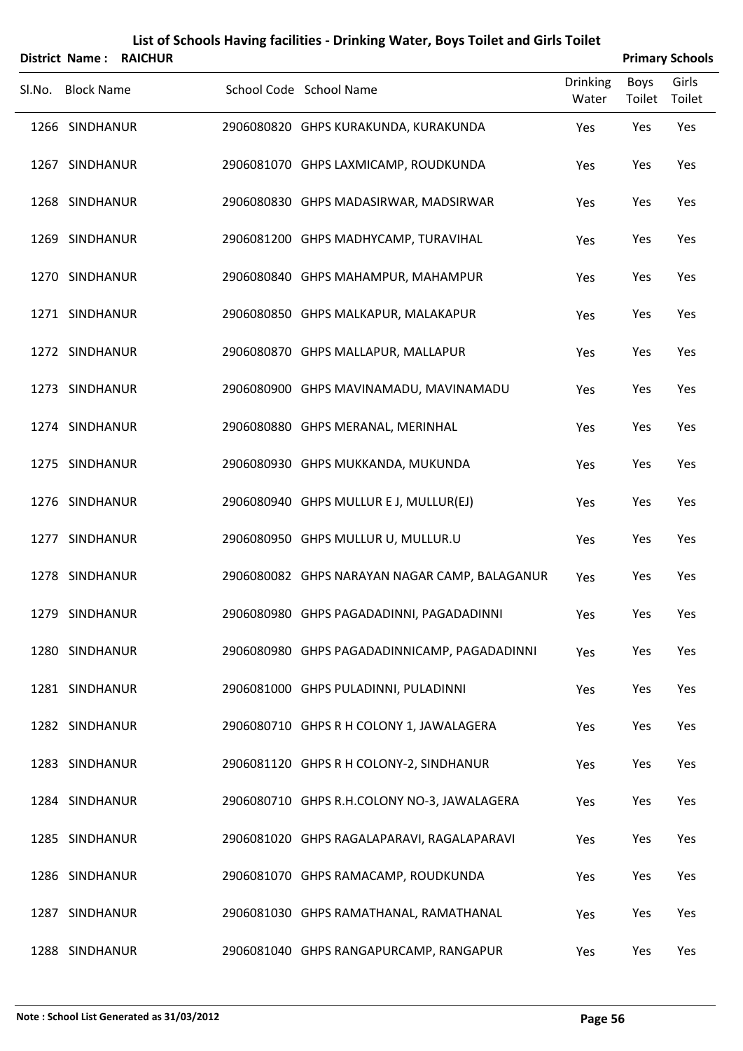# List of Schools Having facilities - Drinking Water, Boys Toilet and Girls Toilet

**District Name : RAICHUR** **Primary Schools**

| Sl.No. | Block Name | School Code | School Name | Drinking Water | Boys Toilet | Girls Toilet |
|---|---|---|---|---|---|---|
| 1266 | SINDHANUR | 2906080820 | GHPS KURAKUNDA, KURAKUNDA | Yes | Yes | Yes |
| 1267 | SINDHANUR | 2906081070 | GHPS LAXMICAMP, ROUDKUNDA | Yes | Yes | Yes |
| 1268 | SINDHANUR | 2906080830 | GHPS MADASIRWAR, MADSIRWAR | Yes | Yes | Yes |
| 1269 | SINDHANUR | 2906081200 | GHPS MADHYCAMP, TURAVIHAL | Yes | Yes | Yes |
| 1270 | SINDHANUR | 2906080840 | GHPS MAHAMPUR, MAHAMPUR | Yes | Yes | Yes |
| 1271 | SINDHANUR | 2906080850 | GHPS MALKAPUR, MALAKAPUR | Yes | Yes | Yes |
| 1272 | SINDHANUR | 2906080870 | GHPS MALLAPUR, MALLAPUR | Yes | Yes | Yes |
| 1273 | SINDHANUR | 2906080900 | GHPS MAVINAMADU, MAVINAMADU | Yes | Yes | Yes |
| 1274 | SINDHANUR | 2906080880 | GHPS MERANAL, MERINHAL | Yes | Yes | Yes |
| 1275 | SINDHANUR | 2906080930 | GHPS MUKKANDA, MUKUNDA | Yes | Yes | Yes |
| 1276 | SINDHANUR | 2906080940 | GHPS MULLUR E J, MULLUR(EJ) | Yes | Yes | Yes |
| 1277 | SINDHANUR | 2906080950 | GHPS MULLUR U, MULLUR.U | Yes | Yes | Yes |
| 1278 | SINDHANUR | 2906080082 | GHPS NARAYAN NAGAR CAMP, BALAGANUR | Yes | Yes | Yes |
| 1279 | SINDHANUR | 2906080980 | GHPS PAGADADINNI, PAGADADINNI | Yes | Yes | Yes |
| 1280 | SINDHANUR | 2906080980 | GHPS PAGADADINNICAMP, PAGADADINNI | Yes | Yes | Yes |
| 1281 | SINDHANUR | 2906081000 | GHPS PULADINNI, PULADINNI | Yes | Yes | Yes |
| 1282 | SINDHANUR | 2906080710 | GHPS R H COLONY 1, JAWALAGERA | Yes | Yes | Yes |
| 1283 | SINDHANUR | 2906081120 | GHPS R H COLONY-2, SINDHANUR | Yes | Yes | Yes |
| 1284 | SINDHANUR | 2906080710 | GHPS R.H.COLONY NO-3, JAWALAGERA | Yes | Yes | Yes |
| 1285 | SINDHANUR | 2906081020 | GHPS RAGALAPARAVI, RAGALAPARAVI | Yes | Yes | Yes |
| 1286 | SINDHANUR | 2906081070 | GHPS RAMACAMP, ROUDKUNDA | Yes | Yes | Yes |
| 1287 | SINDHANUR | 2906081030 | GHPS RAMATHANAL, RAMATHANAL | Yes | Yes | Yes |
| 1288 | SINDHANUR | 2906081040 | GHPS RANGAPURCAMP, RANGAPUR | Yes | Yes | Yes |

**Note : School List Generated as 31/03/2012**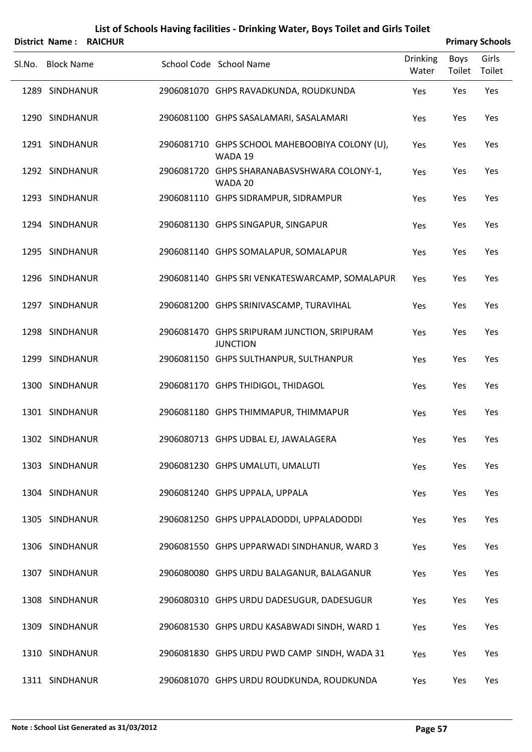# List of Schools Having facilities - Drinking Water, Boys Toilet and Girls Toilet

**District Name : RAICHUR** **Primary Schools**

| Sl.No. | Block Name | School Code | School Name | Drinking Water | Boys Toilet | Girls Toilet |
|---|---|---|---|---|---|---|
| 1289 | SINDHANUR | 2906081070 | GHPS RAVADKUNDA, ROUDKUNDA | Yes | Yes | Yes |
| 1290 | SINDHANUR | 2906081100 | GHPS SASALAMARI, SASALAMARI | Yes | Yes | Yes |
| 1291 | SINDHANUR | 2906081710 | GHPS SCHOOL MAHEBOOBIYA COLONY (U), WADA 19 | Yes | Yes | Yes |
| 1292 | SINDHANUR | 2906081720 | GHPS SHARANABASVSHWARA COLONY-1, WADA 20 | Yes | Yes | Yes |
| 1293 | SINDHANUR | 2906081110 | GHPS SIDRAMPUR, SIDRAMPUR | Yes | Yes | Yes |
| 1294 | SINDHANUR | 2906081130 | GHPS SINGAPUR, SINGAPUR | Yes | Yes | Yes |
| 1295 | SINDHANUR | 2906081140 | GHPS SOMALAPUR, SOMALAPUR | Yes | Yes | Yes |
| 1296 | SINDHANUR | 2906081140 | GHPS SRI VENKATESWARCAMP, SOMALAPUR | Yes | Yes | Yes |
| 1297 | SINDHANUR | 2906081200 | GHPS SRINIVASCAMP, TURAVIHAL | Yes | Yes | Yes |
| 1298 | SINDHANUR | 2906081470 | GHPS SRIPURAM JUNCTION, SRIPURAM JUNCTION | Yes | Yes | Yes |
| 1299 | SINDHANUR | 2906081150 | GHPS SULTHANPUR, SULTHANPUR | Yes | Yes | Yes |
| 1300 | SINDHANUR | 2906081170 | GHPS THIDIGOL, THIDAGOL | Yes | Yes | Yes |
| 1301 | SINDHANUR | 2906081180 | GHPS THIMMAPUR, THIMMAPUR | Yes | Yes | Yes |
| 1302 | SINDHANUR | 2906080713 | GHPS UDBAL EJ, JAWALAGERA | Yes | Yes | Yes |
| 1303 | SINDHANUR | 2906081230 | GHPS UMALUTI, UMALUTI | Yes | Yes | Yes |
| 1304 | SINDHANUR | 2906081240 | GHPS UPPALA, UPPALA | Yes | Yes | Yes |
| 1305 | SINDHANUR | 2906081250 | GHPS UPPALADODDI, UPPALADODDI | Yes | Yes | Yes |
| 1306 | SINDHANUR | 2906081550 | GHPS UPPARWADI SINDHANUR, WARD 3 | Yes | Yes | Yes |
| 1307 | SINDHANUR | 2906080080 | GHPS URDU BALAGANUR, BALAGANUR | Yes | Yes | Yes |
| 1308 | SINDHANUR | 2906080310 | GHPS URDU DADESUGUR, DADESUGUR | Yes | Yes | Yes |
| 1309 | SINDHANUR | 2906081530 | GHPS URDU KASABWADI SINDH, WARD 1 | Yes | Yes | Yes |
| 1310 | SINDHANUR | 2906081830 | GHPS URDU PWD CAMP SINDH, WADA 31 | Yes | Yes | Yes |
| 1311 | SINDHANUR | 2906081070 | GHPS URDU ROUDKUNDA, ROUDKUNDA | Yes | Yes | Yes |

**Note : School List Generated as 31/03/2012**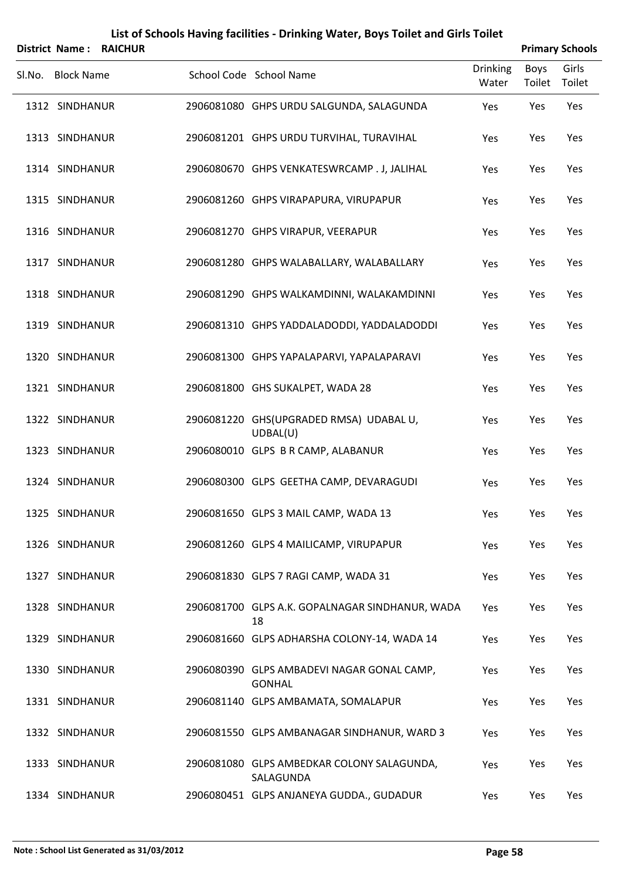# List of Schools Having facilities - Drinking Water, Boys Toilet and Girls Toilet

**District Name : RAICHUR** **Primary Schools**

| Sl.No. | Block Name | School Code | School Name | Drinking Water | Boys Toilet | Girls Toilet |
|---|---|---|---|---|---|---|
| 1312 | SINDHANUR | 2906081080 | GHPS URDU SALGUNDA, SALAGUNDA | Yes | Yes | Yes |
| 1313 | SINDHANUR | 2906081201 | GHPS URDU TURVIHAL, TURAVIHAL | Yes | Yes | Yes |
| 1314 | SINDHANUR | 2906080670 | GHPS VENKATESWRCAMP . J, JALIHAL | Yes | Yes | Yes |
| 1315 | SINDHANUR | 2906081260 | GHPS VIRAPAPURA, VIRUPAPUR | Yes | Yes | Yes |
| 1316 | SINDHANUR | 2906081270 | GHPS VIRAPUR, VEERAPUR | Yes | Yes | Yes |
| 1317 | SINDHANUR | 2906081280 | GHPS WALABALLARY, WALABALLARY | Yes | Yes | Yes |
| 1318 | SINDHANUR | 2906081290 | GHPS WALKAMDINNI, WALAKAMDINNI | Yes | Yes | Yes |
| 1319 | SINDHANUR | 2906081310 | GHPS YADDALADODDI, YADDALADODDI | Yes | Yes | Yes |
| 1320 | SINDHANUR | 2906081300 | GHPS YAPALAPARVI, YAPALAPARAVI | Yes | Yes | Yes |
| 1321 | SINDHANUR | 2906081800 | GHS SUKALPET, WADA 28 | Yes | Yes | Yes |
| 1322 | SINDHANUR | 2906081220 | GHS(UPGRADED RMSA) UDABAL U, UDBAL(U) | Yes | Yes | Yes |
| 1323 | SINDHANUR | 2906080010 | GLPS B R CAMP, ALABANUR | Yes | Yes | Yes |
| 1324 | SINDHANUR | 2906080300 | GLPS GEETHA CAMP, DEVARAGUDI | Yes | Yes | Yes |
| 1325 | SINDHANUR | 2906081650 | GLPS 3 MAIL CAMP, WADA 13 | Yes | Yes | Yes |
| 1326 | SINDHANUR | 2906081260 | GLPS 4 MAILICAMP, VIRUPAPUR | Yes | Yes | Yes |
| 1327 | SINDHANUR | 2906081830 | GLPS 7 RAGI CAMP, WADA 31 | Yes | Yes | Yes |
| 1328 | SINDHANUR | 2906081700 | GLPS A.K. GOPALNAGAR SINDHANUR, WADA 18 | Yes | Yes | Yes |
| 1329 | SINDHANUR | 2906081660 | GLPS ADHARSHA COLONY-14, WADA 14 | Yes | Yes | Yes |
| 1330 | SINDHANUR | 2906080390 | GLPS AMBADEVI NAGAR GONAL CAMP, GONHAL | Yes | Yes | Yes |
| 1331 | SINDHANUR | 2906081140 | GLPS AMBAMATA, SOMALAPUR | Yes | Yes | Yes |
| 1332 | SINDHANUR | 2906081550 | GLPS AMBANAGAR SINDHANUR, WARD 3 | Yes | Yes | Yes |
| 1333 | SINDHANUR | 2906081080 | GLPS AMBEDKAR COLONY SALAGUNDA, SALAGUNDA | Yes | Yes | Yes |
| 1334 | SINDHANUR | 2906080451 | GLPS ANJANEYA GUDDA., GUDADUR | Yes | Yes | Yes |

**Note : School List Generated as 31/03/2012**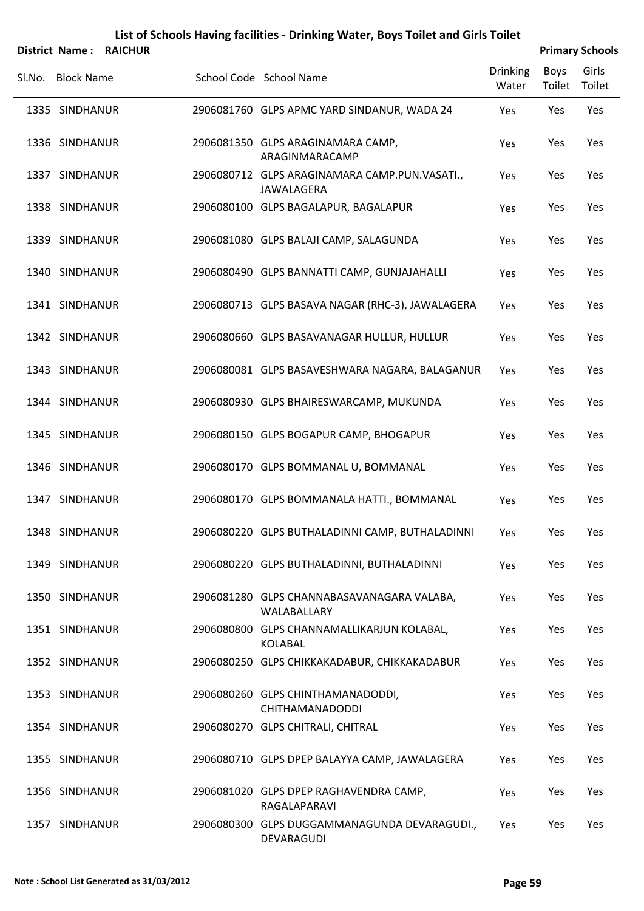# List of Schools Having facilities - Drinking Water, Boys Toilet and Girls Toilet

**District Name : RAICHUR** **Primary Schools**

| Sl.No. | Block Name | School Code | School Name | Drinking Water | Boys Toilet | Girls Toilet |
|---|---|---|---|---|---|---|
| 1335 | SINDHANUR | 2906081760 | GLPS APMC YARD SINDANUR, WADA 24 | Yes | Yes | Yes |
| 1336 | SINDHANUR | 2906081350 | GLPS ARAGINAMARA CAMP, ARAGINMARACAMP | Yes | Yes | Yes |
| 1337 | SINDHANUR | 2906080712 | GLPS ARAGINAMARA CAMP.PUN.VASATI., JAWALAGERA | Yes | Yes | Yes |
| 1338 | SINDHANUR | 2906080100 | GLPS BAGALAPUR, BAGALAPUR | Yes | Yes | Yes |
| 1339 | SINDHANUR | 2906081080 | GLPS BALAJI CAMP, SALAGUNDA | Yes | Yes | Yes |
| 1340 | SINDHANUR | 2906080490 | GLPS BANNATTI CAMP, GUNJAJAHALLI | Yes | Yes | Yes |
| 1341 | SINDHANUR | 2906080713 | GLPS BASAVA NAGAR (RHC-3), JAWALAGERA | Yes | Yes | Yes |
| 1342 | SINDHANUR | 2906080660 | GLPS BASAVANAGAR HULLUR, HULLUR | Yes | Yes | Yes |
| 1343 | SINDHANUR | 2906080081 | GLPS BASAVESHWARA NAGARA, BALAGANUR | Yes | Yes | Yes |
| 1344 | SINDHANUR | 2906080930 | GLPS BHAIRESWARCAMP, MUKUNDA | Yes | Yes | Yes |
| 1345 | SINDHANUR | 2906080150 | GLPS BOGAPUR CAMP, BHOGAPUR | Yes | Yes | Yes |
| 1346 | SINDHANUR | 2906080170 | GLPS BOMMANAL U, BOMMANAL | Yes | Yes | Yes |
| 1347 | SINDHANUR | 2906080170 | GLPS BOMMANALA HATTI., BOMMANAL | Yes | Yes | Yes |
| 1348 | SINDHANUR | 2906080220 | GLPS BUTHALADINNI CAMP, BUTHALADINNI | Yes | Yes | Yes |
| 1349 | SINDHANUR | 2906080220 | GLPS BUTHALADINNI, BUTHALADINNI | Yes | Yes | Yes |
| 1350 | SINDHANUR | 2906081280 | GLPS CHANNABASAVANAGARA VALABA, WALABALLARY | Yes | Yes | Yes |
| 1351 | SINDHANUR | 2906080800 | GLPS CHANNAMALLIKARJUN KOLABAL, KOLABAL | Yes | Yes | Yes |
| 1352 | SINDHANUR | 2906080250 | GLPS CHIKKAKADABUR, CHIKKAKADABUR | Yes | Yes | Yes |
| 1353 | SINDHANUR | 2906080260 | GLPS CHINTHAMANADODDI, CHITHAMANADODDI | Yes | Yes | Yes |
| 1354 | SINDHANUR | 2906080270 | GLPS CHITRALI, CHITRAL | Yes | Yes | Yes |
| 1355 | SINDHANUR | 2906080710 | GLPS DPEP BALAYYA CAMP, JAWALAGERA | Yes | Yes | Yes |
| 1356 | SINDHANUR | 2906081020 | GLPS DPEP RAGHAVENDRA CAMP, RAGALAPARAVI | Yes | Yes | Yes |
| 1357 | SINDHANUR | 2906080300 | GLPS DUGGAMMANAGUNDA DEVARAGUDI., DEVARAGUDI | Yes | Yes | Yes |

**Note : School List Generated as 31/03/2012**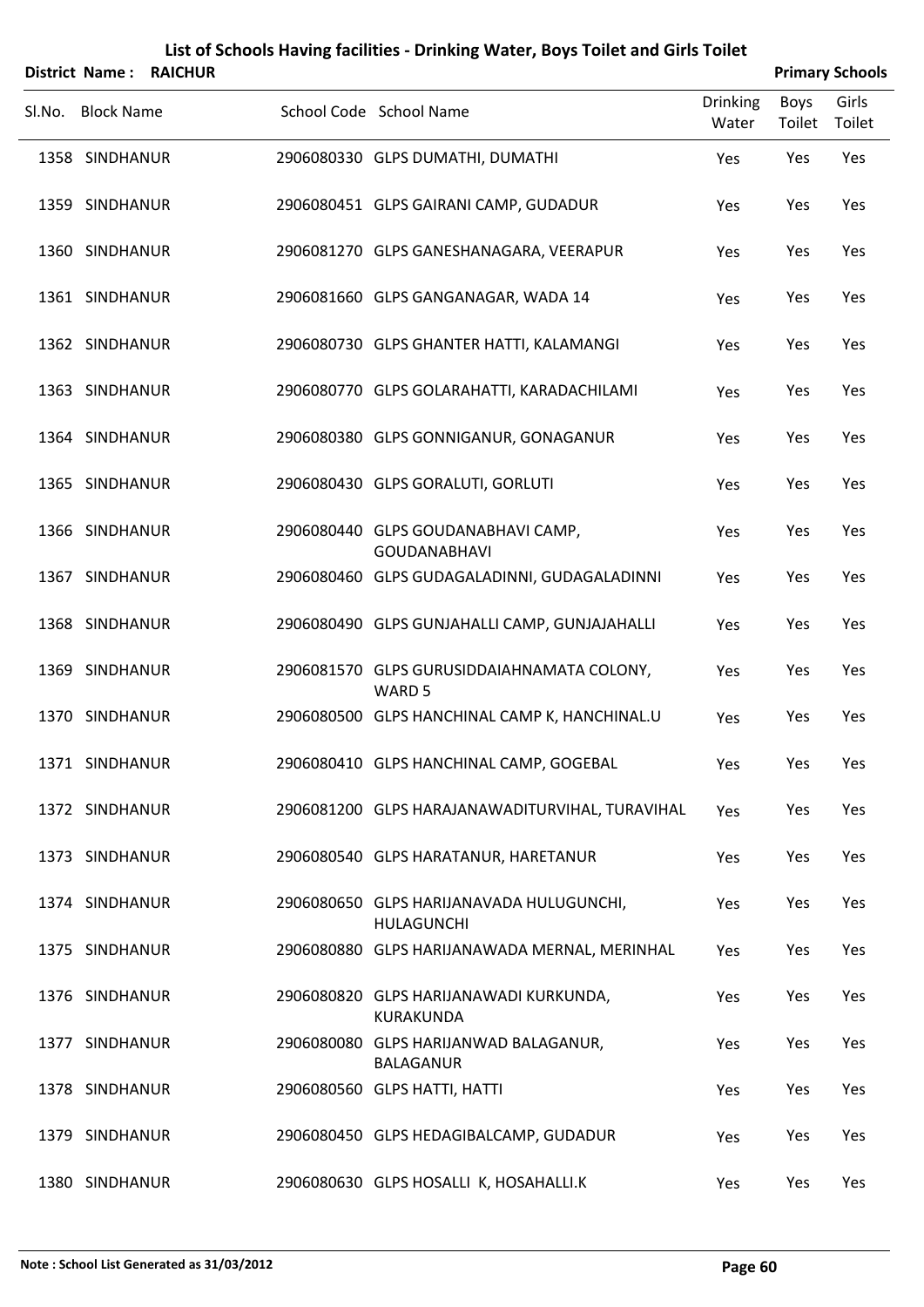# List of Schools Having facilities - Drinking Water, Boys Toilet and Girls Toilet

**District Name : RAICHUR** **Primary Schools**

| Sl.No. | Block Name | School Code | School Name | Drinking Water | Boys Toilet | Girls Toilet |
|---|---|---|---|---|---|---|
| 1358 | SINDHANUR | 2906080330 | GLPS DUMATHI, DUMATHI | Yes | Yes | Yes |
| 1359 | SINDHANUR | 2906080451 | GLPS GAIRANI CAMP, GUDADUR | Yes | Yes | Yes |
| 1360 | SINDHANUR | 2906081270 | GLPS GANESHANAGARA, VEERAPUR | Yes | Yes | Yes |
| 1361 | SINDHANUR | 2906081660 | GLPS GANGANAGAR, WADA 14 | Yes | Yes | Yes |
| 1362 | SINDHANUR | 2906080730 | GLPS GHANTER HATTI, KALAMANGI | Yes | Yes | Yes |
| 1363 | SINDHANUR | 2906080770 | GLPS GOLARAHATTI, KARADACHILAMI | Yes | Yes | Yes |
| 1364 | SINDHANUR | 2906080380 | GLPS GONNIGANUR, GONAGANUR | Yes | Yes | Yes |
| 1365 | SINDHANUR | 2906080430 | GLPS GORALUTI, GORLUTI | Yes | Yes | Yes |
| 1366 | SINDHANUR | 2906080440 | GLPS GOUDANABHAVI CAMP, GOUDANABHAVI | Yes | Yes | Yes |
| 1367 | SINDHANUR | 2906080460 | GLPS GUDAGALADINNI, GUDAGALADINNI | Yes | Yes | Yes |
| 1368 | SINDHANUR | 2906080490 | GLPS GUNJAHALLI CAMP, GUNJAJAHALLI | Yes | Yes | Yes |
| 1369 | SINDHANUR | 2906081570 | GLPS GURUSIDDAIAHNAMATA COLONY, WARD 5 | Yes | Yes | Yes |
| 1370 | SINDHANUR | 2906080500 | GLPS HANCHINAL CAMP K, HANCHINAL.U | Yes | Yes | Yes |
| 1371 | SINDHANUR | 2906080410 | GLPS HANCHINAL CAMP, GOGEBAL | Yes | Yes | Yes |
| 1372 | SINDHANUR | 2906081200 | GLPS HARAJANAWADITURVIHAL, TURAVIHAL | Yes | Yes | Yes |
| 1373 | SINDHANUR | 2906080540 | GLPS HARATANUR, HARETANUR | Yes | Yes | Yes |
| 1374 | SINDHANUR | 2906080650 | GLPS HARIJANAVADA HULUGUNCHI, HULAGUNCHI | Yes | Yes | Yes |
| 1375 | SINDHANUR | 2906080880 | GLPS HARIJANAWADA MERNAL, MERINHAL | Yes | Yes | Yes |
| 1376 | SINDHANUR | 2906080820 | GLPS HARIJANAWADI KURKUNDA, KURAKUNDA | Yes | Yes | Yes |
| 1377 | SINDHANUR | 2906080080 | GLPS HARIJANWAD BALAGANUR, BALAGANUR | Yes | Yes | Yes |
| 1378 | SINDHANUR | 2906080560 | GLPS HATTI, HATTI | Yes | Yes | Yes |
| 1379 | SINDHANUR | 2906080450 | GLPS HEDAGIBALCAMP, GUDADUR | Yes | Yes | Yes |
| 1380 | SINDHANUR | 2906080630 | GLPS HOSALLI K, HOSAHALLI.K | Yes | Yes | Yes |

**Note : School List Generated as 31/03/2012**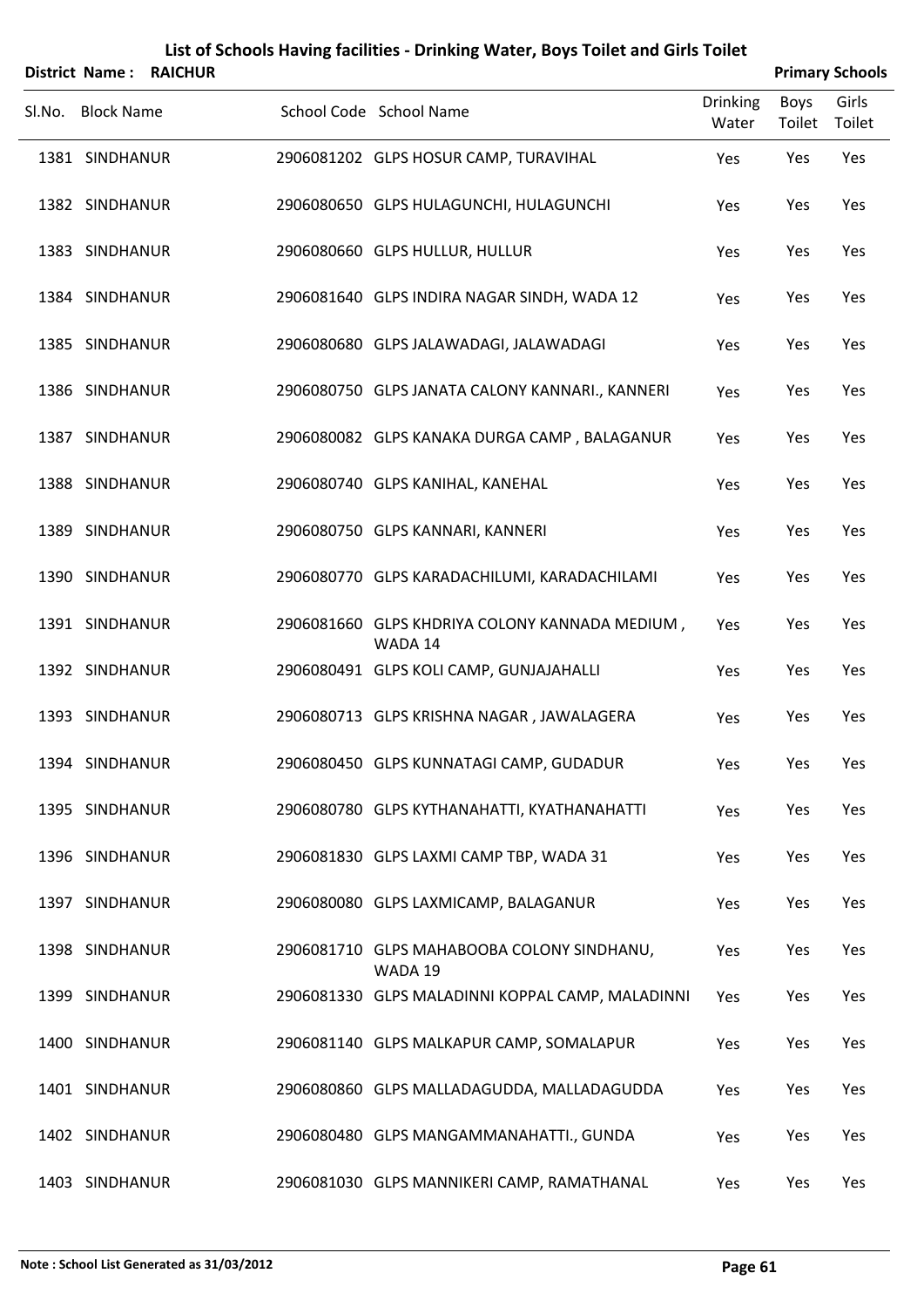# List of Schools Having facilities - Drinking Water, Boys Toilet and Girls Toilet

**District Name : RAICHUR** **Primary Schools**

| Sl.No. | Block Name | School Code | School Name | Drinking Water | Boys Toilet | Girls Toilet |
|---|---|---|---|---|---|---|
| 1381 | SINDHANUR | 2906081202 | GLPS HOSUR CAMP, TURAVIHAL | Yes | Yes | Yes |
| 1382 | SINDHANUR | 2906080650 | GLPS HULAGUNCHI, HULAGUNCHI | Yes | Yes | Yes |
| 1383 | SINDHANUR | 2906080660 | GLPS HULLUR, HULLUR | Yes | Yes | Yes |
| 1384 | SINDHANUR | 2906081640 | GLPS INDIRA NAGAR SINDH, WADA 12 | Yes | Yes | Yes |
| 1385 | SINDHANUR | 2906080680 | GLPS JALAWADAGI, JALAWADAGI | Yes | Yes | Yes |
| 1386 | SINDHANUR | 2906080750 | GLPS JANATA CALONY KANNARI., KANNERI | Yes | Yes | Yes |
| 1387 | SINDHANUR | 2906080082 | GLPS KANAKA DURGA CAMP , BALAGANUR | Yes | Yes | Yes |
| 1388 | SINDHANUR | 2906080740 | GLPS KANIHAL, KANEHAL | Yes | Yes | Yes |
| 1389 | SINDHANUR | 2906080750 | GLPS KANNARI, KANNERI | Yes | Yes | Yes |
| 1390 | SINDHANUR | 2906080770 | GLPS KARADACHILUMI, KARADACHILAMI | Yes | Yes | Yes |
| 1391 | SINDHANUR | 2906081660 | GLPS KHDRIYA COLONY KANNADA MEDIUM , WADA 14 | Yes | Yes | Yes |
| 1392 | SINDHANUR | 2906080491 | GLPS KOLI CAMP, GUNJAJAHALLI | Yes | Yes | Yes |
| 1393 | SINDHANUR | 2906080713 | GLPS KRISHNA NAGAR , JAWALAGERA | Yes | Yes | Yes |
| 1394 | SINDHANUR | 2906080450 | GLPS KUNNATAGI CAMP, GUDADUR | Yes | Yes | Yes |
| 1395 | SINDHANUR | 2906080780 | GLPS KYTHANAHATTI, KYATHANAHATTI | Yes | Yes | Yes |
| 1396 | SINDHANUR | 2906081830 | GLPS LAXMI CAMP TBP, WADA 31 | Yes | Yes | Yes |
| 1397 | SINDHANUR | 2906080080 | GLPS LAXMICAMP, BALAGANUR | Yes | Yes | Yes |
| 1398 | SINDHANUR | 2906081710 | GLPS MAHABOOBA COLONY SINDHANU, WADA 19 | Yes | Yes | Yes |
| 1399 | SINDHANUR | 2906081330 | GLPS MALADINNI KOPPAL CAMP, MALADINNI | Yes | Yes | Yes |
| 1400 | SINDHANUR | 2906081140 | GLPS MALKAPUR CAMP, SOMALAPUR | Yes | Yes | Yes |
| 1401 | SINDHANUR | 2906080860 | GLPS MALLADAGUDDA, MALLADAGUDDA | Yes | Yes | Yes |
| 1402 | SINDHANUR | 2906080480 | GLPS MANGAMMANAHATTI., GUNDA | Yes | Yes | Yes |
| 1403 | SINDHANUR | 2906081030 | GLPS MANNIKERI CAMP, RAMATHANAL | Yes | Yes | Yes |

**Note : School List Generated as 31/03/2012**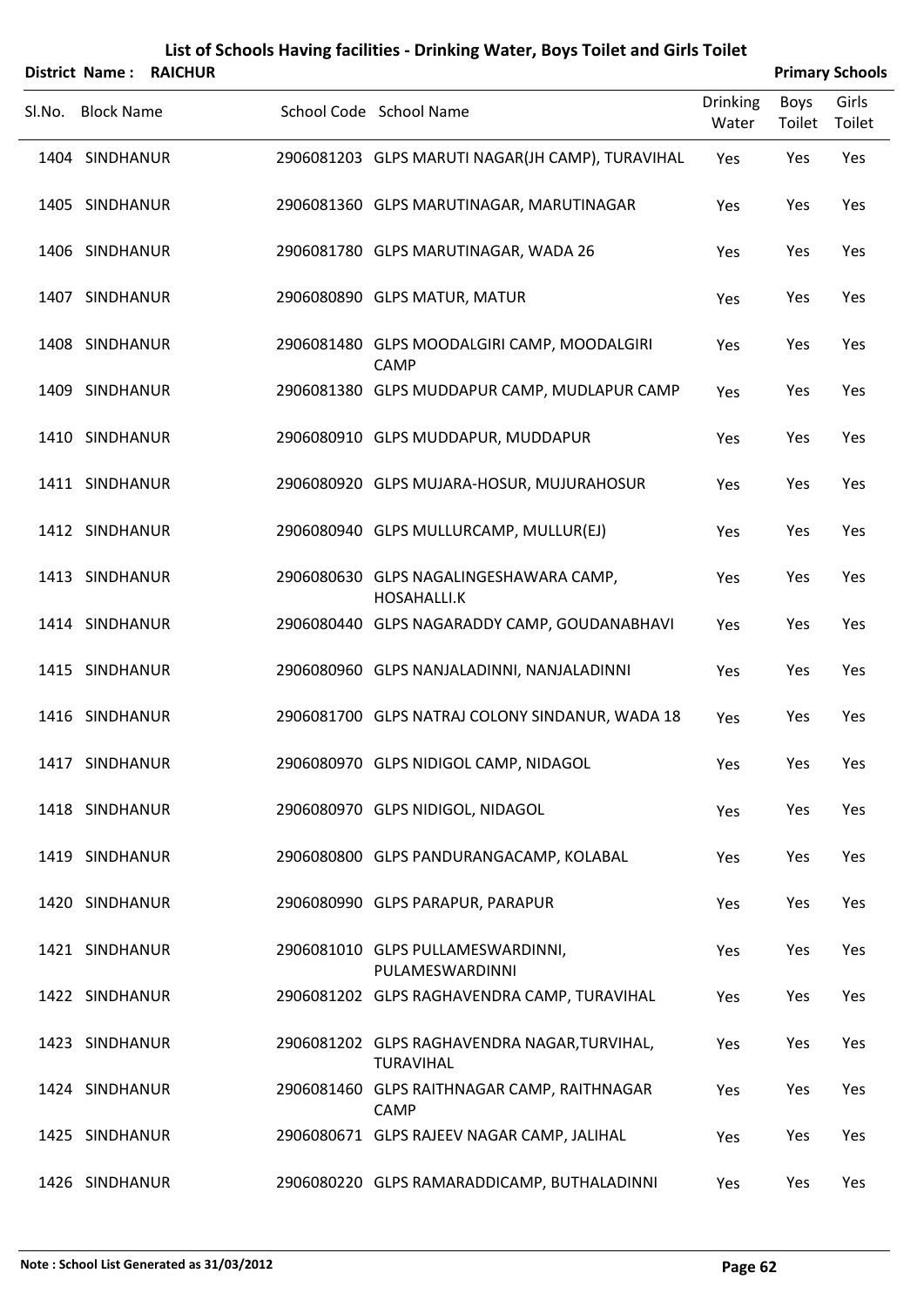# List of Schools Having facilities - Drinking Water, Boys Toilet and Girls Toilet

**District Name : RAICHUR** | **Primary Schools**

| Sl.No. | Block Name | School Code | School Name | Drinking Water | Boys Toilet | Girls Toilet |
|---|---|---|---|---|---|---|
| 1404 | SINDHANUR | 2906081203 | GLPS MARUTI NAGAR(JH CAMP), TURAVIHAL | Yes | Yes | Yes |
| 1405 | SINDHANUR | 2906081360 | GLPS MARUTINAGAR, MARUTINAGAR | Yes | Yes | Yes |
| 1406 | SINDHANUR | 2906081780 | GLPS MARUTINAGAR, WADA 26 | Yes | Yes | Yes |
| 1407 | SINDHANUR | 2906080890 | GLPS MATUR, MATUR | Yes | Yes | Yes |
| 1408 | SINDHANUR | 2906081480 | GLPS MOODALGIRI CAMP, MOODALGIRI CAMP | Yes | Yes | Yes |
| 1409 | SINDHANUR | 2906081380 | GLPS MUDDAPUR CAMP, MUDLAPUR CAMP | Yes | Yes | Yes |
| 1410 | SINDHANUR | 2906080910 | GLPS MUDDAPUR, MUDDAPUR | Yes | Yes | Yes |
| 1411 | SINDHANUR | 2906080920 | GLPS MUJARA-HOSUR, MUJURAHOSUR | Yes | Yes | Yes |
| 1412 | SINDHANUR | 2906080940 | GLPS MULLURCAMP, MULLUR(EJ) | Yes | Yes | Yes |
| 1413 | SINDHANUR | 2906080630 | GLPS NAGALINGESHAWARA CAMP, HOSAHALLI.K | Yes | Yes | Yes |
| 1414 | SINDHANUR | 2906080440 | GLPS NAGARADDY CAMP, GOUDANABHAVI | Yes | Yes | Yes |
| 1415 | SINDHANUR | 2906080960 | GLPS NANJALADINNI, NANJALADINNI | Yes | Yes | Yes |
| 1416 | SINDHANUR | 2906081700 | GLPS NATRAJ COLONY SINDANUR, WADA 18 | Yes | Yes | Yes |
| 1417 | SINDHANUR | 2906080970 | GLPS NIDIGOL CAMP, NIDAGOL | Yes | Yes | Yes |
| 1418 | SINDHANUR | 2906080970 | GLPS NIDIGOL, NIDAGOL | Yes | Yes | Yes |
| 1419 | SINDHANUR | 2906080800 | GLPS PANDURANGACAMP, KOLABAL | Yes | Yes | Yes |
| 1420 | SINDHANUR | 2906080990 | GLPS PARAPUR, PARAPUR | Yes | Yes | Yes |
| 1421 | SINDHANUR | 2906081010 | GLPS PULLAMESWARDINNI, PULAMESWARDINNI | Yes | Yes | Yes |
| 1422 | SINDHANUR | 2906081202 | GLPS RAGHAVENDRA CAMP, TURAVIHAL | Yes | Yes | Yes |
| 1423 | SINDHANUR | 2906081202 | GLPS RAGHAVENDRA NAGAR,TURVIHAL, TURAVIHAL | Yes | Yes | Yes |
| 1424 | SINDHANUR | 2906081460 | GLPS RAITHNAGAR CAMP, RAITHNAGAR CAMP | Yes | Yes | Yes |
| 1425 | SINDHANUR | 2906080671 | GLPS RAJEEV NAGAR CAMP, JALIHAL | Yes | Yes | Yes |
| 1426 | SINDHANUR | 2906080220 | GLPS RAMARADDICAMP, BUTHALADINNI | Yes | Yes | Yes |

**Note : School List Generated as 31/03/2012**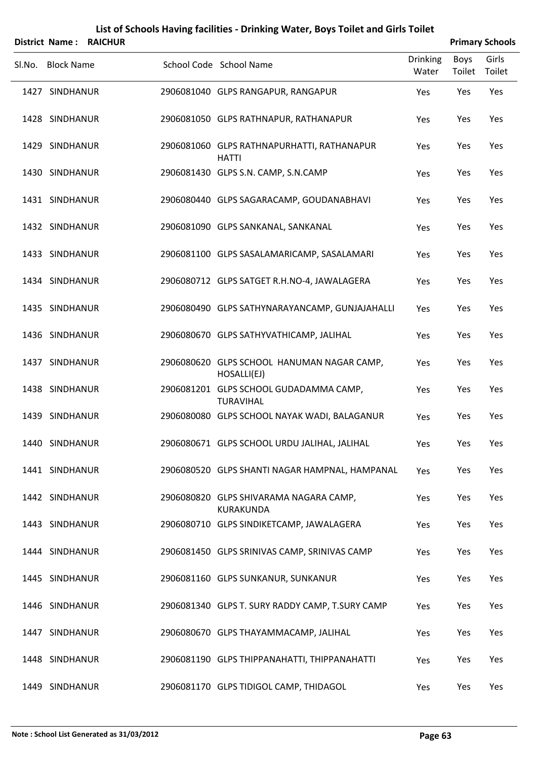# List of Schools Having facilities - Drinking Water, Boys Toilet and Girls Toilet

**District Name : RAICHUR** **Primary Schools**

| Sl.No. | Block Name | School Code | School Name | Drinking Water | Boys Toilet | Girls Toilet |
|---|---|---|---|---|---|---|
| 1427 | SINDHANUR | 2906081040 | GLPS RANGAPUR, RANGAPUR | Yes | Yes | Yes |
| 1428 | SINDHANUR | 2906081050 | GLPS RATHNAPUR, RATHANAPUR | Yes | Yes | Yes |
| 1429 | SINDHANUR | 2906081060 | GLPS RATHNAPURHATTI, RATHANAPUR HATTI | Yes | Yes | Yes |
| 1430 | SINDHANUR | 2906081430 | GLPS S.N. CAMP, S.N.CAMP | Yes | Yes | Yes |
| 1431 | SINDHANUR | 2906080440 | GLPS SAGARACAMP, GOUDANABHAVI | Yes | Yes | Yes |
| 1432 | SINDHANUR | 2906081090 | GLPS SANKANAL, SANKANAL | Yes | Yes | Yes |
| 1433 | SINDHANUR | 2906081100 | GLPS SASALAMARICAMP, SASALAMARI | Yes | Yes | Yes |
| 1434 | SINDHANUR | 2906080712 | GLPS SATGET R.H.NO-4, JAWALAGERA | Yes | Yes | Yes |
| 1435 | SINDHANUR | 2906080490 | GLPS SATHYNARAYANCAMP, GUNJAJAHALLI | Yes | Yes | Yes |
| 1436 | SINDHANUR | 2906080670 | GLPS SATHYVATHICAMP, JALIHAL | Yes | Yes | Yes |
| 1437 | SINDHANUR | 2906080620 | GLPS SCHOOL HANUMAN NAGAR CAMP, HOSALLI(EJ) | Yes | Yes | Yes |
| 1438 | SINDHANUR | 2906081201 | GLPS SCHOOL GUDADAMMA CAMP, TURAVIHAL | Yes | Yes | Yes |
| 1439 | SINDHANUR | 2906080080 | GLPS SCHOOL NAYAK WADI, BALAGANUR | Yes | Yes | Yes |
| 1440 | SINDHANUR | 2906080671 | GLPS SCHOOL URDU JALIHAL, JALIHAL | Yes | Yes | Yes |
| 1441 | SINDHANUR | 2906080520 | GLPS SHANTI NAGAR HAMPNAL, HAMPANAL | Yes | Yes | Yes |
| 1442 | SINDHANUR | 2906080820 | GLPS SHIVARAMA NAGARA CAMP, KURAKUNDA | Yes | Yes | Yes |
| 1443 | SINDHANUR | 2906080710 | GLPS SINDIKETCAMP, JAWALAGERA | Yes | Yes | Yes |
| 1444 | SINDHANUR | 2906081450 | GLPS SRINIVAS CAMP, SRINIVAS CAMP | Yes | Yes | Yes |
| 1445 | SINDHANUR | 2906081160 | GLPS SUNKANUR, SUNKANUR | Yes | Yes | Yes |
| 1446 | SINDHANUR | 2906081340 | GLPS T. SURY RADDY CAMP, T.SURY CAMP | Yes | Yes | Yes |
| 1447 | SINDHANUR | 2906080670 | GLPS THAYAMMACAMP, JALIHAL | Yes | Yes | Yes |
| 1448 | SINDHANUR | 2906081190 | GLPS THIPPANAHATTI, THIPPANAHATTI | Yes | Yes | Yes |
| 1449 | SINDHANUR | 2906081170 | GLPS TIDIGOL CAMP, THIDAGOL | Yes | Yes | Yes |

**Note : School List Generated as 31/03/2012**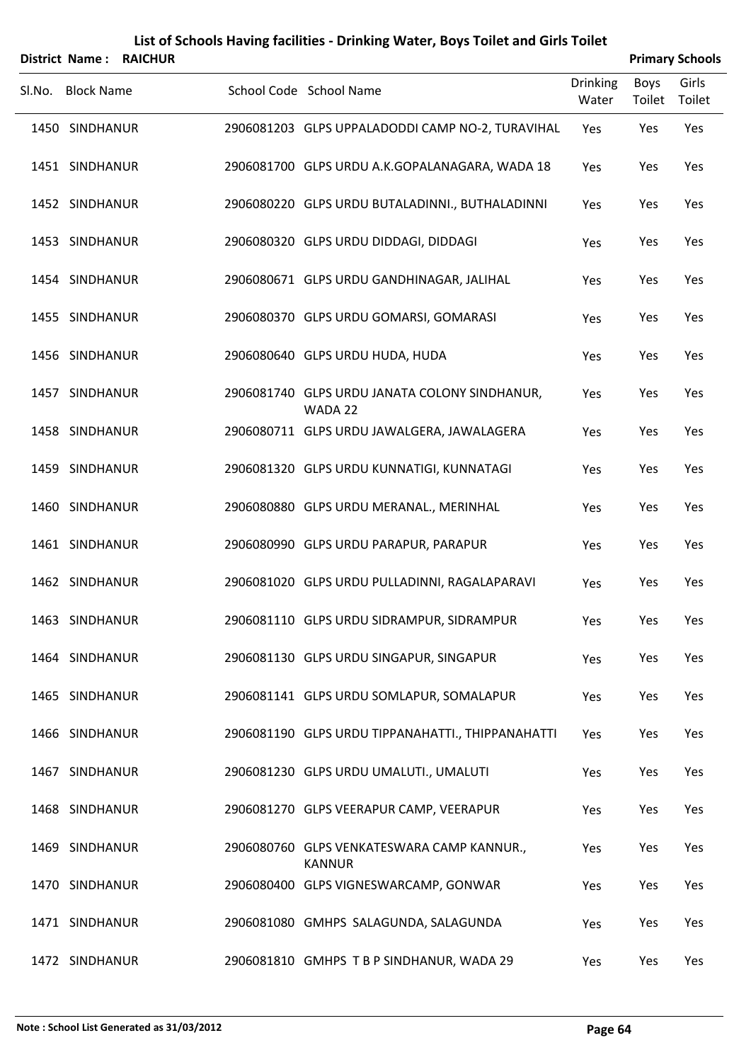# List of Schools Having facilities - Drinking Water, Boys Toilet and Girls Toilet

**District Name : RAICHUR** | **Primary Schools**

| Sl.No. | Block Name | School Code | School Name | Drinking Water | Boys Toilet | Girls Toilet |
|---|---|---|---|---|---|---|
| 1450 | SINDHANUR | 2906081203 | GLPS UPPALADODDI CAMP NO-2, TURAVIHAL | Yes | Yes | Yes |
| 1451 | SINDHANUR | 2906081700 | GLPS URDU A.K.GOPALANAGARA, WADA 18 | Yes | Yes | Yes |
| 1452 | SINDHANUR | 2906080220 | GLPS URDU BUTALADINNI., BUTHALADINNI | Yes | Yes | Yes |
| 1453 | SINDHANUR | 2906080320 | GLPS URDU DIDDAGI, DIDDAGI | Yes | Yes | Yes |
| 1454 | SINDHANUR | 2906080671 | GLPS URDU GANDHINAGAR, JALIHAL | Yes | Yes | Yes |
| 1455 | SINDHANUR | 2906080370 | GLPS URDU GOMARSI, GOMARASI | Yes | Yes | Yes |
| 1456 | SINDHANUR | 2906080640 | GLPS URDU HUDA, HUDA | Yes | Yes | Yes |
| 1457 | SINDHANUR | 2906081740 | GLPS URDU JANATA COLONY SINDHANUR, WADA 22 | Yes | Yes | Yes |
| 1458 | SINDHANUR | 2906080711 | GLPS URDU JAWALGERA, JAWALAGERA | Yes | Yes | Yes |
| 1459 | SINDHANUR | 2906081320 | GLPS URDU KUNNATIGI, KUNNATAGI | Yes | Yes | Yes |
| 1460 | SINDHANUR | 2906080880 | GLPS URDU MERANAL., MERINHAL | Yes | Yes | Yes |
| 1461 | SINDHANUR | 2906080990 | GLPS URDU PARAPUR, PARAPUR | Yes | Yes | Yes |
| 1462 | SINDHANUR | 2906081020 | GLPS URDU PULLADINNI, RAGALAPARAVI | Yes | Yes | Yes |
| 1463 | SINDHANUR | 2906081110 | GLPS URDU SIDRAMPUR, SIDRAMPUR | Yes | Yes | Yes |
| 1464 | SINDHANUR | 2906081130 | GLPS URDU SINGAPUR, SINGAPUR | Yes | Yes | Yes |
| 1465 | SINDHANUR | 2906081141 | GLPS URDU SOMLAPUR, SOMALAPUR | Yes | Yes | Yes |
| 1466 | SINDHANUR | 2906081190 | GLPS URDU TIPPANAHATTI., THIPPANAHATTI | Yes | Yes | Yes |
| 1467 | SINDHANUR | 2906081230 | GLPS URDU UMALUTI., UMALUTI | Yes | Yes | Yes |
| 1468 | SINDHANUR | 2906081270 | GLPS VEERAPUR CAMP, VEERAPUR | Yes | Yes | Yes |
| 1469 | SINDHANUR | 2906080760 | GLPS VENKATESWARA CAMP KANNUR., KANNUR | Yes | Yes | Yes |
| 1470 | SINDHANUR | 2906080400 | GLPS VIGNESWARCAMP, GONWAR | Yes | Yes | Yes |
| 1471 | SINDHANUR | 2906081080 | GMHPS SALAGUNDA, SALAGUNDA | Yes | Yes | Yes |
| 1472 | SINDHANUR | 2906081810 | GMHPS T B P SINDHANUR, WADA 29 | Yes | Yes | Yes |

**Note : School List Generated as 31/03/2012**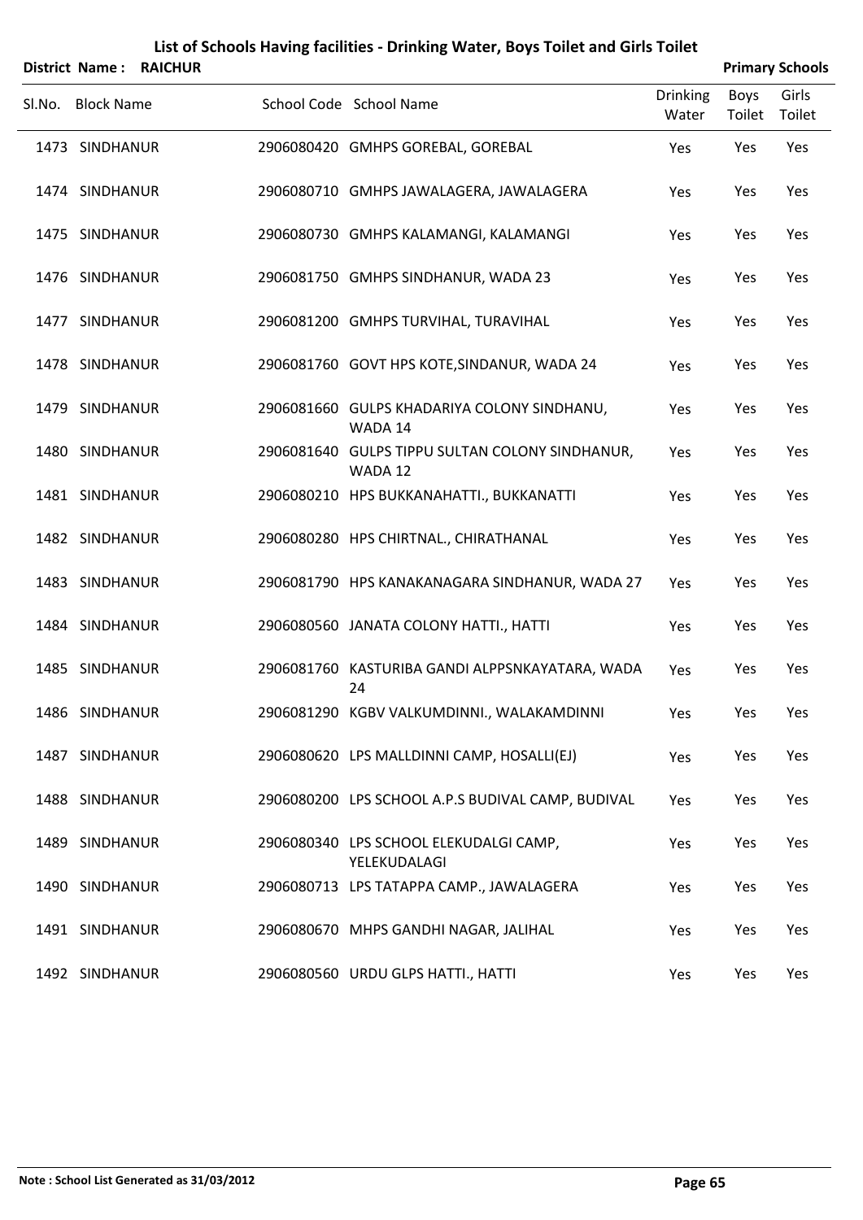# List of Schools Having facilities - Drinking Water, Boys Toilet and Girls Toilet

**District Name : RAICHUR** **Primary Schools**

| Sl.No. | Block Name | School Code | School Name | Drinking Water | Boys Toilet | Girls Toilet |
|---|---|---|---|---|---|---|
| 1473 | SINDHANUR | 2906080420 | GMHPS GOREBAL, GOREBAL | Yes | Yes | Yes |
| 1474 | SINDHANUR | 2906080710 | GMHPS JAWALAGERA, JAWALAGERA | Yes | Yes | Yes |
| 1475 | SINDHANUR | 2906080730 | GMHPS KALAMANGI, KALAMANGI | Yes | Yes | Yes |
| 1476 | SINDHANUR | 2906081750 | GMHPS SINDHANUR, WADA 23 | Yes | Yes | Yes |
| 1477 | SINDHANUR | 2906081200 | GMHPS TURVIHAL, TURAVIHAL | Yes | Yes | Yes |
| 1478 | SINDHANUR | 2906081760 | GOVT HPS KOTE,SINDANUR, WADA 24 | Yes | Yes | Yes |
| 1479 | SINDHANUR | 2906081660 | GULPS KHADARIYA COLONY SINDHANU, WADA 14 | Yes | Yes | Yes |
| 1480 | SINDHANUR | 2906081640 | GULPS TIPPU SULTAN COLONY SINDHANUR, WADA 12 | Yes | Yes | Yes |
| 1481 | SINDHANUR | 2906080210 | HPS BUKKANAHATTI., BUKKANATTI | Yes | Yes | Yes |
| 1482 | SINDHANUR | 2906080280 | HPS CHIRTNAL., CHIRATHANAL | Yes | Yes | Yes |
| 1483 | SINDHANUR | 2906081790 | HPS KANAKANAGARA SINDHANUR, WADA 27 | Yes | Yes | Yes |
| 1484 | SINDHANUR | 2906080560 | JANATA COLONY HATTI., HATTI | Yes | Yes | Yes |
| 1485 | SINDHANUR | 2906081760 | KASTURIBA GANDI ALPPSNKAYATARA, WADA 24 | Yes | Yes | Yes |
| 1486 | SINDHANUR | 2906081290 | KGBV VALKUMDINNI., WALAKAMDINNI | Yes | Yes | Yes |
| 1487 | SINDHANUR | 2906080620 | LPS MALLDINNI CAMP, HOSALLI(EJ) | Yes | Yes | Yes |
| 1488 | SINDHANUR | 2906080200 | LPS SCHOOL A.P.S BUDIVAL CAMP, BUDIVAL | Yes | Yes | Yes |
| 1489 | SINDHANUR | 2906080340 | LPS SCHOOL ELEKUDALGI CAMP, YELEKUDALAGI | Yes | Yes | Yes |
| 1490 | SINDHANUR | 2906080713 | LPS TATAPPA CAMP., JAWALAGERA | Yes | Yes | Yes |
| 1491 | SINDHANUR | 2906080670 | MHPS GANDHI NAGAR, JALIHAL | Yes | Yes | Yes |
| 1492 | SINDHANUR | 2906080560 | URDU GLPS HATTI., HATTI | Yes | Yes | Yes |

**Note : School List Generated as 31/03/2012**